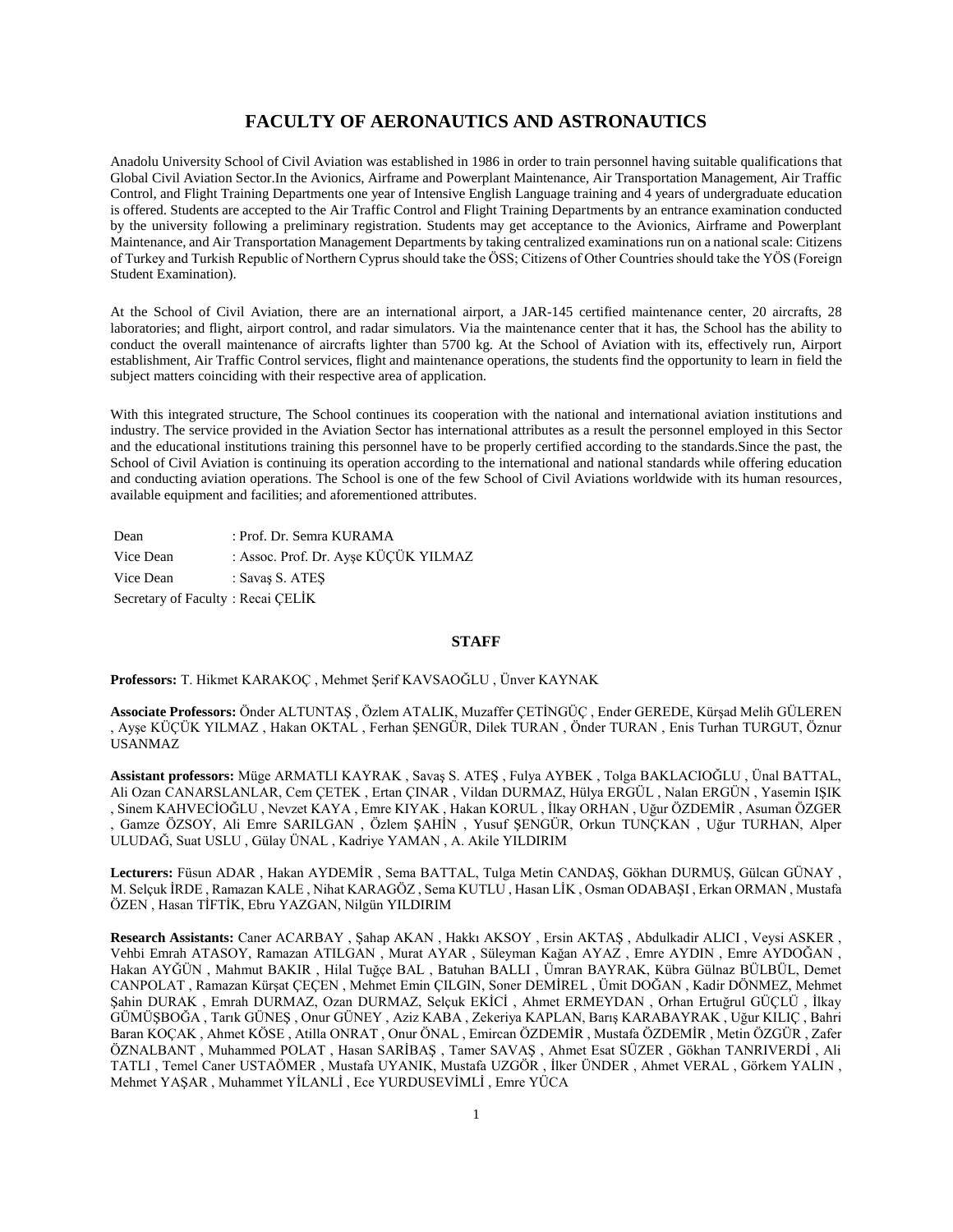# FACULTY OF AERONAUTICS AND ASTRONAUTICS

Anadolu University School of Civil Aviation was established in 1986 in order to train personnel having suitable qualifications that Global Civil Aviation Sector.In the Avionics, Airframe and Powerplant Maintenance, Air Transportation Management, Air Traffic Control, and Flight Training Departments one year of Intensive English Language training and 4 years of undergraduate education is offered. Students are accepted to the Air Traffic Control and Flight Training Departments by an entrance examination conducted by the university following a preliminary registration. Students may get acceptance to the Avionics, Airframe and Powerplant Maintenance, and Air Transportation Management Departments by taking centralized examinations run on a national scale: Citizens of Turkey and Turkish Republic of Northern Cyprus should take the ÖSS; Citizens of Other Countries should take the YÖS (Foreign Student Examination).

At the School of Civil Aviation, there are an international airport, a JAR-145 certified maintenance center, 20 aircrafts, 28 laboratories; and flight, airport control, and radar simulators. Via the maintenance center that it has, the School has the ability to conduct the overall maintenance of aircrafts lighter than 5700 kg. At the School of Aviation with its, effectively run, Airport establishment, Air Traffic Control services, flight and maintenance operations, the students find the opportunity to learn in field the subject matters coinciding with their respective area of application.

With this integrated structure, The School continues its cooperation with the national and international aviation institutions and industry. The service provided in the Aviation Sector has international attributes as a result the personnel employed in this Sector and the educational institutions training this personnel have to be properly certified according to the standards.Since the past, the School of Civil Aviation is continuing its operation according to the international and national standards while offering education and conducting aviation operations. The School is one of the few School of Civil Aviations worldwide with its human resources, available equipment and facilities; and aforementioned attributes.

Dean : Prof. Dr. Semra KURAMA  
Vice Dean : Assoc. Prof. Dr. Ayşe KÜÇÜK YILMAZ  
Vice Dean : Savaş S. ATEŞ  
Secretary of Faculty : Recai ÇELİK

## STAFF

**Professors:** T. Hikmet KARAKOÇ , Mehmet Şerif KAVSAOĞLU , Ünver KAYNAK

**Associate Professors:** Önder ALTUNTAŞ , Özlem ATALIK, Muzaffer ÇETİNGÜÇ , Ender GEREDE, Kürşad Melih GÜLEREN , Ayşe KÜÇÜK YILMAZ , Hakan OKTAL , Ferhan ŞENGÜR, Dilek TURAN , Önder TURAN , Enis Turhan TURGUT, Öznur USANMAZ

**Assistant professors:** Müge ARMATLI KAYRAK , Savaş S. ATEŞ , Fulya AYBEK , Tolga BAKLACIOĞLU , Ünal BATTAL, Ali Ozan CANARSLANLAR, Cem ÇETEK , Ertan ÇINAR , Vildan DURMAZ, Hülya ERGÜL , Nalan ERGÜN , Yasemin IŞIK , Sinem KAHVECİOĞLU , Nevzet KAYA , Emre KIYAK , Hakan KORUL , İlkay ORHAN , Uğur ÖZDEMİR , Asuman ÖZGER , Gamze ÖZSOY, Ali Emre SARILGAN , Özlem ŞAHİN , Yusuf ŞENGÜR, Orkun TUNÇKAN , Uğur TURHAN, Alper ULUDAĞ, Suat USLU , Gülay ÜNAL , Kadriye YAMAN , A. Akile YILDIRIM

**Lecturers:** Füsun ADAR , Hakan AYDEMİR , Sema BATTAL, Tulga Metin CANDAŞ, Gökhan DURMUŞ, Gülcan GÜNAY , M. Selçuk İRDE , Ramazan KALE , Nihat KARAGÖZ , Sema KUTLU , Hasan LİK , Osman ODABAŞI , Erkan ORMAN , Mustafa ÖZEN , Hasan TİFTİK, Ebru YAZGAN, Nilgün YILDIRIM

**Research Assistants:** Caner ACARBAY , Şahap AKAN , Hakkı AKSOY , Ersin AKTAŞ , Abdulkadir ALICI , Veysi ASKER , Vehbi Emrah ATASOY, Ramazan ATILGAN , Murat AYAR , Süleyman Kağan AYAZ , Emre AYDIN , Emre AYDOĞAN , Hakan AYĞÜN , Mahmut BAKIR , Hilal Tuğçe BAL , Batuhan BALLI , Ümran BAYRAK, Kübra Gülnaz BÜLBÜL, Demet CANPOLAT , Ramazan Kürşat ÇEÇEN , Mehmet Emin ÇILGIN, Soner DEMİREL , Ümit DOĞAN , Kadir DÖNMEZ, Mehmet Şahin DURAK , Emrah DURMAZ, Ozan DURMAZ, Selçuk EKİCİ , Ahmet ERMEYDAN , Orhan Ertuğrul GÜÇLÜ , İlkay GÜMÜŞBOĞA , Tarık GÜNEŞ , Onur GÜNEY , Aziz KABA , Zekeriya KAPLAN, Barış KARABAYRAK , Uğur KILIÇ , Bahri Baran KOÇAK , Ahmet KÖSE , Atilla ONRAT , Onur ÖNAL , Emircan ÖZDEMİR , Mustafa ÖZDEMİR , Metin ÖZGÜR , Zafer ÖZNALBANT , Muhammed POLAT , Hasan SARİBAŞ , Tamer SAVAŞ , Ahmet Esat SÜZER , Gökhan TANRIVERDİ , Ali TATLI , Temel Caner USTAÖMER , Mustafa UYANIK, Mustafa UZGÖR , İlker ÜNDER , Ahmet VERAL , Görkem YALIN , Mehmet YAŞAR , Muhammet YİLANLİ , Ece YURDUSEVİMLİ , Emre YÜCA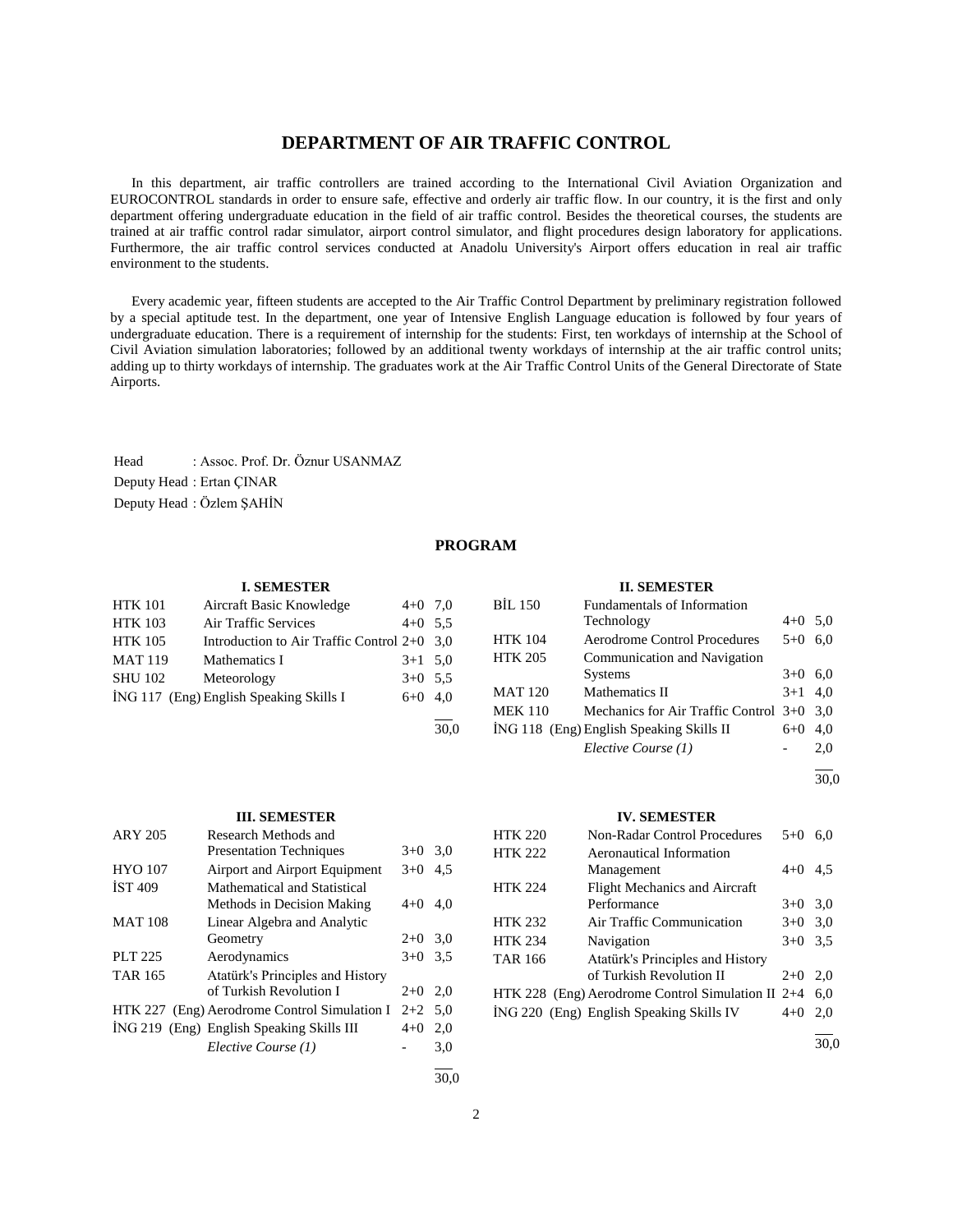# DEPARTMENT OF AIR TRAFFIC CONTROL

In this department, air traffic controllers are trained according to the International Civil Aviation Organization and EUROCONTROL standards in order to ensure safe, effective and orderly air traffic flow. In our country, it is the first and only department offering undergraduate education in the field of air traffic control. Besides the theoretical courses, the students are trained at air traffic control radar simulator, airport control simulator, and flight procedures design laboratory for applications. Furthermore, the air traffic control services conducted at Anadolu University's Airport offers education in real air traffic environment to the students.

Every academic year, fifteen students are accepted to the Air Traffic Control Department by preliminary registration followed by a special aptitude test. In the department, one year of Intensive English Language education is followed by four years of undergraduate education. There is a requirement of internship for the students: First, ten workdays of internship at the School of Civil Aviation simulation laboratories; followed by an additional twenty workdays of internship at the air traffic control units; adding up to thirty workdays of internship. The graduates work at the Air Traffic Control Units of the General Directorate of State Airports.

Head : Assoc. Prof. Dr. Öznur USANMAZ
Deputy Head : Ertan ÇINAR
Deputy Head : Özlem ŞAHİN

## PROGRAM

### I. SEMESTER

| | | | |
|---|---|---|---|
| HTK 101 | Aircraft Basic Knowledge | 4+0 | 7,0 |
| HTK 103 | Air Traffic Services | 4+0 | 5,5 |
| HTK 105 | Introduction to Air Traffic Control | 2+0 | 3,0 |
| MAT 119 | Mathematics I | 3+1 | 5,0 |
| SHU 102 | Meteorology | 3+0 | 5,5 |
| İNG 117 (Eng) | English Speaking Skills I | 6+0 | 4,0 |
| | | | 30,0 |

### II. SEMESTER

| | | | |
|---|---|---|---|
| BİL 150 | Fundamentals of Information Technology | 4+0 | 5,0 |
| HTK 104 | Aerodrome Control Procedures | 5+0 | 6,0 |
| HTK 205 | Communication and Navigation Systems | 3+0 | 6,0 |
| MAT 120 | Mathematics II | 3+1 | 4,0 |
| MEK 110 | Mechanics for Air Traffic Control | 3+0 | 3,0 |
| İNG 118 (Eng) | English Speaking Skills II | 6+0 | 4,0 |
| | *Elective Course (1)* | - | 2,0 |
| | | | 30,0 |

### III. SEMESTER

| | | | |
|---|---|---|---|
| ARY 205 | Research Methods and Presentation Techniques | 3+0 | 3,0 |
| HYO 107 | Airport and Airport Equipment | 3+0 | 4,5 |
| İST 409 | Mathematical and Statistical Methods in Decision Making | 4+0 | 4,0 |
| MAT 108 | Linear Algebra and Analytic Geometry | 2+0 | 3,0 |
| PLT 225 | Aerodynamics | 3+0 | 3,5 |
| TAR 165 | Atatürk's Principles and History of Turkish Revolution I | 2+0 | 2,0 |
| HTK 227 (Eng) | Aerodrome Control Simulation I | 2+2 | 5,0 |
| İNG 219 (Eng) | English Speaking Skills III | 4+0 | 2,0 |
| | *Elective Course (1)* | - | 3,0 |
| | | | 30,0 |

### IV. SEMESTER

| | | | |
|---|---|---|---|
| HTK 220 | Non-Radar Control Procedures | 5+0 | 6,0 |
| HTK 222 | Aeronautical Information Management | 4+0 | 4,5 |
| HTK 224 | Flight Mechanics and Aircraft Performance | 3+0 | 3,0 |
| HTK 232 | Air Traffic Communication | 3+0 | 3,0 |
| HTK 234 | Navigation | 3+0 | 3,5 |
| TAR 166 | Atatürk's Principles and History of Turkish Revolution II | 2+0 | 2,0 |
| HTK 228 (Eng) | Aerodrome Control Simulation II | 2+4 | 6,0 |
| İNG 220 (Eng) | English Speaking Skills IV | 4+0 | 2,0 |
| | | | 30,0 |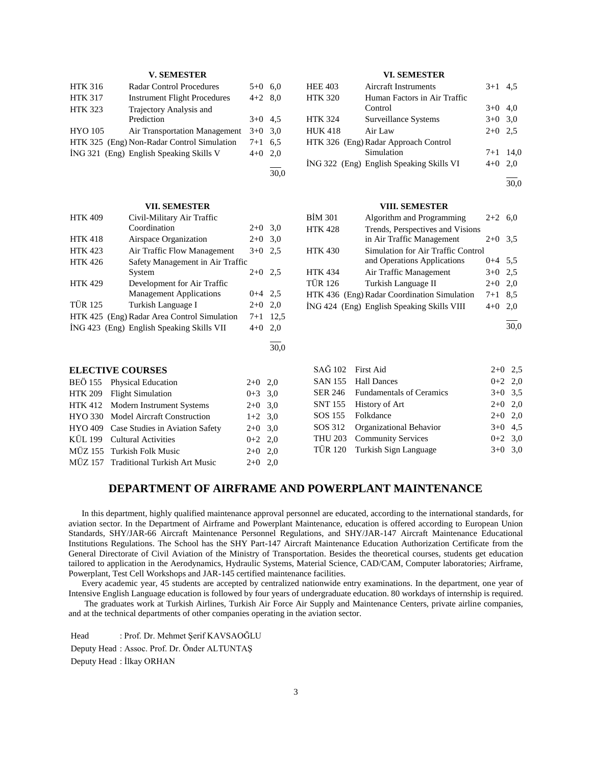### V. SEMESTER

| | | | |
|---|---|---|---|
| HTK 316 | Radar Control Procedures | 5+0 | 6,0 |
| HTK 317 | Instrument Flight Procedures | 4+2 | 8,0 |
| HTK 323 | Trajectory Analysis and Prediction | 3+0 | 4,5 |
| HYO 105 | Air Transportation Management | 3+0 | 3,0 |
| HTK 325 (Eng) | Non-Radar Control Simulation | 7+1 | 6,5 |
| İNG 321 (Eng) | English Speaking Skills V | 4+0 | 2,0 |
| | | | 30,0 |

### VI. SEMESTER

| | | | |
|---|---|---|---|
| HEE 403 | Aircraft Instruments | 3+1 | 4,5 |
| HTK 320 | Human Factors in Air Traffic Control | 3+0 | 4,0 |
| HTK 324 | Surveillance Systems | 3+0 | 3,0 |
| HUK 418 | Air Law | 2+0 | 2,5 |
| HTK 326 (Eng) | Radar Approach Control Simulation | 7+1 | 14,0 |
| İNG 322 (Eng) | English Speaking Skills VI | 4+0 | 2,0 |
| | | | 30,0 |

### VII. SEMESTER

| | | | |
|---|---|---|---|
| HTK 409 | Civil-Military Air Traffic Coordination | 2+0 | 3,0 |
| HTK 418 | Airspace Organization | 2+0 | 3,0 |
| HTK 423 | Air Traffic Flow Management | 3+0 | 2,5 |
| HTK 426 | Safety Management in Air Traffic System | 2+0 | 2,5 |
| HTK 429 | Development for Air Traffic Management Applications | 0+4 | 2,5 |
| TÜR 125 | Turkish Language I | 2+0 | 2,0 |
| HTK 425 (Eng) | Radar Area Control Simulation | 7+1 | 12,5 |
| İNG 423 (Eng) | English Speaking Skills VII | 4+0 | 2,0 |
| | | | 30,0 |

### VIII. SEMESTER

| | | | |
|---|---|---|---|
| BİM 301 | Algorithm and Programming | 2+2 | 6,0 |
| HTK 428 | Trends, Perspectives and Visions in Air Traffic Management | 2+0 | 3,5 |
| HTK 430 | Simulation for Air Traffic Control and Operations Applications | 0+4 | 5,5 |
| HTK 434 | Air Traffic Management | 3+0 | 2,5 |
| TÜR 126 | Turkish Language II | 2+0 | 2,0 |
| HTK 436 (Eng) | Radar Coordination Simulation | 7+1 | 8,5 |
| İNG 424 (Eng) | English Speaking Skills VIII | 4+0 | 2,0 |
| | | | 30,0 |

### ELECTIVE COURSES

| | | | |
|---|---|---|---|
| BEÖ 155 | Physical Education | 2+0 | 2,0 |
| HTK 209 | Flight Simulation | 0+3 | 3,0 |
| HTK 412 | Modern Instrument Systems | 2+0 | 3,0 |
| HYO 330 | Model Aircraft Construction | 1+2 | 3,0 |
| HYO 409 | Case Studies in Aviation Safety | 2+0 | 3,0 |
| KÜL 199 | Cultural Activities | 0+2 | 2,0 |
| MÜZ 155 | Turkish Folk Music | 2+0 | 2,0 |
| MÜZ 157 | Traditional Turkish Art Music | 2+0 | 2,0 |
| SAĞ 102 | First Aid | 2+0 | 2,5 |
| SAN 155 | Hall Dances | 0+2 | 2,0 |
| SER 246 | Fundamentals of Ceramics | 3+0 | 3,5 |
| SNT 155 | History of Art | 2+0 | 2,0 |
| SOS 155 | Folkdance | 2+0 | 2,0 |
| SOS 312 | Organizational Behavior | 3+0 | 4,5 |
| THU 203 | Community Services | 0+2 | 3,0 |
| TÜR 120 | Turkish Sign Language | 3+0 | 3,0 |

## DEPARTMENT OF AIRFRAME AND POWERPLANT MAINTENANCE

In this department, highly qualified maintenance approval personnel are educated, according to the international standards, for aviation sector. In the Department of Airframe and Powerplant Maintenance, education is offered according to European Union Standards, SHY/JAR-66 Aircraft Maintenance Personnel Regulations, and SHY/JAR-147 Aircraft Maintenance Educational Institutions Regulations. The School has the SHY Part-147 Aircraft Maintenance Education Authorization Certificate from the General Directorate of Civil Aviation of the Ministry of Transportation. Besides the theoretical courses, students get education tailored to application in the Aerodynamics, Hydraulic Systems, Material Science, CAD/CAM, Computer laboratories; Airframe, Powerplant, Test Cell Workshops and JAR-145 certified maintenance facilities.

Every academic year, 45 students are accepted by centralized nationwide entry examinations. In the department, one year of Intensive English Language education is followed by four years of undergraduate education. 80 workdays of internship is required.

The graduates work at Turkish Airlines, Turkish Air Force Air Supply and Maintenance Centers, private airline companies, and at the technical departments of other companies operating in the aviation sector.

Head : Prof. Dr. Mehmet Şerif KAVSAOĞLU
Deputy Head : Assoc. Prof. Dr. Önder ALTUNTAŞ
Deputy Head : İlkay ORHAN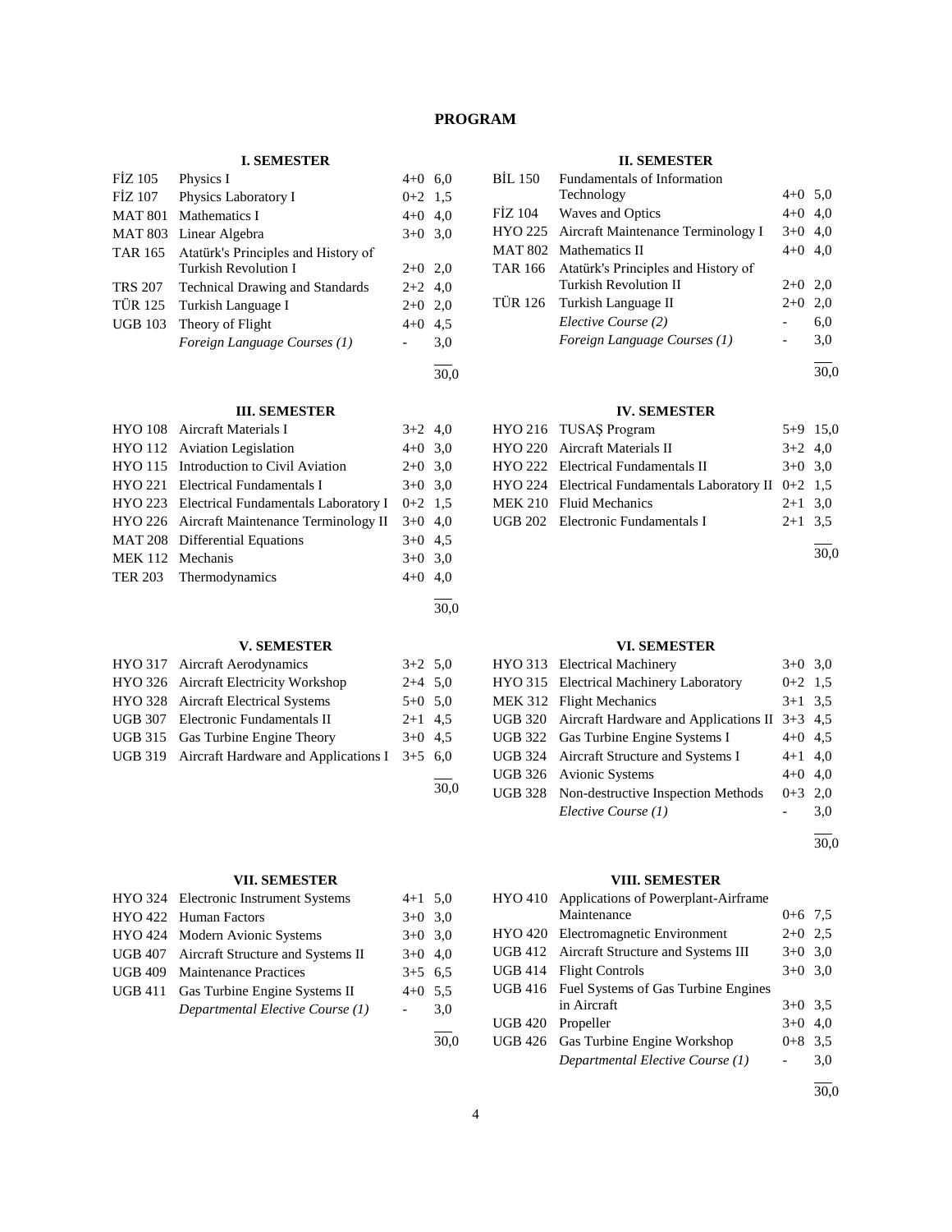# PROGRAM

## I. SEMESTER

| | | | |
|---|---|---|---|
| FİZ 105 | Physics I | 4+0 | 6,0 |
| FİZ 107 | Physics Laboratory I | 0+2 | 1,5 |
| MAT 801 | Mathematics I | 4+0 | 4,0 |
| MAT 803 | Linear Algebra | 3+0 | 3,0 |
| TAR 165 | Atatürk's Principles and History of Turkish Revolution I | 2+0 | 2,0 |
| TRS 207 | Technical Drawing and Standards | 2+2 | 4,0 |
| TÜR 125 | Turkish Language I | 2+0 | 2,0 |
| UGB 103 | Theory of Flight | 4+0 | 4,5 |
| | *Foreign Language Courses (1)* | - | 3,0 |
| | | | 30,0 |

## II. SEMESTER

| | | | |
|---|---|---|---|
| BİL 150 | Fundamentals of Information Technology | 4+0 | 5,0 |
| FİZ 104 | Waves and Optics | 4+0 | 4,0 |
| HYO 225 | Aircraft Maintenance Terminology I | 3+0 | 4,0 |
| MAT 802 | Mathematics II | 4+0 | 4,0 |
| TAR 166 | Atatürk's Principles and History of Turkish Revolution II | 2+0 | 2,0 |
| TÜR 126 | Turkish Language II | 2+0 | 2,0 |
| | *Elective Course (2)* | - | 6,0 |
| | *Foreign Language Courses (1)* | - | 3,0 |
| | | | 30,0 |

## III. SEMESTER

| | | | |
|---|---|---|---|
| HYO 108 | Aircraft Materials I | 3+2 | 4,0 |
| HYO 112 | Aviation Legislation | 4+0 | 3,0 |
| HYO 115 | Introduction to Civil Aviation | 2+0 | 3,0 |
| HYO 221 | Electrical Fundamentals I | 3+0 | 3,0 |
| HYO 223 | Electrical Fundamentals Laboratory I | 0+2 | 1,5 |
| HYO 226 | Aircraft Maintenance Terminology II | 3+0 | 4,0 |
| MAT 208 | Differential Equations | 3+0 | 4,5 |
| MEK 112 | Mechanis | 3+0 | 3,0 |
| TER 203 | Thermodynamics | 4+0 | 4,0 |
| | | | 30,0 |

## IV. SEMESTER

| | | | |
|---|---|---|---|
| HYO 216 | TUSAŞ Program | 5+9 | 15,0 |
| HYO 220 | Aircraft Materials II | 3+2 | 4,0 |
| HYO 222 | Electrical Fundamentals II | 3+0 | 3,0 |
| HYO 224 | Electrical Fundamentals Laboratory II | 0+2 | 1,5 |
| MEK 210 | Fluid Mechanics | 2+1 | 3,0 |
| UGB 202 | Electronic Fundamentals I | 2+1 | 3,5 |
| | | | 30,0 |

## V. SEMESTER

| | | | |
|---|---|---|---|
| HYO 317 | Aircraft Aerodynamics | 3+2 | 5,0 |
| HYO 326 | Aircraft Electricity Workshop | 2+4 | 5,0 |
| HYO 328 | Aircraft Electrical Systems | 5+0 | 5,0 |
| UGB 307 | Electronic Fundamentals II | 2+1 | 4,5 |
| UGB 315 | Gas Turbine Engine Theory | 3+0 | 4,5 |
| UGB 319 | Aircraft Hardware and Applications I | 3+5 | 6,0 |
| | | | 30,0 |

## VI. SEMESTER

| | | | |
|---|---|---|---|
| HYO 313 | Electrical Machinery | 3+0 | 3,0 |
| HYO 315 | Electrical Machinery Laboratory | 0+2 | 1,5 |
| MEK 312 | Flight Mechanics | 3+1 | 3,5 |
| UGB 320 | Aircraft Hardware and Applications II | 3+3 | 4,5 |
| UGB 322 | Gas Turbine Engine Systems I | 4+0 | 4,5 |
| UGB 324 | Aircraft Structure and Systems I | 4+1 | 4,0 |
| UGB 326 | Avionic Systems | 4+0 | 4,0 |
| UGB 328 | Non-destructive Inspection Methods | 0+3 | 2,0 |
| | *Elective Course (1)* | - | 3,0 |
| | | | 30,0 |

## VII. SEMESTER

| | | | |
|---|---|---|---|
| HYO 324 | Electronic Instrument Systems | 4+1 | 5,0 |
| HYO 422 | Human Factors | 3+0 | 3,0 |
| HYO 424 | Modern Avionic Systems | 3+0 | 3,0 |
| UGB 407 | Aircraft Structure and Systems II | 3+0 | 4,0 |
| UGB 409 | Maintenance Practices | 3+5 | 6,5 |
| UGB 411 | Gas Turbine Engine Systems II | 4+0 | 5,5 |
| | *Departmental Elective Course (1)* | - | 3,0 |
| | | | 30,0 |

## VIII. SEMESTER

| | | | |
|---|---|---|---|
| HYO 410 | Applications of Powerplant-Airframe Maintenance | 0+6 | 7,5 |
| HYO 420 | Electromagnetic Environment | 2+0 | 2,5 |
| UGB 412 | Aircraft Structure and Systems III | 3+0 | 3,0 |
| UGB 414 | Flight Controls | 3+0 | 3,0 |
| UGB 416 | Fuel Systems of Gas Turbine Engines in Aircraft | 3+0 | 3,5 |
| UGB 420 | Propeller | 3+0 | 4,0 |
| UGB 426 | Gas Turbine Engine Workshop | 0+8 | 3,5 |
| | *Departmental Elective Course (1)* | - | 3,0 |
| | | | 30,0 |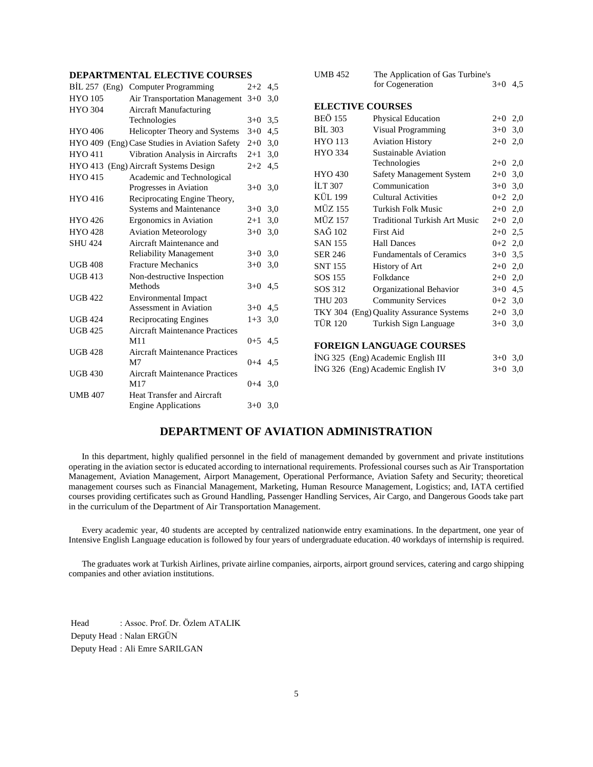### DEPARTMENTAL ELECTIVE COURSES

| | | | |
|---|---|---|---|
| BİL 257 (Eng) | Computer Programming | 2+2 | 4,5 |
| HYO 105 | Air Transportation Management | 3+0 | 3,0 |
| HYO 304 | Aircraft Manufacturing Technologies | 3+0 | 3,5 |
| HYO 406 | Helicopter Theory and Systems | 3+0 | 4,5 |
| HYO 409 (Eng) | Case Studies in Aviation Safety | 2+0 | 3,0 |
| HYO 411 | Vibration Analysis in Aircrafts | 2+1 | 3,0 |
| HYO 413 (Eng) | Aircraft Systems Design | 2+2 | 4,5 |
| HYO 415 | Academic and Technological Progresses in Aviation | 3+0 | 3,0 |
| HYO 416 | Reciprocating Engine Theory, Systems and Maintenance | 3+0 | 3,0 |
| HYO 426 | Ergonomics in Aviation | 2+1 | 3,0 |
| HYO 428 | Aviation Meteorology | 3+0 | 3,0 |
| SHU 424 | Aircraft Maintenance and Reliability Management | 3+0 | 3,0 |
| UGB 408 | Fracture Mechanics | 3+0 | 3,0 |
| UGB 413 | Non-destructive Inspection Methods | 3+0 | 4,5 |
| UGB 422 | Environmental Impact Assessment in Aviation | 3+0 | 4,5 |
| UGB 424 | Reciprocating Engines | 1+3 | 3,0 |
| UGB 425 | Aircraft Maintenance Practices M11 | 0+5 | 4,5 |
| UGB 428 | Aircraft Maintenance Practices M7 | 0+4 | 4,5 |
| UGB 430 | Aircraft Maintenance Practices M17 | 0+4 | 3,0 |
| UMB 407 | Heat Transfer and Aircraft Engine Applications | 3+0 | 3,0 |
| UMB 452 | The Application of Gas Turbine's for Cogeneration | 3+0 | 4,5 |

### ELECTIVE COURSES

| | | | |
|---|---|---|---|
| BEÖ 155 | Physical Education | 2+0 | 2,0 |
| BİL 303 | Visual Programming | 3+0 | 3,0 |
| HYO 113 | Aviation History | 2+0 | 2,0 |
| HYO 334 | Sustainable Aviation Technologies | 2+0 | 2,0 |
| HYO 430 | Safety Management System | 2+0 | 3,0 |
| İLT 307 | Communication | 3+0 | 3,0 |
| KÜL 199 | Cultural Activities | 0+2 | 2,0 |
| MÜZ 155 | Turkish Folk Music | 2+0 | 2,0 |
| MÜZ 157 | Traditional Turkish Art Music | 2+0 | 2,0 |
| SAĞ 102 | First Aid | 2+0 | 2,5 |
| SAN 155 | Hall Dances | 0+2 | 2,0 |
| SER 246 | Fundamentals of Ceramics | 3+0 | 3,5 |
| SNT 155 | History of Art | 2+0 | 2,0 |
| SOS 155 | Folkdance | 2+0 | 2,0 |
| SOS 312 | Organizational Behavior | 3+0 | 4,5 |
| THU 203 | Community Services | 0+2 | 3,0 |
| TKY 304 (Eng) | Quality Assurance Systems | 2+0 | 3,0 |
| TÜR 120 | Turkish Sign Language | 3+0 | 3,0 |

### FOREIGN LANGUAGE COURSES

| | | | |
|---|---|---|---|
| İNG 325 (Eng) | Academic English III | 3+0 | 3,0 |
| İNG 326 (Eng) | Academic English IV | 3+0 | 3,0 |

## DEPARTMENT OF AVIATION ADMINISTRATION

In this department, highly qualified personnel in the field of management demanded by government and private institutions operating in the aviation sector is educated according to international requirements. Professional courses such as Air Transportation Management, Aviation Management, Airport Management, Operational Performance, Aviation Safety and Security; theoretical management courses such as Financial Management, Marketing, Human Resource Management, Logistics; and, IATA certified courses providing certificates such as Ground Handling, Passenger Handling Services, Air Cargo, and Dangerous Goods take part in the curriculum of the Department of Air Transportation Management.

Every academic year, 40 students are accepted by centralized nationwide entry examinations. In the department, one year of Intensive English Language education is followed by four years of undergraduate education. 40 workdays of internship is required.

The graduates work at Turkish Airlines, private airline companies, airports, airport ground services, catering and cargo shipping companies and other aviation institutions.

Head : Assoc. Prof. Dr. Özlem ATALIK
Deputy Head : Nalan ERGÜN
Deputy Head : Ali Emre SARILGAN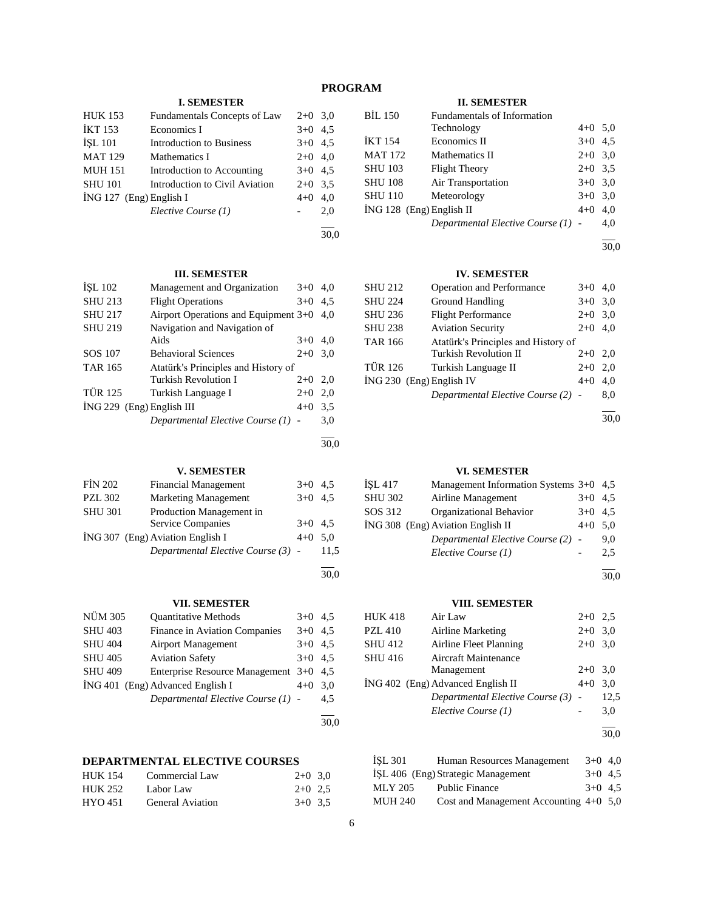## PROGRAM

### I. SEMESTER

| Code | Course | Hours | Credits |
|---|---|---|---|
| HUK 153 | Fundamentals Concepts of Law | 2+0 | 3,0 |
| İKT 153 | Economics I | 3+0 | 4,5 |
| İŞL 101 | Introduction to Business | 3+0 | 4,5 |
| MAT 129 | Mathematics I | 2+0 | 4,0 |
| MUH 151 | Introduction to Accounting | 3+0 | 4,5 |
| SHU 101 | Introduction to Civil Aviation | 2+0 | 3,5 |
| İNG 127 (Eng) | English I | 4+0 | 4,0 |
| | *Elective Course (1)* | - | 2,0 |
| | | | 30,0 |

### II. SEMESTER

| Code | Course | Hours | Credits |
|---|---|---|---|
| BİL 150 | Fundamentals of Information Technology | 4+0 | 5,0 |
| İKT 154 | Economics II | 3+0 | 4,5 |
| MAT 172 | Mathematics II | 2+0 | 3,0 |
| SHU 103 | Flight Theory | 2+0 | 3,5 |
| SHU 108 | Air Transportation | 3+0 | 3,0 |
| SHU 110 | Meteorology | 3+0 | 3,0 |
| İNG 128 (Eng) | English II | 4+0 | 4,0 |
| | *Departmental Elective Course (1)* | - | 4,0 |
| | | | 30,0 |

### III. SEMESTER

| Code | Course | Hours | Credits |
|---|---|---|---|
| İŞL 102 | Management and Organization | 3+0 | 4,0 |
| SHU 213 | Flight Operations | 3+0 | 4,5 |
| SHU 217 | Airport Operations and Equipment | 3+0 | 4,0 |
| SHU 219 | Navigation and Navigation of Aids | 3+0 | 4,0 |
| SOS 107 | Behavioral Sciences | 2+0 | 3,0 |
| TAR 165 | Atatürk's Principles and History of Turkish Revolution I | 2+0 | 2,0 |
| TÜR 125 | Turkish Language I | 2+0 | 2,0 |
| İNG 229 (Eng) | English III | 4+0 | 3,5 |
| | *Departmental Elective Course (1)* | - | 3,0 |
| | | | 30,0 |

### IV. SEMESTER

| Code | Course | Hours | Credits |
|---|---|---|---|
| SHU 212 | Operation and Performance | 3+0 | 4,0 |
| SHU 224 | Ground Handling | 3+0 | 3,0 |
| SHU 236 | Flight Performance | 2+0 | 3,0 |
| SHU 238 | Aviation Security | 2+0 | 4,0 |
| TAR 166 | Atatürk's Principles and History of Turkish Revolution II | 2+0 | 2,0 |
| TÜR 126 | Turkish Language II | 2+0 | 2,0 |
| İNG 230 (Eng) | English IV | 4+0 | 4,0 |
| | *Departmental Elective Course (2)* | - | 8,0 |
| | | | 30,0 |

### V. SEMESTER

| Code | Course | Hours | Credits |
|---|---|---|---|
| FİN 202 | Financial Management | 3+0 | 4,5 |
| PZL 302 | Marketing Management | 3+0 | 4,5 |
| SHU 301 | Production Management in Service Companies | 3+0 | 4,5 |
| İNG 307 (Eng) | Aviation English I | 4+0 | 5,0 |
| | *Departmental Elective Course (3)* | - | 11,5 |
| | | | 30,0 |

### VI. SEMESTER

| Code | Course | Hours | Credits |
|---|---|---|---|
| İŞL 417 | Management Information Systems | 3+0 | 4,5 |
| SHU 302 | Airline Management | 3+0 | 4,5 |
| SOS 312 | Organizational Behavior | 3+0 | 4,5 |
| İNG 308 (Eng) | Aviation English II | 4+0 | 5,0 |
| | *Departmental Elective Course (2)* | - | 9,0 |
| | *Elective Course (1)* | - | 2,5 |
| | | | 30,0 |

### VII. SEMESTER

| Code | Course | Hours | Credits |
|---|---|---|---|
| NÜM 305 | Quantitative Methods | 3+0 | 4,5 |
| SHU 403 | Finance in Aviation Companies | 3+0 | 4,5 |
| SHU 404 | Airport Management | 3+0 | 4,5 |
| SHU 405 | Aviation Safety | 3+0 | 4,5 |
| SHU 409 | Enterprise Resource Management | 3+0 | 4,5 |
| İNG 401 (Eng) | Advanced English I | 4+0 | 3,0 |
| | *Departmental Elective Course (1)* | - | 4,5 |
| | | | 30,0 |

### VIII. SEMESTER

| Code | Course | Hours | Credits |
|---|---|---|---|
| HUK 418 | Air Law | 2+0 | 2,5 |
| PZL 410 | Airline Marketing | 2+0 | 3,0 |
| SHU 412 | Airline Fleet Planning | 2+0 | 3,0 |
| SHU 416 | Aircraft Maintenance Management | 2+0 | 3,0 |
| İNG 402 (Eng) | Advanced English II | 4+0 | 3,0 |
| | *Departmental Elective Course (3)* | - | 12,5 |
| | *Elective Course (1)* | - | 3,0 |
| | | | 30,0 |

## DEPARTMENTAL ELECTIVE COURSES

| Code | Course | Hours | Credits |
|---|---|---|---|
| HUK 154 | Commercial Law | 2+0 | 3,0 |
| HUK 252 | Labor Law | 2+0 | 2,5 |
| HYO 451 | General Aviation | 3+0 | 3,5 |
| İŞL 301 | Human Resources Management | 3+0 | 4,0 |
| İŞL 406 (Eng) | Strategic Management | 3+0 | 4,5 |
| MLY 205 | Public Finance | 3+0 | 4,5 |
| MUH 240 | Cost and Management Accounting | 4+0 | 5,0 |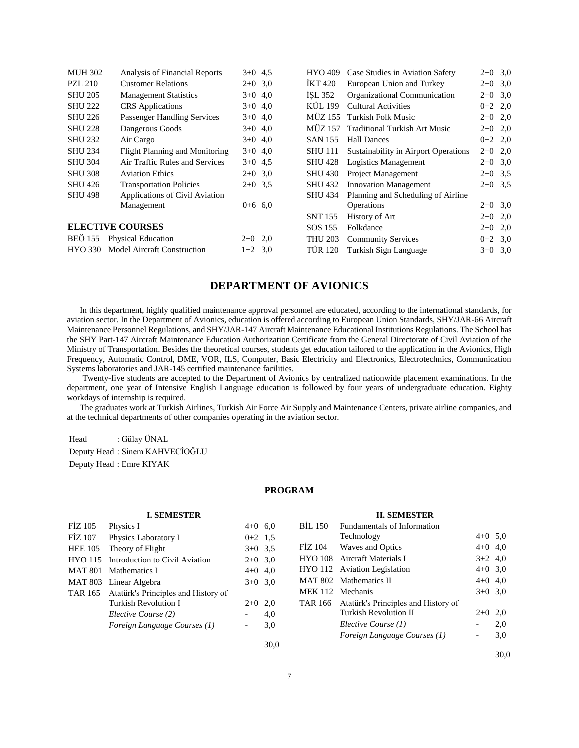| | | | |
|---|---|---|---|
| MUH 302 | Analysis of Financial Reports | 3+0 | 4,5 |
| PZL 210 | Customer Relations | 2+0 | 3,0 |
| SHU 205 | Management Statistics | 3+0 | 4,0 |
| SHU 222 | CRS Applications | 3+0 | 4,0 |
| SHU 226 | Passenger Handling Services | 3+0 | 4,0 |
| SHU 228 | Dangerous Goods | 3+0 | 4,0 |
| SHU 232 | Air Cargo | 3+0 | 4,0 |
| SHU 234 | Flight Planning and Monitoring | 3+0 | 4,0 |
| SHU 304 | Air Traffic Rules and Services | 3+0 | 4,5 |
| SHU 308 | Aviation Ethics | 2+0 | 3,0 |
| SHU 426 | Transportation Policies | 2+0 | 3,5 |
| SHU 498 | Applications of Civil Aviation Management | 0+6 | 6,0 |

**ELECTIVE COURSES**

| | | | |
|---|---|---|---|
| BEÖ 155 | Physical Education | 2+0 | 2,0 |
| HYO 330 | Model Aircraft Construction | 1+2 | 3,0 |
| HYO 409 | Case Studies in Aviation Safety | 2+0 | 3,0 |
| İKT 420 | European Union and Turkey | 2+0 | 3,0 |
| İŞL 352 | Organizational Communication | 2+0 | 3,0 |
| KÜL 199 | Cultural Activities | 0+2 | 2,0 |
| MÜZ 155 | Turkish Folk Music | 2+0 | 2,0 |
| MÜZ 157 | Traditional Turkish Art Music | 2+0 | 2,0 |
| SAN 155 | Hall Dances | 0+2 | 2,0 |
| SHU 111 | Sustainability in Airport Operations | 2+0 | 2,0 |
| SHU 428 | Logistics Management | 2+0 | 3,0 |
| SHU 430 | Project Management | 2+0 | 3,5 |
| SHU 432 | Innovation Management | 2+0 | 3,5 |
| SHU 434 | Planning and Scheduling of Airline Operations | 2+0 | 3,0 |
| SNT 155 | History of Art | 2+0 | 2,0 |
| SOS 155 | Folkdance | 2+0 | 2,0 |
| THU 203 | Community Services | 0+2 | 3,0 |
| TÜR 120 | Turkish Sign Language | 3+0 | 3,0 |

## DEPARTMENT OF AVIONICS

In this department, highly qualified maintenance approval personnel are educated, according to the international standards, for aviation sector. In the Department of Avionics, education is offered according to European Union Standards, SHY/JAR-66 Aircraft Maintenance Personnel Regulations, and SHY/JAR-147 Aircraft Maintenance Educational Institutions Regulations. The School has the SHY Part-147 Aircraft Maintenance Education Authorization Certificate from the General Directorate of Civil Aviation of the Ministry of Transportation. Besides the theoretical courses, students get education tailored to the application in the Avionics, High Frequency, Automatic Control, DME, VOR, ILS, Computer, Basic Electricity and Electronics, Electrotechnics, Communication Systems laboratories and JAR-145 certified maintenance facilities.

Twenty-five students are accepted to the Department of Avionics by centralized nationwide placement examinations. In the department, one year of Intensive English Language education is followed by four years of undergraduate education. Eighty workdays of internship is required.

The graduates work at Turkish Airlines, Turkish Air Force Air Supply and Maintenance Centers, private airline companies, and at the technical departments of other companies operating in the aviation sector.

Head : Gülay ÜNAL
Deputy Head : Sinem KAHVECİOĞLU
Deputy Head : Emre KIYAK

### PROGRAM

**I. SEMESTER**

| | | | |
|---|---|---|---|
| FİZ 105 | Physics I | 4+0 | 6,0 |
| FİZ 107 | Physics Laboratory I | 0+2 | 1,5 |
| HEE 105 | Theory of Flight | 3+0 | 3,5 |
| HYO 115 | Introduction to Civil Aviation | 2+0 | 3,0 |
| MAT 801 | Mathematics I | 4+0 | 4,0 |
| MAT 803 | Linear Algebra | 3+0 | 3,0 |
| TAR 165 | Atatürk's Principles and History of Turkish Revolution I | 2+0 | 2,0 |
| | *Elective Course (2)* | - | 4,0 |
| | *Foreign Language Courses (1)* | - | 3,0 |
| | | | 30,0 |

**II. SEMESTER**

| | | | |
|---|---|---|---|
| BİL 150 | Fundamentals of Information Technology | 4+0 | 5,0 |
| FİZ 104 | Waves and Optics | 4+0 | 4,0 |
| HYO 108 | Aircraft Materials I | 3+2 | 4,0 |
| HYO 112 | Aviation Legislation | 4+0 | 3,0 |
| MAT 802 | Mathematics II | 4+0 | 4,0 |
| MEK 112 | Mechanis | 3+0 | 3,0 |
| TAR 166 | Atatürk's Principles and History of Turkish Revolution II | 2+0 | 2,0 |
| | *Elective Course (1)* | - | 2,0 |
| | *Foreign Language Courses (1)* | - | 3,0 |
| | | | 30,0 |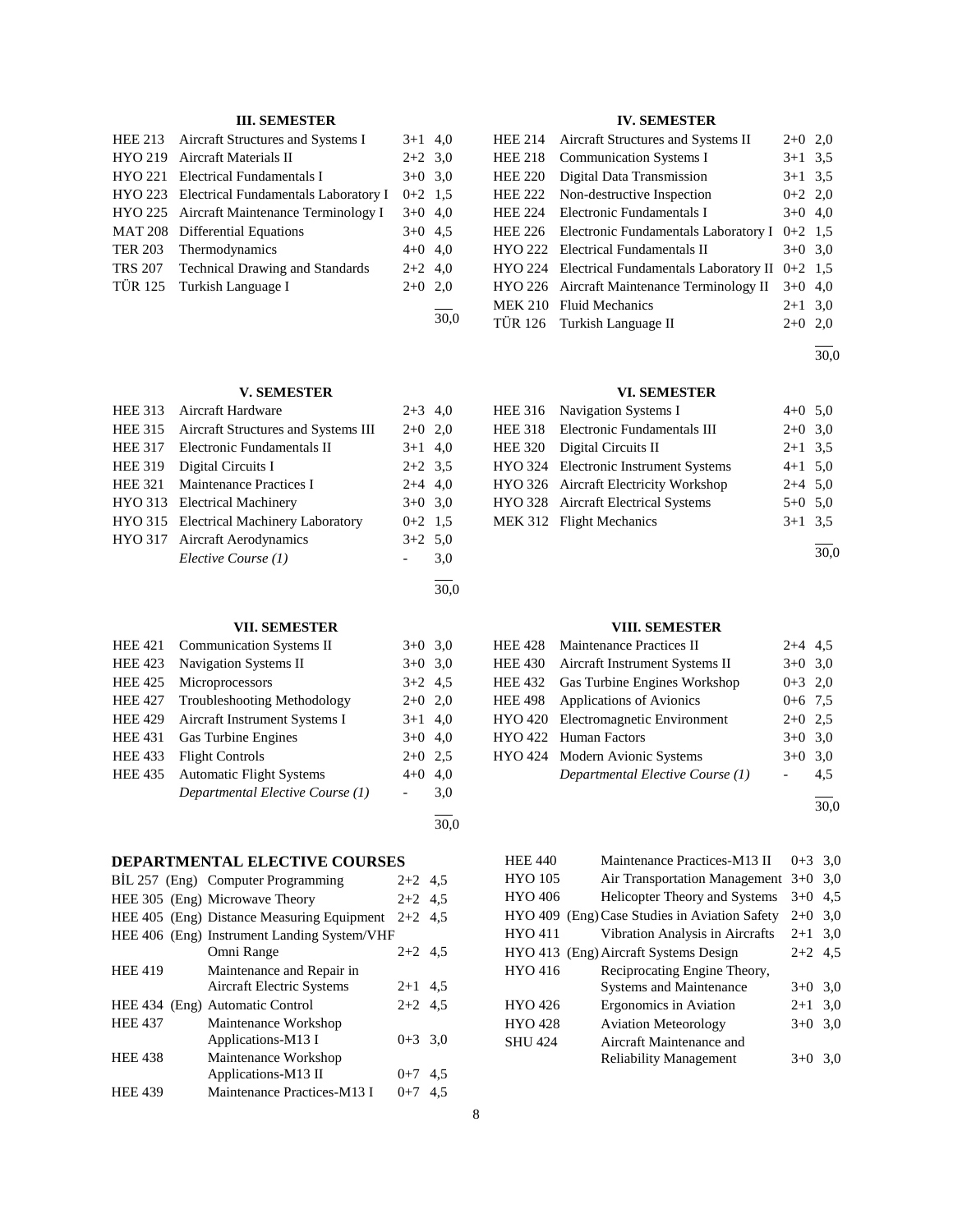### III. SEMESTER

| | | | |
|---|---|---|---|
| HEE 213 | Aircraft Structures and Systems I | 3+1 | 4,0 |
| HYO 219 | Aircraft Materials II | 2+2 | 3,0 |
| HYO 221 | Electrical Fundamentals I | 3+0 | 3,0 |
| HYO 223 | Electrical Fundamentals Laboratory I | 0+2 | 1,5 |
| HYO 225 | Aircraft Maintenance Terminology I | 3+0 | 4,0 |
| MAT 208 | Differential Equations | 3+0 | 4,5 |
| TER 203 | Thermodynamics | 4+0 | 4,0 |
| TRS 207 | Technical Drawing and Standards | 2+2 | 4,0 |
| TÜR 125 | Turkish Language I | 2+0 | 2,0 |
| | | | 30,0 |

### IV. SEMESTER

| | | | |
|---|---|---|---|
| HEE 214 | Aircraft Structures and Systems II | 2+0 | 2,0 |
| HEE 218 | Communication Systems I | 3+1 | 3,5 |
| HEE 220 | Digital Data Transmission | 3+1 | 3,5 |
| HEE 222 | Non-destructive Inspection | 0+2 | 2,0 |
| HEE 224 | Electronic Fundamentals I | 3+0 | 4,0 |
| HEE 226 | Electronic Fundamentals Laboratory I | 0+2 | 1,5 |
| HYO 222 | Electrical Fundamentals II | 3+0 | 3,0 |
| HYO 224 | Electrical Fundamentals Laboratory II | 0+2 | 1,5 |
| HYO 226 | Aircraft Maintenance Terminology II | 3+0 | 4,0 |
| MEK 210 | Fluid Mechanics | 2+1 | 3,0 |
| TÜR 126 | Turkish Language II | 2+0 | 2,0 |
| | | | 30,0 |

### V. SEMESTER

| | | | |
|---|---|---|---|
| HEE 313 | Aircraft Hardware | 2+3 | 4,0 |
| HEE 315 | Aircraft Structures and Systems III | 2+0 | 2,0 |
| HEE 317 | Electronic Fundamentals II | 3+1 | 4,0 |
| HEE 319 | Digital Circuits I | 2+2 | 3,5 |
| HEE 321 | Maintenance Practices I | 2+4 | 4,0 |
| HYO 313 | Electrical Machinery | 3+0 | 3,0 |
| HYO 315 | Electrical Machinery Laboratory | 0+2 | 1,5 |
| HYO 317 | Aircraft Aerodynamics | 3+2 | 5,0 |
| | *Elective Course (1)* | - | 3,0 |
| | | | 30,0 |

### VI. SEMESTER

| | | | |
|---|---|---|---|
| HEE 316 | Navigation Systems I | 4+0 | 5,0 |
| HEE 318 | Electronic Fundamentals III | 2+0 | 3,0 |
| HEE 320 | Digital Circuits II | 2+1 | 3,5 |
| HYO 324 | Electronic Instrument Systems | 4+1 | 5,0 |
| HYO 326 | Aircraft Electricity Workshop | 2+4 | 5,0 |
| HYO 328 | Aircraft Electrical Systems | 5+0 | 5,0 |
| MEK 312 | Flight Mechanics | 3+1 | 3,5 |
| | | | 30,0 |

### VII. SEMESTER

| | | | |
|---|---|---|---|
| HEE 421 | Communication Systems II | 3+0 | 3,0 |
| HEE 423 | Navigation Systems II | 3+0 | 3,0 |
| HEE 425 | Microprocessors | 3+2 | 4,5 |
| HEE 427 | Troubleshooting Methodology | 2+0 | 2,0 |
| HEE 429 | Aircraft Instrument Systems I | 3+1 | 4,0 |
| HEE 431 | Gas Turbine Engines | 3+0 | 4,0 |
| HEE 433 | Flight Controls | 2+0 | 2,5 |
| HEE 435 | Automatic Flight Systems | 4+0 | 4,0 |
| | *Departmental Elective Course (1)* | - | 3,0 |
| | | | 30,0 |

### VIII. SEMESTER

| | | | |
|---|---|---|---|
| HEE 428 | Maintenance Practices II | 2+4 | 4,5 |
| HEE 430 | Aircraft Instrument Systems II | 3+0 | 3,0 |
| HEE 432 | Gas Turbine Engines Workshop | 0+3 | 2,0 |
| HEE 498 | Applications of Avionics | 0+6 | 7,5 |
| HYO 420 | Electromagnetic Environment | 2+0 | 2,5 |
| HYO 422 | Human Factors | 3+0 | 3,0 |
| HYO 424 | Modern Avionic Systems | 3+0 | 3,0 |
| | *Departmental Elective Course (1)* | - | 4,5 |
| | | | 30,0 |

### DEPARTMENTAL ELECTIVE COURSES

| | | | |
|---|---|---|---|
| BİL 257 (Eng) | Computer Programming | 2+2 | 4,5 |
| HEE 305 (Eng) | Microwave Theory | 2+2 | 4,5 |
| HEE 405 (Eng) | Distance Measuring Equipment | 2+2 | 4,5 |
| HEE 406 (Eng) | Instrument Landing System/VHF Omni Range | 2+2 | 4,5 |
| HEE 419 | Maintenance and Repair in Aircraft Electric Systems | 2+1 | 4,5 |
| HEE 434 (Eng) | Automatic Control | 2+2 | 4,5 |
| HEE 437 | Maintenance Workshop Applications-M13 I | 0+3 | 3,0 |
| HEE 438 | Maintenance Workshop Applications-M13 II | 0+7 | 4,5 |
| HEE 439 | Maintenance Practices-M13 I | 0+7 | 4,5 |
| HEE 440 | Maintenance Practices-M13 II | 0+3 | 3,0 |
| HYO 105 | Air Transportation Management | 3+0 | 3,0 |
| HYO 406 | Helicopter Theory and Systems | 3+0 | 4,5 |
| HYO 409 (Eng) | Case Studies in Aviation Safety | 2+0 | 3,0 |
| HYO 411 | Vibration Analysis in Aircrafts | 2+1 | 3,0 |
| HYO 413 (Eng) | Aircraft Systems Design | 2+2 | 4,5 |
| HYO 416 | Reciprocating Engine Theory, Systems and Maintenance | 3+0 | 3,0 |
| HYO 426 | Ergonomics in Aviation | 2+1 | 3,0 |
| HYO 428 | Aviation Meteorology | 3+0 | 3,0 |
| SHU 424 | Aircraft Maintenance and Reliability Management | 3+0 | 3,0 |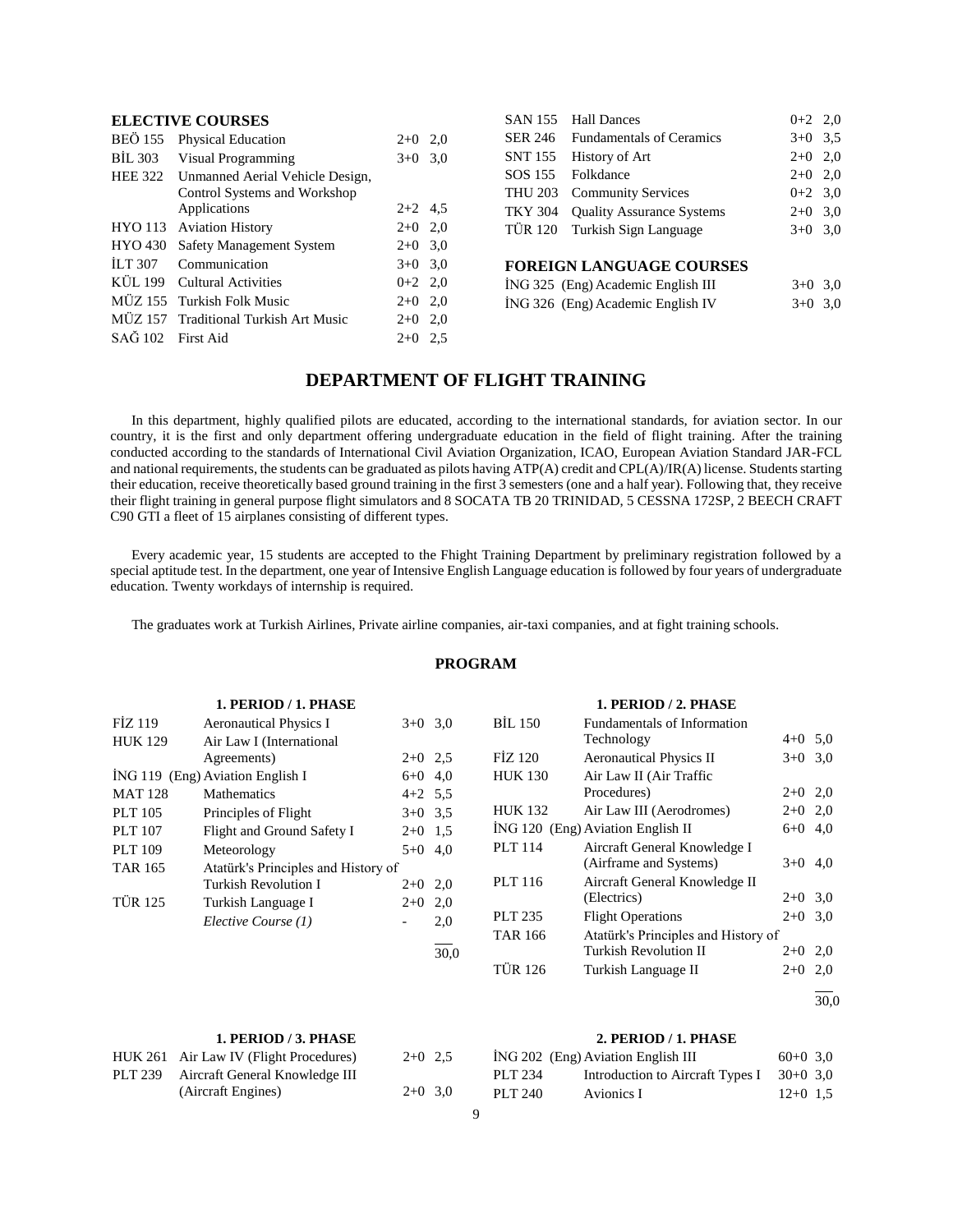## ELECTIVE COURSES

| | | | |
|---|---|---|---|
| BEÖ 155 | Physical Education | 2+0 | 2,0 |
| BİL 303 | Visual Programming | 3+0 | 3,0 |
| HEE 322 | Unmanned Aerial Vehicle Design, Control Systems and Workshop Applications | 2+2 | 4,5 |
| HYO 113 | Aviation History | 2+0 | 2,0 |
| HYO 430 | Safety Management System | 2+0 | 3,0 |
| İLT 307 | Communication | 3+0 | 3,0 |
| KÜL 199 | Cultural Activities | 0+2 | 2,0 |
| MÜZ 155 | Turkish Folk Music | 2+0 | 2,0 |
| MÜZ 157 | Traditional Turkish Art Music | 2+0 | 2,0 |
| SAĞ 102 | First Aid | 2+0 | 2,5 |
| SAN 155 | Hall Dances | 0+2 | 2,0 |
| SER 246 | Fundamentals of Ceramics | 3+0 | 3,5 |
| SNT 155 | History of Art | 2+0 | 2,0 |
| SOS 155 | Folkdance | 2+0 | 2,0 |
| THU 203 | Community Services | 0+2 | 3,0 |
| TKY 304 | Quality Assurance Systems | 2+0 | 3,0 |
| TÜR 120 | Turkish Sign Language | 3+0 | 3,0 |

## FOREIGN LANGUAGE COURSES

| | | | |
|---|---|---|---|
| İNG 325 | (Eng) Academic English III | 3+0 | 3,0 |
| İNG 326 | (Eng) Academic English IV | 3+0 | 3,0 |

# DEPARTMENT OF FLIGHT TRAINING

In this department, highly qualified pilots are educated, according to the international standards, for aviation sector. In our country, it is the first and only department offering undergraduate education in the field of flight training. After the training conducted according to the standards of International Civil Aviation Organization, ICAO, European Aviation Standard JAR-FCL and national requirements, the students can be graduated as pilots having ATP(A) credit and CPL(A)/IR(A) license. Students starting their education, receive theoretically based ground training in the first 3 semesters (one and a half year). Following that, they receive their flight training in general purpose flight simulators and 8 SOCATA TB 20 TRINIDAD, 5 CESSNA 172SP, 2 BEECH CRAFT C90 GTI a fleet of 15 airplanes consisting of different types.

Every academic year, 15 students are accepted to the Fhight Training Department by preliminary registration followed by a special aptitude test. In the department, one year of Intensive English Language education is followed by four years of undergraduate education. Twenty workdays of internship is required.

The graduates work at Turkish Airlines, Private airline companies, air-taxi companies, and at fight training schools.

## PROGRAM

### 1. PERIOD / 1. PHASE

| | | | |
|---|---|---|---|
| FİZ 119 | Aeronautical Physics I | 3+0 | 3,0 |
| HUK 129 | Air Law I (International Agreements) | 2+0 | 2,5 |
| İNG 119 | (Eng) Aviation English I | 6+0 | 4,0 |
| MAT 128 | Mathematics | 4+2 | 5,5 |
| PLT 105 | Principles of Flight | 3+0 | 3,5 |
| PLT 107 | Flight and Ground Safety I | 2+0 | 1,5 |
| PLT 109 | Meteorology | 5+0 | 4,0 |
| TAR 165 | Atatürk's Principles and History of Turkish Revolution I | 2+0 | 2,0 |
| TÜR 125 | Turkish Language I | 2+0 | 2,0 |
| | *Elective Course (1)* | - | 2,0 |
| | | | 30,0 |

### 1. PERIOD / 2. PHASE

| | | | |
|---|---|---|---|
| BİL 150 | Fundamentals of Information Technology | 4+0 | 5,0 |
| FİZ 120 | Aeronautical Physics II | 3+0 | 3,0 |
| HUK 130 | Air Law II (Air Traffic Procedures) | 2+0 | 2,0 |
| HUK 132 | Air Law III (Aerodromes) | 2+0 | 2,0 |
| İNG 120 | (Eng) Aviation English II | 6+0 | 4,0 |
| PLT 114 | Aircraft General Knowledge I (Airframe and Systems) | 3+0 | 4,0 |
| PLT 116 | Aircraft General Knowledge II (Electrics) | 2+0 | 3,0 |
| PLT 235 | Flight Operations | 2+0 | 3,0 |
| TAR 166 | Atatürk's Principles and History of Turkish Revolution II | 2+0 | 2,0 |
| TÜR 126 | Turkish Language II | 2+0 | 2,0 |
| | | | 30,0 |

### 1. PERIOD / 3. PHASE

| | | | |
|---|---|---|---|
| HUK 261 | Air Law IV (Flight Procedures) | 2+0 | 2,5 |
| PLT 239 | Aircraft General Knowledge III (Aircraft Engines) | 2+0 | 3,0 |

### 2. PERIOD / 1. PHASE

| | | | |
|---|---|---|---|
| İNG 202 | (Eng) Aviation English III | 60+0 | 3,0 |
| PLT 234 | Introduction to Aircraft Types I | 30+0 | 3,0 |
| PLT 240 | Avionics I | 12+0 | 1,5 |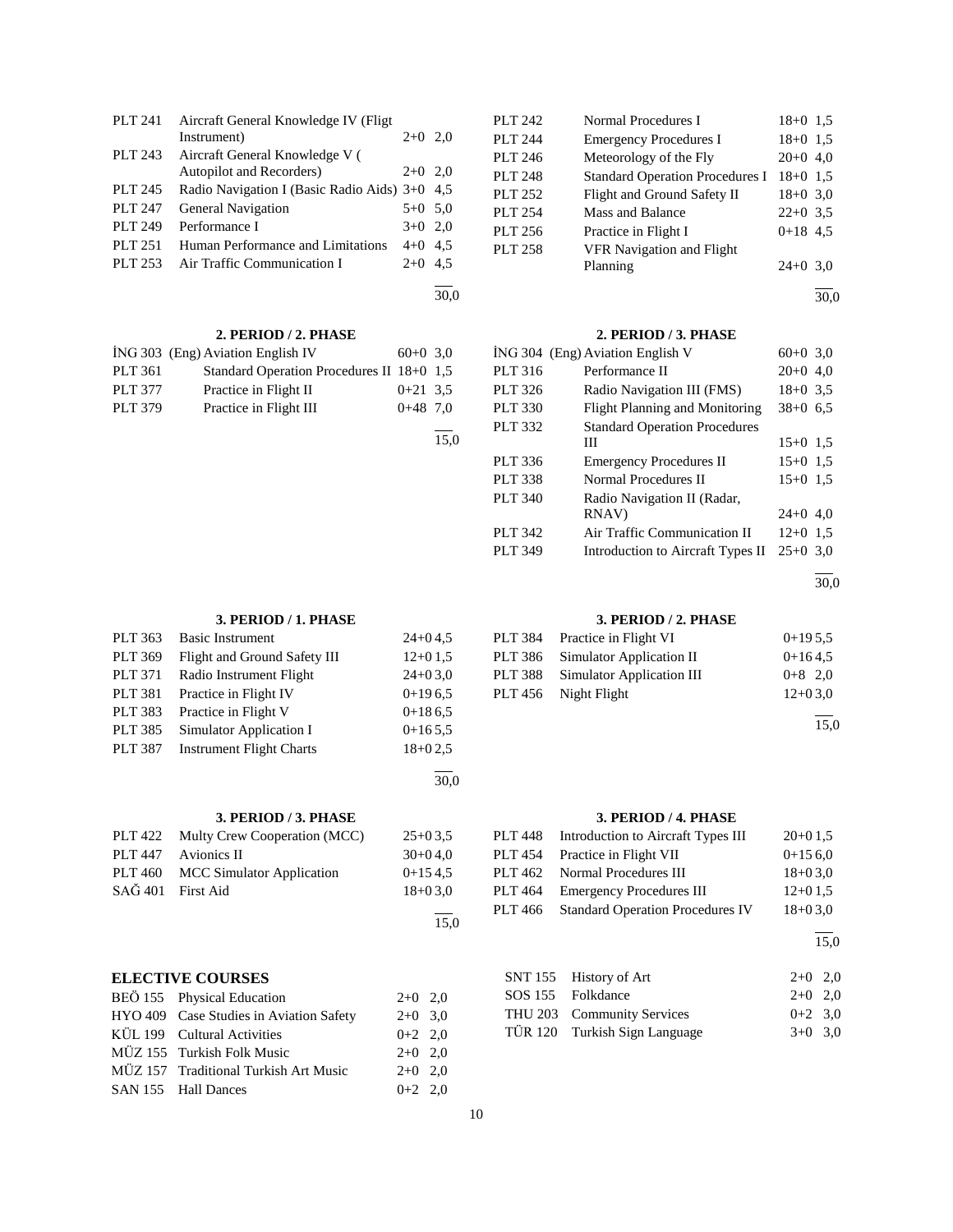| | | | |
|---|---|---|---|
| PLT 241 | Aircraft General Knowledge IV (Fligt Instrument) | 2+0 | 2,0 |
| PLT 243 | Aircraft General Knowledge V ( Autopilot and Recorders) | 2+0 | 2,0 |
| PLT 245 | Radio Navigation I (Basic Radio Aids) | 3+0 | 4,5 |
| PLT 247 | General Navigation | 5+0 | 5,0 |
| PLT 249 | Performance I | 3+0 | 2,0 |
| PLT 251 | Human Performance and Limitations | 4+0 | 4,5 |
| PLT 253 | Air Traffic Communication I | 2+0 | 4,5 |
| | | | 30,0 |

| | | | |
|---|---|---|---|
| PLT 242 | Normal Procedures I | 18+0 | 1,5 |
| PLT 244 | Emergency Procedures I | 18+0 | 1,5 |
| PLT 246 | Meteorology of the Fly | 20+0 | 4,0 |
| PLT 248 | Standard Operation Procedures I | 18+0 | 1,5 |
| PLT 252 | Flight and Ground Safety II | 18+0 | 3,0 |
| PLT 254 | Mass and Balance | 22+0 | 3,5 |
| PLT 256 | Practice in Flight I | 0+18 | 4,5 |
| PLT 258 | VFR Navigation and Flight Planning | 24+0 | 3,0 |
| | | | 30,0 |

**2. PERIOD / 2. PHASE**

| | | | |
|---|---|---|---|
| İNG 303 | (Eng) Aviation English IV | 60+0 | 3,0 |
| PLT 361 | Standard Operation Procedures II | 18+0 | 1,5 |
| PLT 377 | Practice in Flight II | 0+21 | 3,5 |
| PLT 379 | Practice in Flight III | 0+48 | 7,0 |
| | | | 15,0 |

**2. PERIOD / 3. PHASE**

| | | | |
|---|---|---|---|
| İNG 304 | (Eng) Aviation English V | 60+0 | 3,0 |
| PLT 316 | Performance II | 20+0 | 4,0 |
| PLT 326 | Radio Navigation III (FMS) | 18+0 | 3,5 |
| PLT 330 | Flight Planning and Monitoring | 38+0 | 6,5 |
| PLT 332 | Standard Operation Procedures III | 15+0 | 1,5 |
| PLT 336 | Emergency Procedures II | 15+0 | 1,5 |
| PLT 338 | Normal Procedures II | 15+0 | 1,5 |
| PLT 340 | Radio Navigation II (Radar, RNAV) | 24+0 | 4,0 |
| PLT 342 | Air Traffic Communication II | 12+0 | 1,5 |
| PLT 349 | Introduction to Aircraft Types II | 25+0 | 3,0 |
| | | | 30,0 |

**3. PERIOD / 1. PHASE**

| | | | |
|---|---|---|---|
| PLT 363 | Basic Instrument | 24+0 | 4,5 |
| PLT 369 | Flight and Ground Safety III | 12+0 | 1,5 |
| PLT 371 | Radio Instrument Flight | 24+0 | 3,0 |
| PLT 381 | Practice in Flight IV | 0+19 | 6,5 |
| PLT 383 | Practice in Flight V | 0+18 | 6,5 |
| PLT 385 | Simulator Application I | 0+16 | 5,5 |
| PLT 387 | Instrument Flight Charts | 18+0 | 2,5 |
| | | | 30,0 |

**3. PERIOD / 2. PHASE**

| | | | |
|---|---|---|---|
| PLT 384 | Practice in Flight VI | 0+19 | 5,5 |
| PLT 386 | Simulator Application II | 0+16 | 4,5 |
| PLT 388 | Simulator Application III | 0+8 | 2,0 |
| PLT 456 | Night Flight | 12+0 | 3,0 |
| | | | 15,0 |

**3. PERIOD / 3. PHASE**

| | | | |
|---|---|---|---|
| PLT 422 | Multy Crew Cooperation (MCC) | 25+0 | 3,5 |
| PLT 447 | Avionics II | 30+0 | 4,0 |
| PLT 460 | MCC Simulator Application | 0+15 | 4,5 |
| SAĞ 401 | First Aid | 18+0 | 3,0 |
| | | | 15,0 |

**3. PERIOD / 4. PHASE**

| | | | |
|---|---|---|---|
| PLT 448 | Introduction to Aircraft Types III | 20+0 | 1,5 |
| PLT 454 | Practice in Flight VII | 0+15 | 6,0 |
| PLT 462 | Normal Procedures III | 18+0 | 3,0 |
| PLT 464 | Emergency Procedures III | 12+0 | 1,5 |
| PLT 466 | Standard Operation Procedures IV | 18+0 | 3,0 |
| | | | 15,0 |

## ELECTIVE COURSES

| | | | |
|---|---|---|---|
| BEÖ 155 | Physical Education | 2+0 | 2,0 |
| HYO 409 | Case Studies in Aviation Safety | 2+0 | 3,0 |
| KÜL 199 | Cultural Activities | 0+2 | 2,0 |
| MÜZ 155 | Turkish Folk Music | 2+0 | 2,0 |
| MÜZ 157 | Traditional Turkish Art Music | 2+0 | 2,0 |
| SAN 155 | Hall Dances | 0+2 | 2,0 |
| SNT 155 | History of Art | 2+0 | 2,0 |
| SOS 155 | Folkdance | 2+0 | 2,0 |
| THU 203 | Community Services | 0+2 | 3,0 |
| TÜR 120 | Turkish Sign Language | 3+0 | 3,0 |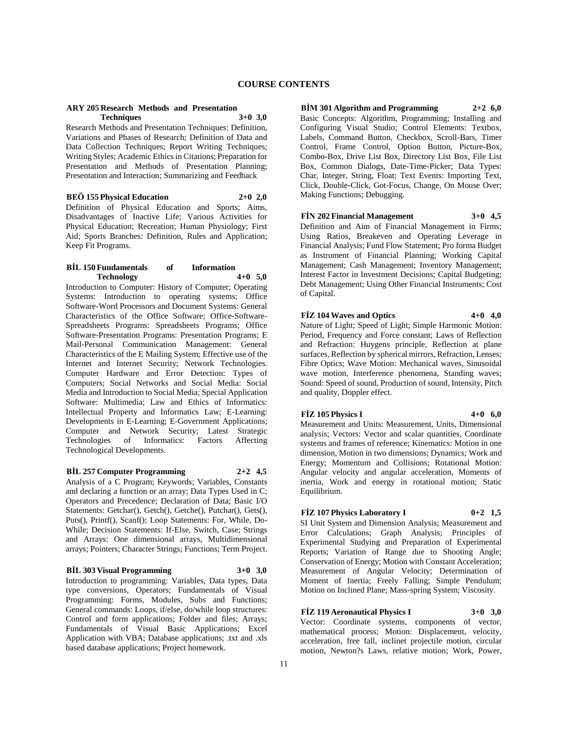# COURSE CONTENTS

**ARY 205 Research Methods and Presentation Techniques 3+0 3,0**

Research Methods and Presentation Techniques: Definition, Variations and Phases of Research; Definition of Data and Data Collection Techniques; Report Writing Techniques; Writing Styles; Academic Ethics in Citations; Preparation for Presentation and Methods of Presentation Planning; Presentation and Interaction; Summarizing and Feedback

**BEÖ 155 Physical Education 2+0 2,0**

Definition of Physical Education and Sports; Aims, Disadvantages of Inactive Life; Various Activities for Physical Education; Recreation; Human Physiology; First Aid; Sports Branches: Definition, Rules and Application; Keep Fit Programs.

**BİL 150 Fundamentals of Information Technology 4+0 5,0**

Introduction to Computer: History of Computer; Operating Systems: Introduction to operating systems; Office Software-Word Processors and Document Systems: General Characteristics of the Office Software; Office-Software-Spreadsheets Programs: Spreadsheets Programs; Office Software-Presentation Programs: Presentation Programs; E Mail-Personal Communication Management: General Characteristics of the E Mailing System; Effective use of the Internet and Internet Security; Network Technologies. Computer Hardware and Error Detection: Types of Computers; Social Networks and Social Media: Social Media and Introduction to Social Media; Special Application Software: Multimedia; Law and Ethics of Informatics: Intellectual Property and Informatics Law; E-Learning: Developments in E-Learning; E-Government Applications; Computer and Network Security; Latest Strategic Technologies of Informatics: Factors Affecting Technological Developments.

**BİL 257 Computer Programming 2+2 4,5**

Analysis of a C Program; Keywords; Variables, Constants and declaring a function or an array; Data Types Used in C; Operators and Precedence; Declaration of Data; Basic I/O Statements: Getchar(), Getch(), Getche(), Putchar(), Gets(), Puts(), Printf(), Scanf(); Loop Statements: For, While, Do-While; Decision Statements: If-Else, Switch, Case; Strings and Arrays: One dimensional arrays, Multidimensional arrays; Pointers; Character Strings; Functions; Term Project.

**BİL 303 Visual Programming 3+0 3,0**

Introduction to programming: Variables, Data types, Data type conversions, Operators; Fundamentals of Visual Programming: Forms, Modules, Subs and Functions; General commands: Loops, if/else, do/while loop structures: Control and form applications; Folder and files; Arrays; Fundamentals of Visual Basic Applications; Excel Application with VBA; Database applications; .txt and .xls based database applications; Project homework.

**BİM 301 Algorithm and Programming 2+2 6,0**

Basic Concepts: Algorithm, Programming; Installing and Configuring Visual Studio; Control Elements: Textbox, Labels, Command Button, Checkbox, Scroll-Bars, Timer Control, Frame Control, Option Button, Picture-Box, Combo-Box, Drive List Box, Directory List Box, File List Box, Common Dialogs, Date-Time-Picker; Data Types: Char, Integer, String, Float; Text Events: Importing Text, Click, Double-Click, Got-Focus, Change, On Mouse Over; Making Functions; Debugging.

**FİN 202 Financial Management 3+0 4,5**

Definition and Aim of Financial Management in Firms; Using Ratios, Breakeven and Operating Leverage in Financial Analysis; Fund Flow Statement; Pro forma Budget as Instrument of Financial Planning; Working Capital Management; Cash Management; Inventory Management; Interest Factor in Investment Decisions; Capital Budgeting; Debt Management; Using Other Financial Instruments; Cost of Capital.

**FİZ 104 Waves and Optics 4+0 4,0**

Nature of Light; Speed of Light; Simple Harmonic Motion: Period, Frequency and Force constant; Laws of Reflection and Refraction: Huygens principle, Reflection at plane surfaces, Reflection by spherical mirrors, Refraction, Lenses; Fibre Optics; Wave Motion: Mechanical waves, Sinusoidal wave motion, Interference phenomena, Standing waves; Sound: Speed of sound, Production of sound, Intensity, Pitch and quality, Doppler effect.

**FİZ 105 Physics I 4+0 6,0**

Measurement and Units: Measurement, Units, Dimensional analysis; Vectors: Vector and scalar quantities, Coordinate systems and frames of reference; Kinematics: Motion in one dimension, Motion in two dimensions; Dynamics; Work and Energy; Momentum and Collisions; Rotational Motion: Angular velocity and angular acceleration, Moments of inertia, Work and energy in rotational motion; Static Equilibrium.

**FİZ 107 Physics Laboratory I 0+2 1,5**

SI Unit System and Dimension Analysis; Measurement and Error Calculations; Graph Analysis; Principles of Experimental Studying and Preparation of Experimental Reports; Variation of Range due to Shooting Angle; Conservation of Energy; Motion with Constant Acceleration; Measurement of Angular Velocity; Determination of Moment of Inertia; Freely Falling; Simple Pendulum; Motion on Inclined Plane; Mass-spring System; Viscosity.

**FİZ 119 Aeronautical Physics I 3+0 3,0**

Vector: Coordinate systems, components of vector, mathematical process; Motion: Displacement, velocity, acceleration, free fall, inclinet projectile motion, circular motion, Newton?s Laws, relative motion; Work, Power,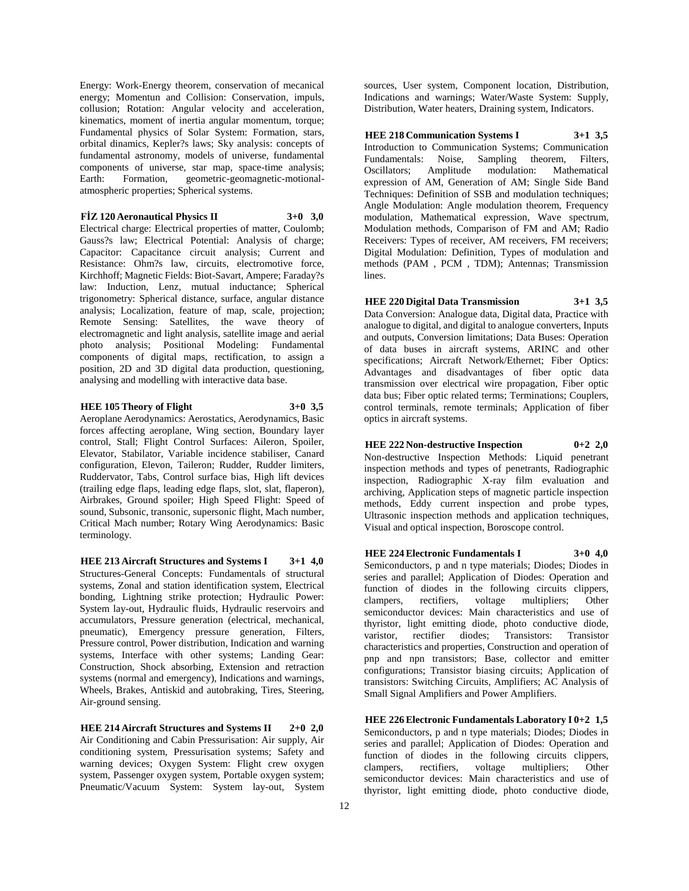Energy: Work-Energy theorem, conservation of mecanical energy; Momentun and Collision: Conservation, impuls, collusion; Rotation: Angular velocity and acceleration, kinematics, moment of inertia angular momentum, torque; Fundamental physics of Solar System: Formation, stars, orbital dinamics, Kepler?s laws; Sky analysis: concepts of fundamental astronomy, models of universe, fundamental components of universe, star map, space-time analysis; Earth: Formation, geometric-geomagnetic-motional-atmospheric properties; Spherical systems.

**FİZ 120 Aeronautical Physics II 3+0 3,0**

Electrical charge: Electrical properties of matter, Coulomb; Gauss?s law; Electrical Potential: Analysis of charge; Capacitor: Capacitance circuit analysis; Current and Resistance: Ohm?s law, circuits, electromotive force, Kirchhoff; Magnetic Fields: Biot-Savart, Ampere; Faraday?s law: Induction, Lenz, mutual inductance; Spherical trigonometry: Spherical distance, surface, angular distance analysis; Localization, feature of map, scale, projection; Remote Sensing: Satellites, the wave theory of electromagnetic and light analysis, satellite image and aerial photo analysis; Positional Modeling: Fundamental components of digital maps, rectification, to assign a position, 2D and 3D digital data production, questioning, analysing and modelling with interactive data base.

**HEE 105 Theory of Flight 3+0 3,5**

Aeroplane Aerodynamics: Aerostatics, Aerodynamics, Basic forces affecting aeroplane, Wing section, Boundary layer control, Stall; Flight Control Surfaces: Aileron, Spoiler, Elevator, Stabilator, Variable incidence stabiliser, Canard configuration, Elevon, Taileron; Rudder, Rudder limiters, Ruddervator, Tabs, Control surface bias, High lift devices (trailing edge flaps, leading edge flaps, slot, slat, flaperon), Airbrakes, Ground spoiler; High Speed Flight: Speed of sound, Subsonic, transonic, supersonic flight, Mach number, Critical Mach number; Rotary Wing Aerodynamics: Basic terminology.

**HEE 213 Aircraft Structures and Systems I 3+1 4,0**

Structures-General Concepts: Fundamentals of structural systems, Zonal and station identification system, Electrical bonding, Lightning strike protection; Hydraulic Power: System lay-out, Hydraulic fluids, Hydraulic reservoirs and accumulators, Pressure generation (electrical, mechanical, pneumatic), Emergency pressure generation, Filters, Pressure control, Power distribution, Indication and warning systems, Interface with other systems; Landing Gear: Construction, Shock absorbing, Extension and retraction systems (normal and emergency), Indications and warnings, Wheels, Brakes, Antiskid and autobraking, Tires, Steering, Air-ground sensing.

**HEE 214 Aircraft Structures and Systems II 2+0 2,0**

Air Conditioning and Cabin Pressurisation: Air supply, Air conditioning system, Pressurisation systems; Safety and warning devices; Oxygen System: Flight crew oxygen system, Passenger oxygen system, Portable oxygen system; Pneumatic/Vacuum System: System lay-out, System sources, User system, Component location, Distribution, Indications and warnings; Water/Waste System: Supply, Distribution, Water heaters, Draining system, Indicators.

**HEE 218 Communication Systems I 3+1 3,5**

Introduction to Communication Systems; Communication Fundamentals: Noise, Sampling theorem, Filters, Oscillators; Amplitude modulation: Mathematical expression of AM, Generation of AM; Single Side Band Techniques: Definition of SSB and modulation techniques; Angle Modulation: Angle modulation theorem, Frequency modulation, Mathematical expression, Wave spectrum, Modulation methods, Comparison of FM and AM; Radio Receivers: Types of receiver, AM receivers, FM receivers; Digital Modulation: Definition, Types of modulation and methods (PAM , PCM , TDM); Antennas; Transmission lines.

**HEE 220 Digital Data Transmission 3+1 3,5**

Data Conversion: Analogue data, Digital data, Practice with analogue to digital, and digital to analogue converters, Inputs and outputs, Conversion limitations; Data Buses: Operation of data buses in aircraft systems, ARINC and other specifications; Aircraft Network/Ethernet; Fiber Optics: Advantages and disadvantages of fiber optic data transmission over electrical wire propagation, Fiber optic data bus; Fiber optic related terms; Terminations; Couplers, control terminals, remote terminals; Application of fiber optics in aircraft systems.

**HEE 222 Non-destructive Inspection 0+2 2,0**

Non-destructive Inspection Methods: Liquid penetrant inspection methods and types of penetrants, Radiographic inspection, Radiographic X-ray film evaluation and archiving, Application steps of magnetic particle inspection methods, Eddy current inspection and probe types, Ultrasonic inspection methods and application techniques, Visual and optical inspection, Boroscope control.

**HEE 224 Electronic Fundamentals I 3+0 4,0**

Semiconductors, p and n type materials; Diodes; Diodes in series and parallel; Application of Diodes: Operation and function of diodes in the following circuits clippers, clampers, rectifiers, voltage multipliers; Other semiconductor devices: Main characteristics and use of thyristor, light emitting diode, photo conductive diode, varistor, rectifier diodes; Transistors: Transistor characteristics and properties, Construction and operation of pnp and npn transistors; Base, collector and emitter configurations; Transistor biasing circuits; Application of transistors: Switching Circuits, Amplifiers; AC Analysis of Small Signal Amplifiers and Power Amplifiers.

**HEE 226 Electronic Fundamentals Laboratory I 0+2 1,5**

Semiconductors, p and n type materials; Diodes; Diodes in series and parallel; Application of Diodes: Operation and function of diodes in the following circuits clippers, clampers, rectifiers, voltage multipliers; Other semiconductor devices: Main characteristics and use of thyristor, light emitting diode, photo conductive diode,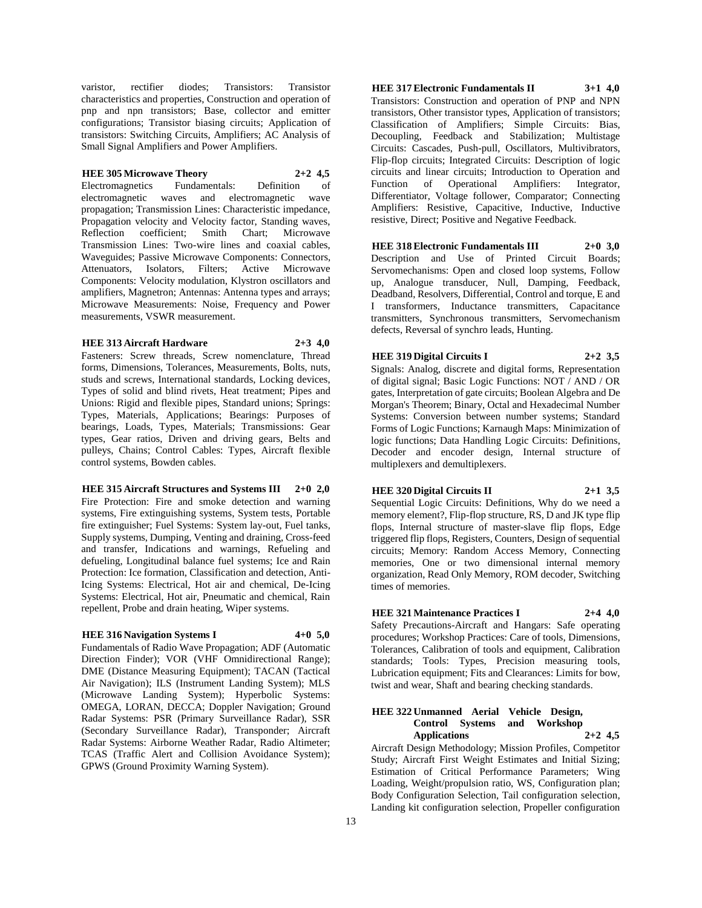varistor, rectifier diodes; Transistors: Transistor characteristics and properties, Construction and operation of pnp and npn transistors; Base, collector and emitter configurations; Transistor biasing circuits; Application of transistors: Switching Circuits, Amplifiers; AC Analysis of Small Signal Amplifiers and Power Amplifiers.

**HEE 305 Microwave Theory 2+2 4,5**

Electromagnetics Fundamentals: Definition of electromagnetic waves and electromagnetic wave propagation; Transmission Lines: Characteristic impedance, Propagation velocity and Velocity factor, Standing waves, Reflection coefficient; Smith Chart; Microwave Transmission Lines: Two-wire lines and coaxial cables, Waveguides; Passive Microwave Components: Connectors, Attenuators, Isolators, Filters; Active Microwave Components: Velocity modulation, Klystron oscillators and amplifiers, Magnetron; Antennas: Antenna types and arrays; Microwave Measurements: Noise, Frequency and Power measurements, VSWR measurement.

**HEE 313 Aircraft Hardware 2+3 4,0**

Fasteners: Screw threads, Screw nomenclature, Thread forms, Dimensions, Tolerances, Measurements, Bolts, nuts, studs and screws, International standards, Locking devices, Types of solid and blind rivets, Heat treatment; Pipes and Unions: Rigid and flexible pipes, Standard unions; Springs: Types, Materials, Applications; Bearings: Purposes of bearings, Loads, Types, Materials; Transmissions: Gear types, Gear ratios, Driven and driving gears, Belts and pulleys, Chains; Control Cables: Types, Aircraft flexible control systems, Bowden cables.

**HEE 315 Aircraft Structures and Systems III 2+0 2,0**

Fire Protection: Fire and smoke detection and warning systems, Fire extinguishing systems, System tests, Portable fire extinguisher; Fuel Systems: System lay-out, Fuel tanks, Supply systems, Dumping, Venting and draining, Cross-feed and transfer, Indications and warnings, Refueling and defueling, Longitudinal balance fuel systems; Ice and Rain Protection: Ice formation, Classification and detection, Anti-Icing Systems: Electrical, Hot air and chemical, De-Icing Systems: Electrical, Hot air, Pneumatic and chemical, Rain repellent, Probe and drain heating, Wiper systems.

**HEE 316 Navigation Systems I 4+0 5,0**

Fundamentals of Radio Wave Propagation; ADF (Automatic Direction Finder); VOR (VHF Omnidirectional Range); DME (Distance Measuring Equipment); TACAN (Tactical Air Navigation); ILS (Instrument Landing System); MLS (Microwave Landing System); Hyperbolic Systems: OMEGA, LORAN, DECCA; Doppler Navigation; Ground Radar Systems: PSR (Primary Surveillance Radar), SSR (Secondary Surveillance Radar), Transponder; Aircraft Radar Systems: Airborne Weather Radar, Radio Altimeter; TCAS (Traffic Alert and Collision Avoidance System); GPWS (Ground Proximity Warning System).

**HEE 317 Electronic Fundamentals II 3+1 4,0**

Transistors: Construction and operation of PNP and NPN transistors, Other transistor types, Application of transistors; Classification of Amplifiers; Simple Circuits: Bias, Decoupling, Feedback and Stabilization; Multistage Circuits: Cascades, Push-pull, Oscillators, Multivibrators, Flip-flop circuits; Integrated Circuits: Description of logic circuits and linear circuits; Introduction to Operation and Function of Operational Amplifiers: Integrator, Differentiator, Voltage follower, Comparator; Connecting Amplifiers: Resistive, Capacitive, Inductive, Inductive resistive, Direct; Positive and Negative Feedback.

**HEE 318 Electronic Fundamentals III 2+0 3,0**

Description and Use of Printed Circuit Boards; Servomechanisms: Open and closed loop systems, Follow up, Analogue transducer, Null, Damping, Feedback, Deadband, Resolvers, Differential, Control and torque, E and I transformers, Inductance transmitters, Capacitance transmitters, Synchronous transmitters, Servomechanism defects, Reversal of synchro leads, Hunting.

**HEE 319 Digital Circuits I 2+2 3,5**

Signals: Analog, discrete and digital forms, Representation of digital signal; Basic Logic Functions: NOT / AND / OR gates, Interpretation of gate circuits; Boolean Algebra and De Morgan's Theorem; Binary, Octal and Hexadecimal Number Systems: Conversion between number systems; Standard Forms of Logic Functions; Karnaugh Maps: Minimization of logic functions; Data Handling Logic Circuits: Definitions, Decoder and encoder design, Internal structure of multiplexers and demultiplexers.

**HEE 320 Digital Circuits II 2+1 3,5**

Sequential Logic Circuits: Definitions, Why do we need a memory element?, Flip-flop structure, RS, D and JK type flip flops, Internal structure of master-slave flip flops, Edge triggered flip flops, Registers, Counters, Design of sequential circuits; Memory: Random Access Memory, Connecting memories, One or two dimensional internal memory organization, Read Only Memory, ROM decoder, Switching times of memories.

**HEE 321 Maintenance Practices I 2+4 4,0**

Safety Precautions-Aircraft and Hangars: Safe operating procedures; Workshop Practices: Care of tools, Dimensions, Tolerances, Calibration of tools and equipment, Calibration standards; Tools: Types, Precision measuring tools, Lubrication equipment; Fits and Clearances: Limits for bow, twist and wear, Shaft and bearing checking standards.

**HEE 322 Unmanned Aerial Vehicle Design, Control Systems and Workshop Applications 2+2 4,5**

Aircraft Design Methodology; Mission Profiles, Competitor Study; Aircraft First Weight Estimates and Initial Sizing; Estimation of Critical Performance Parameters; Wing Loading, Weight/propulsion ratio, WS, Configuration plan; Body Configuration Selection, Tail configuration selection, Landing kit configuration selection, Propeller configuration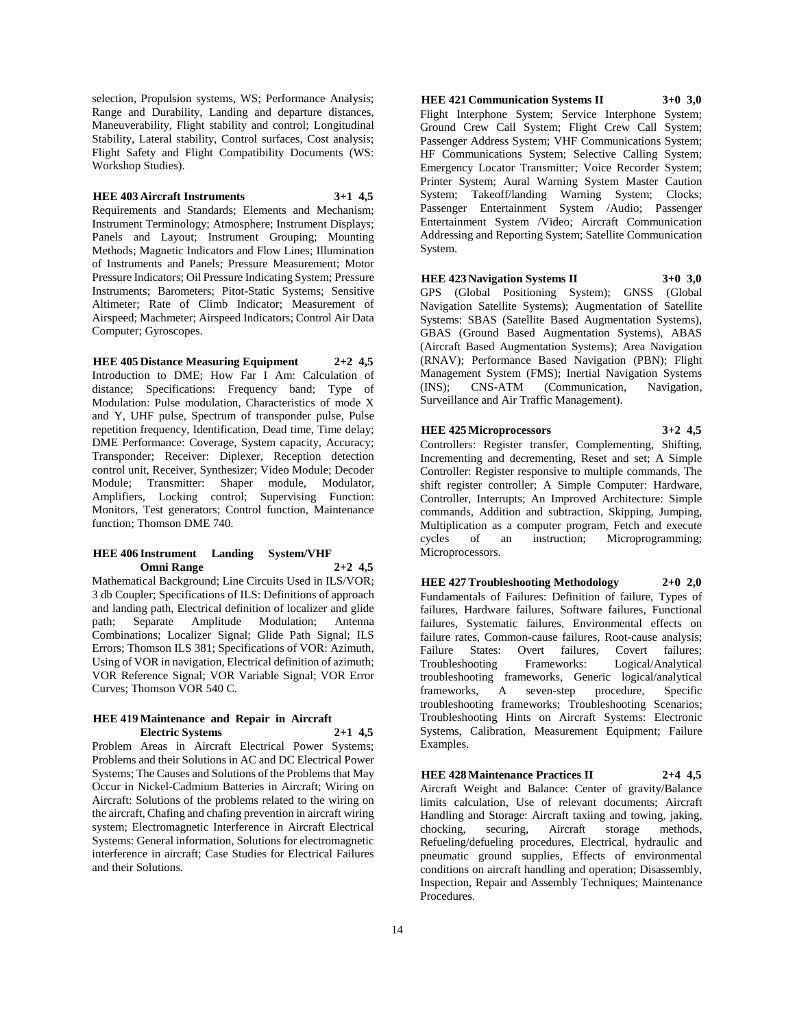selection, Propulsion systems, WS; Performance Analysis; Range and Durability, Landing and departure distances, Maneuverability, Flight stability and control; Longitudinal Stability, Lateral stability, Control surfaces, Cost analysis; Flight Safety and Flight Compatibility Documents (WS: Workshop Studies).

**HEE 403 Aircraft Instruments 3+1 4,5**

Requirements and Standards; Elements and Mechanism; Instrument Terminology; Atmosphere; Instrument Displays; Panels and Layout; Instrument Grouping; Mounting Methods; Magnetic Indicators and Flow Lines; Illumination of Instruments and Panels; Pressure Measurement; Motor Pressure Indicators; Oil Pressure Indicating System; Pressure Instruments; Barometers; Pitot-Static Systems; Sensitive Altimeter; Rate of Climb Indicator; Measurement of Airspeed; Machmeter; Airspeed Indicators; Control Air Data Computer; Gyroscopes.

**HEE 405 Distance Measuring Equipment 2+2 4,5**

Introduction to DME; How Far I Am: Calculation of distance; Specifications: Frequency band; Type of Modulation: Pulse modulation, Characteristics of mode X and Y, UHF pulse, Spectrum of transponder pulse, Pulse repetition frequency, Identification, Dead time, Time delay; DME Performance: Coverage, System capacity, Accuracy; Transponder; Receiver: Diplexer, Reception detection control unit, Receiver, Synthesizer; Video Module; Decoder Module; Transmitter: Shaper module, Modulator, Amplifiers, Locking control; Supervising Function: Monitors, Test generators; Control function, Maintenance function; Thomson DME 740.

**HEE 406 Instrument Landing System/VHF Omni Range 2+2 4,5**

Mathematical Background; Line Circuits Used in ILS/VOR; 3 db Coupler; Specifications of ILS: Definitions of approach and landing path, Electrical definition of localizer and glide path; Separate Amplitude Modulation; Antenna Combinations; Localizer Signal; Glide Path Signal; ILS Errors; Thomson ILS 381; Specifications of VOR: Azimuth, Using of VOR in navigation, Electrical definition of azimuth; VOR Reference Signal; VOR Variable Signal; VOR Error Curves; Thomson VOR 540 C.

**HEE 419 Maintenance and Repair in Aircraft Electric Systems 2+1 4,5**

Problem Areas in Aircraft Electrical Power Systems; Problems and their Solutions in AC and DC Electrical Power Systems; The Causes and Solutions of the Problems that May Occur in Nickel-Cadmium Batteries in Aircraft; Wiring on Aircraft: Solutions of the problems related to the wiring on the aircraft, Chafing and chafing prevention in aircraft wiring system; Electromagnetic Interference in Aircraft Electrical Systems: General information, Solutions for electromagnetic interference in aircraft; Case Studies for Electrical Failures and their Solutions.

**HEE 421 Communication Systems II 3+0 3,0**

Flight Interphone System; Service Interphone System; Ground Crew Call System; Flight Crew Call System; Passenger Address System; VHF Communications System; HF Communications System; Selective Calling System; Emergency Locator Transmitter; Voice Recorder System; Printer System; Aural Warning System Master Caution System; Takeoff/landing Warning System; Clocks; Passenger Entertainment System /Audio; Passenger Entertainment System /Video; Aircraft Communication Addressing and Reporting System; Satellite Communication System.

**HEE 423 Navigation Systems II 3+0 3,0**

GPS (Global Positioning System); GNSS (Global Navigation Satellite Systems); Augmentation of Satellite Systems: SBAS (Satellite Based Augmentation Systems), GBAS (Ground Based Augmentation Systems), ABAS (Aircraft Based Augmentation Systems); Area Navigation (RNAV); Performance Based Navigation (PBN); Flight Management System (FMS); Inertial Navigation Systems (INS); CNS-ATM (Communication, Navigation, Surveillance and Air Traffic Management).

**HEE 425 Microprocessors 3+2 4,5**

Controllers: Register transfer, Complementing, Shifting, Incrementing and decrementing, Reset and set; A Simple Controller: Register responsive to multiple commands, The shift register controller; A Simple Computer: Hardware, Controller, Interrupts; An Improved Architecture: Simple commands, Addition and subtraction, Skipping, Jumping, Multiplication as a computer program, Fetch and execute cycles of an instruction; Microprogramming; Microprocessors.

**HEE 427 Troubleshooting Methodology 2+0 2,0**

Fundamentals of Failures: Definition of failure, Types of failures, Hardware failures, Software failures, Functional failures, Systematic failures, Environmental effects on failure rates, Common-cause failures, Root-cause analysis; Failure States: Overt failures, Covert failures; Troubleshooting Frameworks: Logical/Analytical troubleshooting frameworks, Generic logical/analytical frameworks, A seven-step procedure, Specific troubleshooting frameworks; Troubleshooting Scenarios; Troubleshooting Hints on Aircraft Systems: Electronic Systems, Calibration, Measurement Equipment; Failure Examples.

**HEE 428 Maintenance Practices II 2+4 4,5**

Aircraft Weight and Balance: Center of gravity/Balance limits calculation, Use of relevant documents; Aircraft Handling and Storage: Aircraft taxiing and towing, jaking, chocking, securing, Aircraft storage methods, Refueling/defueling procedures, Electrical, hydraulic and pneumatic ground supplies, Effects of environmental conditions on aircraft handling and operation; Disassembly, Inspection, Repair and Assembly Techniques; Maintenance Procedures.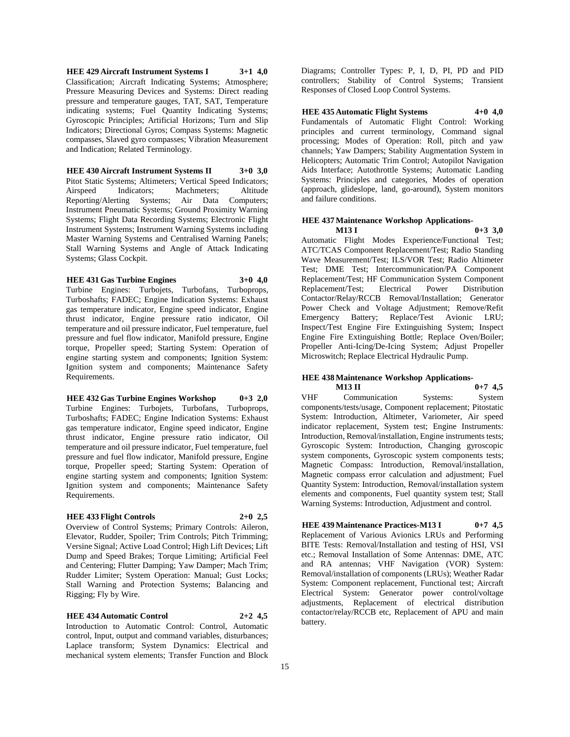**HEE 429 Aircraft Instrument Systems I 3+1 4,0**
Classification; Aircraft Indicating Systems; Atmosphere; Pressure Measuring Devices and Systems: Direct reading pressure and temperature gauges, TAT, SAT, Temperature indicating systems; Fuel Quantity Indicating Systems; Gyroscopic Principles; Artificial Horizons; Turn and Slip Indicators; Directional Gyros; Compass Systems: Magnetic compasses, Slaved gyro compasses; Vibration Measurement and Indication; Related Terminology.

**HEE 430 Aircraft Instrument Systems II 3+0 3,0**
Pitot Static Systems; Altimeters; Vertical Speed Indicators; Airspeed Indicators; Machmeters; Altitude Reporting/Alerting Systems; Air Data Computers; Instrument Pneumatic Systems; Ground Proximity Warning Systems; Flight Data Recording Systems; Electronic Flight Instrument Systems; Instrument Warning Systems including Master Warning Systems and Centralised Warning Panels; Stall Warning Systems and Angle of Attack Indicating Systems; Glass Cockpit.

**HEE 431 Gas Turbine Engines 3+0 4,0**
Turbine Engines: Turbojets, Turbofans, Turboprops, Turboshafts; FADEC; Engine Indication Systems: Exhaust gas temperature indicator, Engine speed indicator, Engine thrust indicator, Engine pressure ratio indicator, Oil temperature and oil pressure indicator, Fuel temperature, fuel pressure and fuel flow indicator, Manifold pressure, Engine torque, Propeller speed; Starting System: Operation of engine starting system and components; Ignition System: Ignition system and components; Maintenance Safety Requirements.

**HEE 432 Gas Turbine Engines Workshop 0+3 2,0**
Turbine Engines: Turbojets, Turbofans, Turboprops, Turboshafts; FADEC; Engine Indication Systems: Exhaust gas temperature indicator, Engine speed indicator, Engine thrust indicator, Engine pressure ratio indicator, Oil temperature and oil pressure indicator, Fuel temperature, fuel pressure and fuel flow indicator, Manifold pressure, Engine torque, Propeller speed; Starting System: Operation of engine starting system and components; Ignition System: Ignition system and components; Maintenance Safety Requirements.

**HEE 433 Flight Controls 2+0 2,5**
Overview of Control Systems; Primary Controls: Aileron, Elevator, Rudder, Spoiler; Trim Controls; Pitch Trimming; Versine Signal; Active Load Control; High Lift Devices; Lift Dump and Speed Brakes; Torque Limiting; Artificial Feel and Centering; Flutter Damping; Yaw Damper; Mach Trim; Rudder Limiter; System Operation: Manual; Gust Locks; Stall Warning and Protection Systems; Balancing and Rigging; Fly by Wire.

**HEE 434 Automatic Control 2+2 4,5**
Introduction to Automatic Control: Control, Automatic control, Input, output and command variables, disturbances; Laplace transform; System Dynamics: Electrical and mechanical system elements; Transfer Function and Block Diagrams; Controller Types: P, I, D, PI, PD and PID controllers; Stability of Control Systems; Transient Responses of Closed Loop Control Systems.

**HEE 435 Automatic Flight Systems 4+0 4,0**
Fundamentals of Automatic Flight Control: Working principles and current terminology, Command signal processing; Modes of Operation: Roll, pitch and yaw channels; Yaw Dampers; Stability Augmentation System in Helicopters; Automatic Trim Control; Autopilot Navigation Aids Interface; Autothrottle Systems; Automatic Landing Systems: Principles and categories, Modes of operation (approach, glideslope, land, go-around), System monitors and failure conditions.

**HEE 437 Maintenance Workshop Applications-M13 I 0+3 3,0**
Automatic Flight Modes Experience/Functional Test; ATC/TCAS Component Replacement/Test; Radio Standing Wave Measurement/Test; ILS/VOR Test; Radio Altimeter Test; DME Test; Intercommunication/PA Component Replacement/Test; HF Communication System Component Replacement/Test; Electrical Power Distribution Contactor/Relay/RCCB Removal/Installation; Generator Power Check and Voltage Adjustment; Remove/Refit Emergency Battery; Replace/Test Avionic LRU; Inspect/Test Engine Fire Extinguishing System; Inspect Engine Fire Extinguishing Bottle; Replace Oven/Boiler; Propeller Anti-Icing/De-Icing System; Adjust Propeller Microswitch; Replace Electrical Hydraulic Pump.

**HEE 438 Maintenance Workshop Applications-M13 II 0+7 4,5**
VHF Communication Systems: System components/tests/usage, Component replacement; Pitostatic System: Introduction, Altimeter, Variometer, Air speed indicator replacement, System test; Engine Instruments: Introduction, Removal/installation, Engine instruments tests; Gyroscopic System: Introduction, Changing gyroscopic system components, Gyroscopic system components tests; Magnetic Compass: Introduction, Removal/installation, Magnetic compass error calculation and adjustment; Fuel Quantity System: Introduction, Removal/installation system elements and components, Fuel quantity system test; Stall Warning Systems: Introduction, Adjustment and control.

**HEE 439 Maintenance Practices-M13 I 0+7 4,5**
Replacement of Various Avionics LRUs and Performing BITE Tests: Removal/Installation and testing of HSI, VSI etc.; Removal Installation of Some Antennas: DME, ATC and RA antennas; VHF Navigation (VOR) System: Removal/installation of components (LRUs); Weather Radar System: Component replacement, Functional test; Aircraft Electrical System: Generator power control/voltage adjustments, Replacement of electrical distribution contactor/relay/RCCB etc, Replacement of APU and main battery.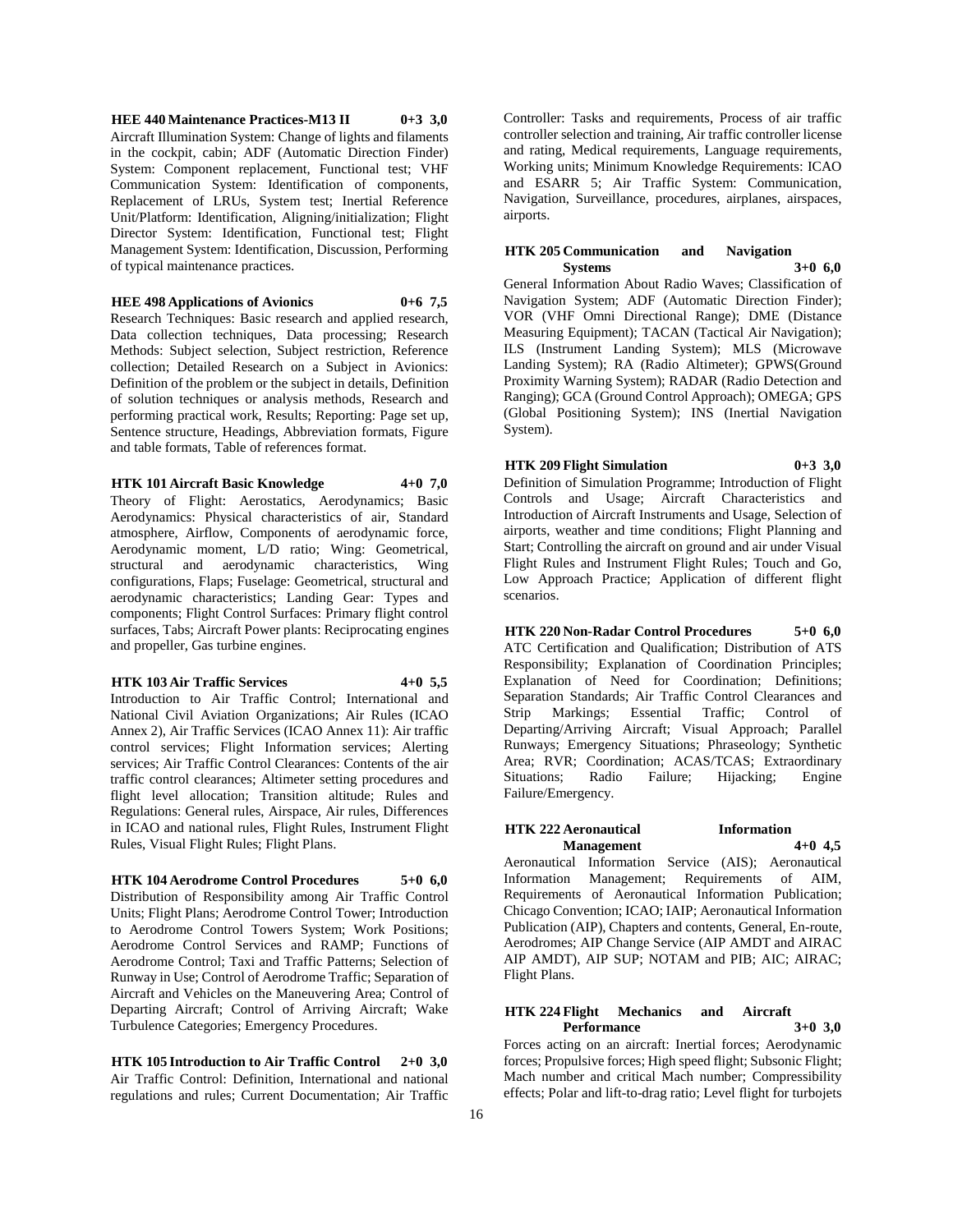**HEE 440 Maintenance Practices-M13 II 0+3 3,0**

Aircraft Illumination System: Change of lights and filaments in the cockpit, cabin; ADF (Automatic Direction Finder) System: Component replacement, Functional test; VHF Communication System: Identification of components, Replacement of LRUs, System test; Inertial Reference Unit/Platform: Identification, Aligning/initialization; Flight Director System: Identification, Functional test; Flight Management System: Identification, Discussion, Performing of typical maintenance practices.

**HEE 498 Applications of Avionics 0+6 7,5**

Research Techniques: Basic research and applied research, Data collection techniques, Data processing; Research Methods: Subject selection, Subject restriction, Reference collection; Detailed Research on a Subject in Avionics: Definition of the problem or the subject in details, Definition of solution techniques or analysis methods, Research and performing practical work, Results; Reporting: Page set up, Sentence structure, Headings, Abbreviation formats, Figure and table formats, Table of references format.

**HTK 101 Aircraft Basic Knowledge 4+0 7,0**

Theory of Flight: Aerostatics, Aerodynamics; Basic Aerodynamics: Physical characteristics of air, Standard atmosphere, Airflow, Components of aerodynamic force, Aerodynamic moment, L/D ratio; Wing: Geometrical, structural and aerodynamic characteristics, Wing configurations, Flaps; Fuselage: Geometrical, structural and aerodynamic characteristics; Landing Gear: Types and components; Flight Control Surfaces: Primary flight control surfaces, Tabs; Aircraft Power plants: Reciprocating engines and propeller, Gas turbine engines.

**HTK 103 Air Traffic Services 4+0 5,5**

Introduction to Air Traffic Control; International and National Civil Aviation Organizations; Air Rules (ICAO Annex 2), Air Traffic Services (ICAO Annex 11): Air traffic control services; Flight Information services; Alerting services; Air Traffic Control Clearances: Contents of the air traffic control clearances; Altimeter setting procedures and flight level allocation; Transition altitude; Rules and Regulations: General rules, Airspace, Air rules, Differences in ICAO and national rules, Flight Rules, Instrument Flight Rules, Visual Flight Rules; Flight Plans.

**HTK 104 Aerodrome Control Procedures 5+0 6,0**

Distribution of Responsibility among Air Traffic Control Units; Flight Plans; Aerodrome Control Tower; Introduction to Aerodrome Control Towers System; Work Positions; Aerodrome Control Services and RAMP; Functions of Aerodrome Control; Taxi and Traffic Patterns; Selection of Runway in Use; Control of Aerodrome Traffic; Separation of Aircraft and Vehicles on the Maneuvering Area; Control of Departing Aircraft; Control of Arriving Aircraft; Wake Turbulence Categories; Emergency Procedures.

**HTK 105 Introduction to Air Traffic Control 2+0 3,0**

Air Traffic Control: Definition, International and national regulations and rules; Current Documentation; Air Traffic Controller: Tasks and requirements, Process of air traffic controller selection and training, Air traffic controller license and rating, Medical requirements, Language requirements, Working units; Minimum Knowledge Requirements: ICAO and ESARR 5; Air Traffic System: Communication, Navigation, Surveillance, procedures, airplanes, airspaces, airports.

**HTK 205 Communication and Navigation Systems 3+0 6,0**

General Information About Radio Waves; Classification of Navigation System; ADF (Automatic Direction Finder); VOR (VHF Omni Directional Range); DME (Distance Measuring Equipment); TACAN (Tactical Air Navigation); ILS (Instrument Landing System); MLS (Microwave Landing System); RA (Radio Altimeter); GPWS(Ground Proximity Warning System); RADAR (Radio Detection and Ranging); GCA (Ground Control Approach); OMEGA; GPS (Global Positioning System); INS (Inertial Navigation System).

**HTK 209 Flight Simulation 0+3 3,0**

Definition of Simulation Programme; Introduction of Flight Controls and Usage; Aircraft Characteristics and Introduction of Aircraft Instruments and Usage, Selection of airports, weather and time conditions; Flight Planning and Start; Controlling the aircraft on ground and air under Visual Flight Rules and Instrument Flight Rules; Touch and Go, Low Approach Practice; Application of different flight scenarios.

**HTK 220 Non-Radar Control Procedures 5+0 6,0**

ATC Certification and Qualification; Distribution of ATS Responsibility; Explanation of Coordination Principles; Explanation of Need for Coordination; Definitions; Separation Standards; Air Traffic Control Clearances and Strip Markings; Essential Traffic; Control of Departing/Arriving Aircraft; Visual Approach; Parallel Runways; Emergency Situations; Phraseology; Synthetic Area; RVR; Coordination; ACAS/TCAS; Extraordinary Situations; Radio Failure; Hijacking; Engine Failure/Emergency.

**HTK 222 Aeronautical Information Management 4+0 4,5**

Aeronautical Information Service (AIS); Aeronautical Information Management; Requirements of AIM, Requirements of Aeronautical Information Publication; Chicago Convention; ICAO; IAIP; Aeronautical Information Publication (AIP), Chapters and contents, General, En-route, Aerodromes; AIP Change Service (AIP AMDT and AIRAC AIP AMDT), AIP SUP; NOTAM and PIB; AIC; AIRAC; Flight Plans.

**HTK 224 Flight Mechanics and Aircraft Performance 3+0 3,0**

Forces acting on an aircraft: Inertial forces; Aerodynamic forces; Propulsive forces; High speed flight; Subsonic Flight; Mach number and critical Mach number; Compressibility effects; Polar and lift-to-drag ratio; Level flight for turbojets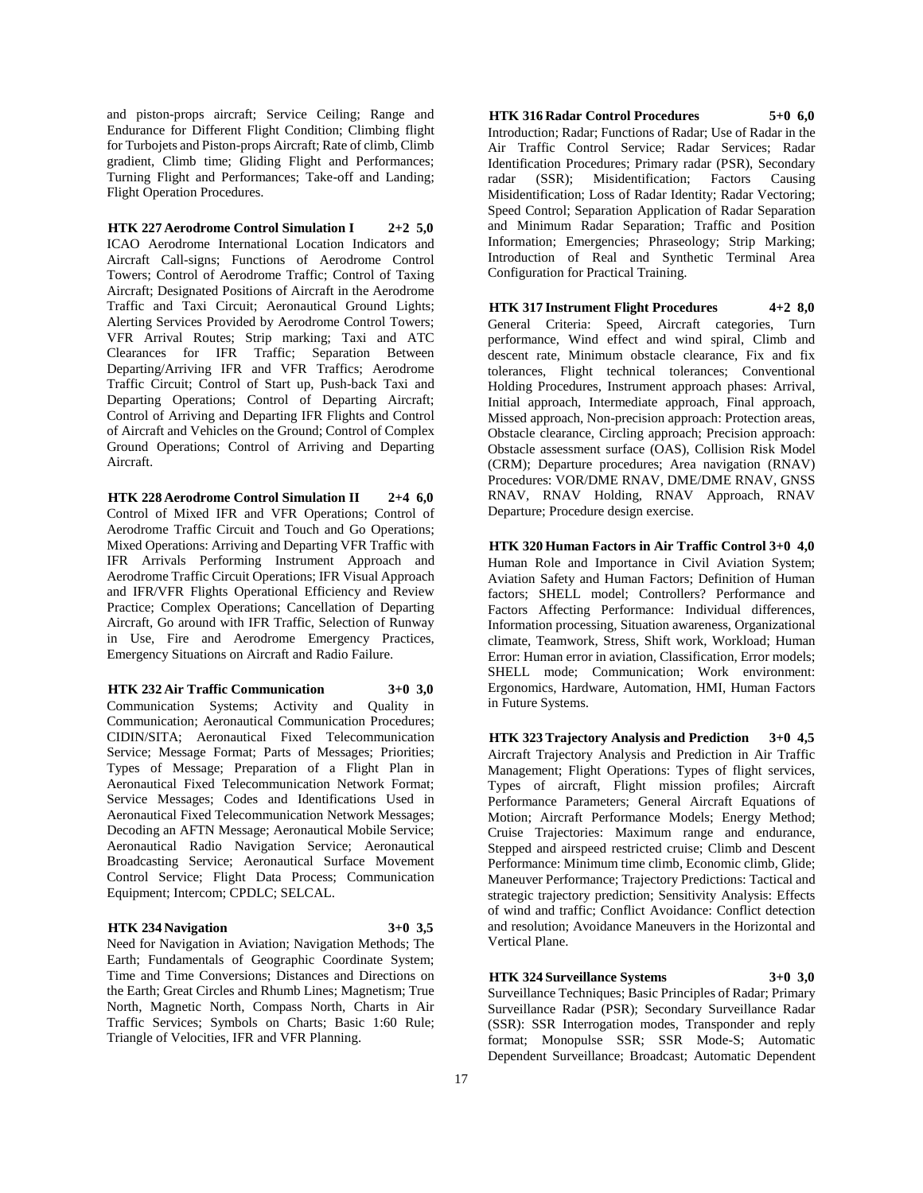and piston-props aircraft; Service Ceiling; Range and Endurance for Different Flight Condition; Climbing flight for Turbojets and Piston-props Aircraft; Rate of climb, Climb gradient, Climb time; Gliding Flight and Performances; Turning Flight and Performances; Take-off and Landing; Flight Operation Procedures.

**HTK 227 Aerodrome Control Simulation I 2+2 5,0**

ICAO Aerodrome International Location Indicators and Aircraft Call-signs; Functions of Aerodrome Control Towers; Control of Aerodrome Traffic; Control of Taxing Aircraft; Designated Positions of Aircraft in the Aerodrome Traffic and Taxi Circuit; Aeronautical Ground Lights; Alerting Services Provided by Aerodrome Control Towers; VFR Arrival Routes; Strip marking; Taxi and ATC Clearances for IFR Traffic; Separation Between Departing/Arriving IFR and VFR Traffics; Aerodrome Traffic Circuit; Control of Start up, Push-back Taxi and Departing Operations; Control of Departing Aircraft; Control of Arriving and Departing IFR Flights and Control of Aircraft and Vehicles on the Ground; Control of Complex Ground Operations; Control of Arriving and Departing Aircraft.

**HTK 228 Aerodrome Control Simulation II 2+4 6,0**

Control of Mixed IFR and VFR Operations; Control of Aerodrome Traffic Circuit and Touch and Go Operations; Mixed Operations: Arriving and Departing VFR Traffic with IFR Arrivals Performing Instrument Approach and Aerodrome Traffic Circuit Operations; IFR Visual Approach and IFR/VFR Flights Operational Efficiency and Review Practice; Complex Operations; Cancellation of Departing Aircraft, Go around with IFR Traffic, Selection of Runway in Use, Fire and Aerodrome Emergency Practices, Emergency Situations on Aircraft and Radio Failure.

**HTK 232 Air Traffic Communication 3+0 3,0**

Communication Systems; Activity and Quality in Communication; Aeronautical Communication Procedures; CIDIN/SITA; Aeronautical Fixed Telecommunication Service; Message Format; Parts of Messages; Priorities; Types of Message; Preparation of a Flight Plan in Aeronautical Fixed Telecommunication Network Format; Service Messages; Codes and Identifications Used in Aeronautical Fixed Telecommunication Network Messages; Decoding an AFTN Message; Aeronautical Mobile Service; Aeronautical Radio Navigation Service; Aeronautical Broadcasting Service; Aeronautical Surface Movement Control Service; Flight Data Process; Communication Equipment; Intercom; CPDLC; SELCAL.

**HTK 234 Navigation 3+0 3,5**

Need for Navigation in Aviation; Navigation Methods; The Earth; Fundamentals of Geographic Coordinate System; Time and Time Conversions; Distances and Directions on the Earth; Great Circles and Rhumb Lines; Magnetism; True North, Magnetic North, Compass North, Charts in Air Traffic Services; Symbols on Charts; Basic 1:60 Rule; Triangle of Velocities, IFR and VFR Planning.

**HTK 316 Radar Control Procedures 5+0 6,0**

Introduction; Radar; Functions of Radar; Use of Radar in the Air Traffic Control Service; Radar Services; Radar Identification Procedures; Primary radar (PSR), Secondary radar (SSR); Misidentification; Factors Causing Misidentification; Loss of Radar Identity; Radar Vectoring; Speed Control; Separation Application of Radar Separation and Minimum Radar Separation; Traffic and Position Information; Emergencies; Phraseology; Strip Marking; Introduction of Real and Synthetic Terminal Area Configuration for Practical Training.

**HTK 317 Instrument Flight Procedures 4+2 8,0**

General Criteria: Speed, Aircraft categories, Turn performance, Wind effect and wind spiral, Climb and descent rate, Minimum obstacle clearance, Fix and fix tolerances, Flight technical tolerances; Conventional Holding Procedures, Instrument approach phases: Arrival, Initial approach, Intermediate approach, Final approach, Missed approach, Non-precision approach: Protection areas, Obstacle clearance, Circling approach; Precision approach: Obstacle assessment surface (OAS), Collision Risk Model (CRM); Departure procedures; Area navigation (RNAV) Procedures: VOR/DME RNAV, DME/DME RNAV, GNSS RNAV, RNAV Holding, RNAV Approach, RNAV Departure; Procedure design exercise.

**HTK 320 Human Factors in Air Traffic Control 3+0 4,0**

Human Role and Importance in Civil Aviation System; Aviation Safety and Human Factors; Definition of Human factors; SHELL model; Controllers? Performance and Factors Affecting Performance: Individual differences, Information processing, Situation awareness, Organizational climate, Teamwork, Stress, Shift work, Workload; Human Error: Human error in aviation, Classification, Error models; SHELL mode; Communication; Work environment: Ergonomics, Hardware, Automation, HMI, Human Factors in Future Systems.

**HTK 323 Trajectory Analysis and Prediction 3+0 4,5**

Aircraft Trajectory Analysis and Prediction in Air Traffic Management; Flight Operations: Types of flight services, Types of aircraft, Flight mission profiles; Aircraft Performance Parameters; General Aircraft Equations of Motion; Aircraft Performance Models; Energy Method; Cruise Trajectories: Maximum range and endurance, Stepped and airspeed restricted cruise; Climb and Descent Performance: Minimum time climb, Economic climb, Glide; Maneuver Performance; Trajectory Predictions: Tactical and strategic trajectory prediction; Sensitivity Analysis: Effects of wind and traffic; Conflict Avoidance: Conflict detection and resolution; Avoidance Maneuvers in the Horizontal and Vertical Plane.

**HTK 324 Surveillance Systems 3+0 3,0**

Surveillance Techniques; Basic Principles of Radar; Primary Surveillance Radar (PSR); Secondary Surveillance Radar (SSR): SSR Interrogation modes, Transponder and reply format; Monopulse SSR; SSR Mode-S; Automatic Dependent Surveillance; Broadcast; Automatic Dependent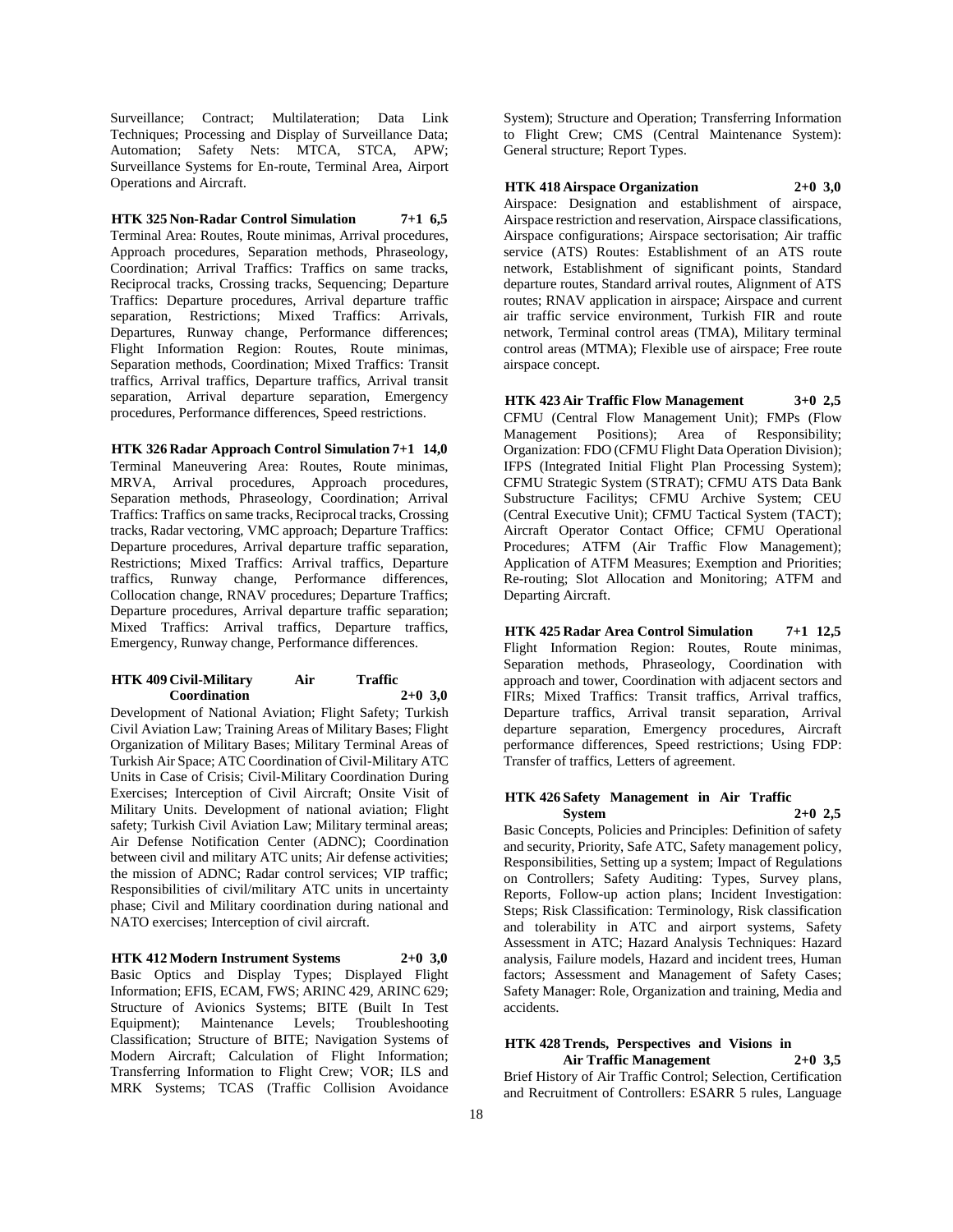Surveillance; Contract; Multilateration; Data Link Techniques; Processing and Display of Surveillance Data; Automation; Safety Nets: MTCA, STCA, APW; Surveillance Systems for En-route, Terminal Area, Airport Operations and Aircraft.

**HTK 325 Non-Radar Control Simulation 7+1 6,5**

Terminal Area: Routes, Route minimas, Arrival procedures, Approach procedures, Separation methods, Phraseology, Coordination; Arrival Traffics: Traffics on same tracks, Reciprocal tracks, Crossing tracks, Sequencing; Departure Traffics: Departure procedures, Arrival departure traffic separation, Restrictions; Mixed Traffics: Arrivals, Departures, Runway change, Performance differences; Flight Information Region: Routes, Route minimas, Separation methods, Coordination; Mixed Traffics: Transit traffics, Arrival traffics, Departure traffics, Arrival transit separation, Arrival departure separation, Emergency procedures, Performance differences, Speed restrictions.

**HTK 326 Radar Approach Control Simulation 7+1 14,0**

Terminal Maneuvering Area: Routes, Route minimas, MRVA, Arrival procedures, Approach procedures, Separation methods, Phraseology, Coordination; Arrival Traffics: Traffics on same tracks, Reciprocal tracks, Crossing tracks, Radar vectoring, VMC approach; Departure Traffics: Departure procedures, Arrival departure traffic separation, Restrictions; Mixed Traffics: Arrival traffics, Departure traffics, Runway change, Performance differences, Collocation change, RNAV procedures; Departure Traffics; Departure procedures, Arrival departure traffic separation; Mixed Traffics: Arrival traffics, Departure traffics, Emergency, Runway change, Performance differences.

**HTK 409 Civil-Military Air Traffic Coordination 2+0 3,0**

Development of National Aviation; Flight Safety; Turkish Civil Aviation Law; Training Areas of Military Bases; Flight Organization of Military Bases; Military Terminal Areas of Turkish Air Space; ATC Coordination of Civil-Military ATC Units in Case of Crisis; Civil-Military Coordination During Exercises; Interception of Civil Aircraft; Onsite Visit of Military Units. Development of national aviation; Flight safety; Turkish Civil Aviation Law; Military terminal areas; Air Defense Notification Center (ADNC); Coordination between civil and military ATC units; Air defense activities; the mission of ADNC; Radar control services; VIP traffic; Responsibilities of civil/military ATC units in uncertainty phase; Civil and Military coordination during national and NATO exercises; Interception of civil aircraft.

**HTK 412 Modern Instrument Systems 2+0 3,0**

Basic Optics and Display Types; Displayed Flight Information; EFIS, ECAM, FWS; ARINC 429, ARINC 629; Structure of Avionics Systems; BITE (Built In Test Equipment); Maintenance Levels; Troubleshooting Classification; Structure of BITE; Navigation Systems of Modern Aircraft; Calculation of Flight Information; Transferring Information to Flight Crew; VOR; ILS and MRK Systems; TCAS (Traffic Collision Avoidance System); Structure and Operation; Transferring Information to Flight Crew; CMS (Central Maintenance System): General structure; Report Types.

**HTK 418 Airspace Organization 2+0 3,0**

Airspace: Designation and establishment of airspace, Airspace restriction and reservation, Airspace classifications, Airspace configurations; Airspace sectorisation; Air traffic service (ATS) Routes: Establishment of an ATS route network, Establishment of significant points, Standard departure routes, Standard arrival routes, Alignment of ATS routes; RNAV application in airspace; Airspace and current air traffic service environment, Turkish FIR and route network, Terminal control areas (TMA), Military terminal control areas (MTMA); Flexible use of airspace; Free route airspace concept.

**HTK 423 Air Traffic Flow Management 3+0 2,5**

CFMU (Central Flow Management Unit); FMPs (Flow Management Positions); Area of Responsibility; Organization: FDO (CFMU Flight Data Operation Division); IFPS (Integrated Initial Flight Plan Processing System); CFMU Strategic System (STRAT); CFMU ATS Data Bank Substructure Facilitys; CFMU Archive System; CEU (Central Executive Unit); CFMU Tactical System (TACT); Aircraft Operator Contact Office; CFMU Operational Procedures; ATFM (Air Traffic Flow Management); Application of ATFM Measures; Exemption and Priorities; Re-routing; Slot Allocation and Monitoring; ATFM and Departing Aircraft.

**HTK 425 Radar Area Control Simulation 7+1 12,5**

Flight Information Region: Routes, Route minimas, Separation methods, Phraseology, Coordination with approach and tower, Coordination with adjacent sectors and FIRs; Mixed Traffics: Transit traffics, Arrival traffics, Departure traffics, Arrival transit separation, Arrival departure separation, Emergency procedures, Aircraft performance differences, Speed restrictions; Using FDP: Transfer of traffics, Letters of agreement.

**HTK 426 Safety Management in Air Traffic System 2+0 2,5**

Basic Concepts, Policies and Principles: Definition of safety and security, Priority, Safe ATC, Safety management policy, Responsibilities, Setting up a system; Impact of Regulations on Controllers; Safety Auditing: Types, Survey plans, Reports, Follow-up action plans; Incident Investigation: Steps; Risk Classification: Terminology, Risk classification and tolerability in ATC and airport systems, Safety Assessment in ATC; Hazard Analysis Techniques: Hazard analysis, Failure models, Hazard and incident trees, Human factors; Assessment and Management of Safety Cases; Safety Manager: Role, Organization and training, Media and accidents.

**HTK 428 Trends, Perspectives and Visions in Air Traffic Management 2+0 3,5**

Brief History of Air Traffic Control; Selection, Certification and Recruitment of Controllers: ESARR 5 rules, Language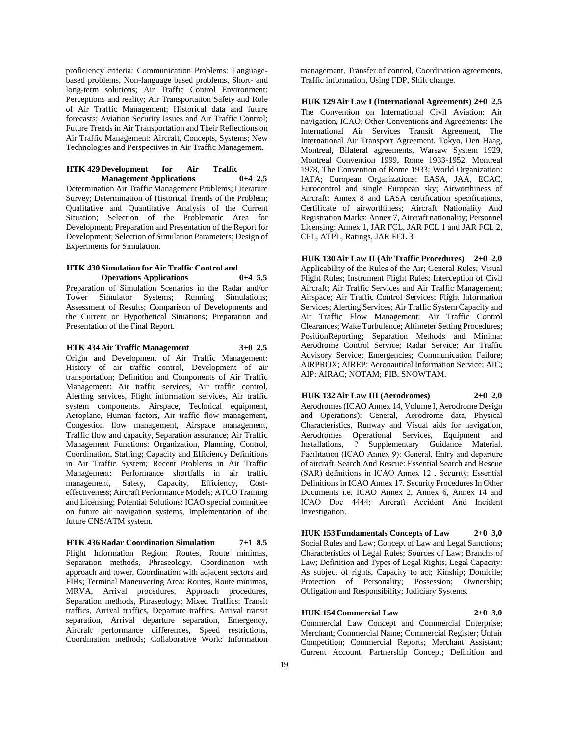proficiency criteria; Communication Problems: Language-based problems, Non-language based problems, Short- and long-term solutions; Air Traffic Control Environment: Perceptions and reality; Air Transportation Safety and Role of Air Traffic Management: Historical data and future forecasts; Aviation Security Issues and Air Traffic Control; Future Trends in Air Transportation and Their Reflections on Air Traffic Management: Aircraft, Concepts, Systems; New Technologies and Perspectives in Air Traffic Management.

**HTK 429 Development for Air Traffic Management Applications 0+4 2,5**
Determination Air Traffic Management Problems; Literature Survey; Determination of Historical Trends of the Problem; Qualitative and Quantitative Analysis of the Current Situation; Selection of the Problematic Area for Development; Preparation and Presentation of the Report for Development; Selection of Simulation Parameters; Design of Experiments for Simulation.

**HTK 430 Simulation for Air Traffic Control and Operations Applications 0+4 5,5**
Preparation of Simulation Scenarios in the Radar and/or Tower Simulator Systems; Running Simulations; Assessment of Results; Comparison of Developments and the Current or Hypothetical Situations; Preparation and Presentation of the Final Report.

**HTK 434 Air Traffic Management 3+0 2,5**
Origin and Development of Air Traffic Management: History of air traffic control, Development of air transportation; Definition and Components of Air Traffic Management: Air traffic services, Air traffic control, Alerting services, Flight information services, Air traffic system components, Airspace, Technical equipment, Aeroplane, Human factors, Air traffic flow management, Congestion flow management, Airspace management, Traffic flow and capacity, Separation assurance; Air Traffic Management Functions: Organization, Planning, Control, Coordination, Staffing; Capacity and Efficiency Definitions in Air Traffic System; Recent Problems in Air Traffic Management: Performance shortfalls in air traffic management, Safety, Capacity, Efficiency, Cost-effectiveness; Aircraft Performance Models; ATCO Training and Licensing; Potential Solutions: ICAO special committee on future air navigation systems, Implementation of the future CNS/ATM system.

**HTK 436 Radar Coordination Simulation 7+1 8,5**
Flight Information Region: Routes, Route minimas, Separation methods, Phraseology, Coordination with approach and tower, Coordination with adjacent sectors and FIRs; Terminal Maneuvering Area: Routes, Route minimas, MRVA, Arrival procedures, Approach procedures, Separation methods, Phraseology; Mixed Traffics: Transit traffics, Arrival traffics, Departure traffics, Arrival transit separation, Arrival departure separation, Emergency, Aircraft performance differences, Speed restrictions, Coordination methods; Collaborative Work: Information management, Transfer of control, Coordination agreements, Traffic information, Using FDP, Shift change.

**HUK 129 Air Law I (International Agreements) 2+0 2,5**
The Convention on International Civil Aviation: Air navigation, ICAO; Other Conventions and Agreements: The International Air Services Transit Agreement, The International Air Transport Agreement, Tokyo, Den Haag, Montreal, Bilateral agreements, Warsaw System 1929, Montreal Convention 1999, Rome 1933-1952, Montreal 1978, The Convention of Rome 1933; World Organization: IATA; European Organizations: EASA, JAA, ECAC, Eurocontrol and single European sky; Airworthiness of Aircraft: Annex 8 and EASA certification specifications, Certificate of airworthiness; Aircraft Nationality And Registration Marks: Annex 7, Aircraft nationality; Personnel Licensing: Annex 1, JAR FCL, JAR FCL 1 and JAR FCL 2, CPL, ATPL, Ratings, JAR FCL 3

**HUK 130 Air Law II (Air Traffic Procedures) 2+0 2,0**
Applicability of the Rules of the Air; General Rules; Visual Flight Rules; Instrument Flight Rules; Interception of Civil Aircraft; Air Traffic Services and Air Traffic Management; Airspace; Air Traffic Control Services; Flight Information Services; Alerting Services; Air Traffic System Capacity and Air Traffic Flow Management; Air Traffic Control Clearances; Wake Turbulence; Altimeter Setting Procedures; PositionReporting; Separation Methods and Minima; Aerodrome Control Service; Radar Service; Air Traffic Advisory Service; Emergencies; Communication Failure; AIRPROX; AIREP; Aeronautical Information Service; AIC; AIP; AIRAC; NOTAM; PIB, SNOWTAM.

**HUK 132 Air Law III (Aerodromes) 2+0 2,0**
Aerodromes (ICAO Annex 14, Volume I, Aerodrome Design and Operations): General, Aerodrome data, Physical Characteristics, Runway and Visual aids for navigation, Aerodromes Operational Services, Equipment and Installations, ? Supplementary Guidance Material. Facılıtatıon (ICAO Annex 9): General, Entry and departure of aircraft. Search And Rescue: Essential Search and Rescue (SAR) definitions in ICAO Annex 12 . Securıty: Essential Definitions in ICAO Annex 17. Security Procedures In Other Documents i.e. ICAO Annex 2, Annex 6, Annex 14 and ICAO Doc 4444; Aırcraft Accident And Incident Investigation.

**HUK 153 Fundamentals Concepts of Law 2+0 3,0**
Social Rules and Law; Concept of Law and Legal Sanctions; Characteristics of Legal Rules; Sources of Law; Branchs of Law; Definition and Types of Legal Rights; Legal Capacity: As subject of rights, Capacity to act; Kinship; Domicile; Protection of Personality; Possession; Ownership; Obligation and Responsibility; Judiciary Systems.

**HUK 154 Commercial Law 2+0 3,0**
Commercial Law Concept and Commercial Enterprise; Merchant; Commercial Name; Commercial Register; Unfair Competition; Commercial Reports; Merchant Assistant; Current Account; Partnership Concept; Definition and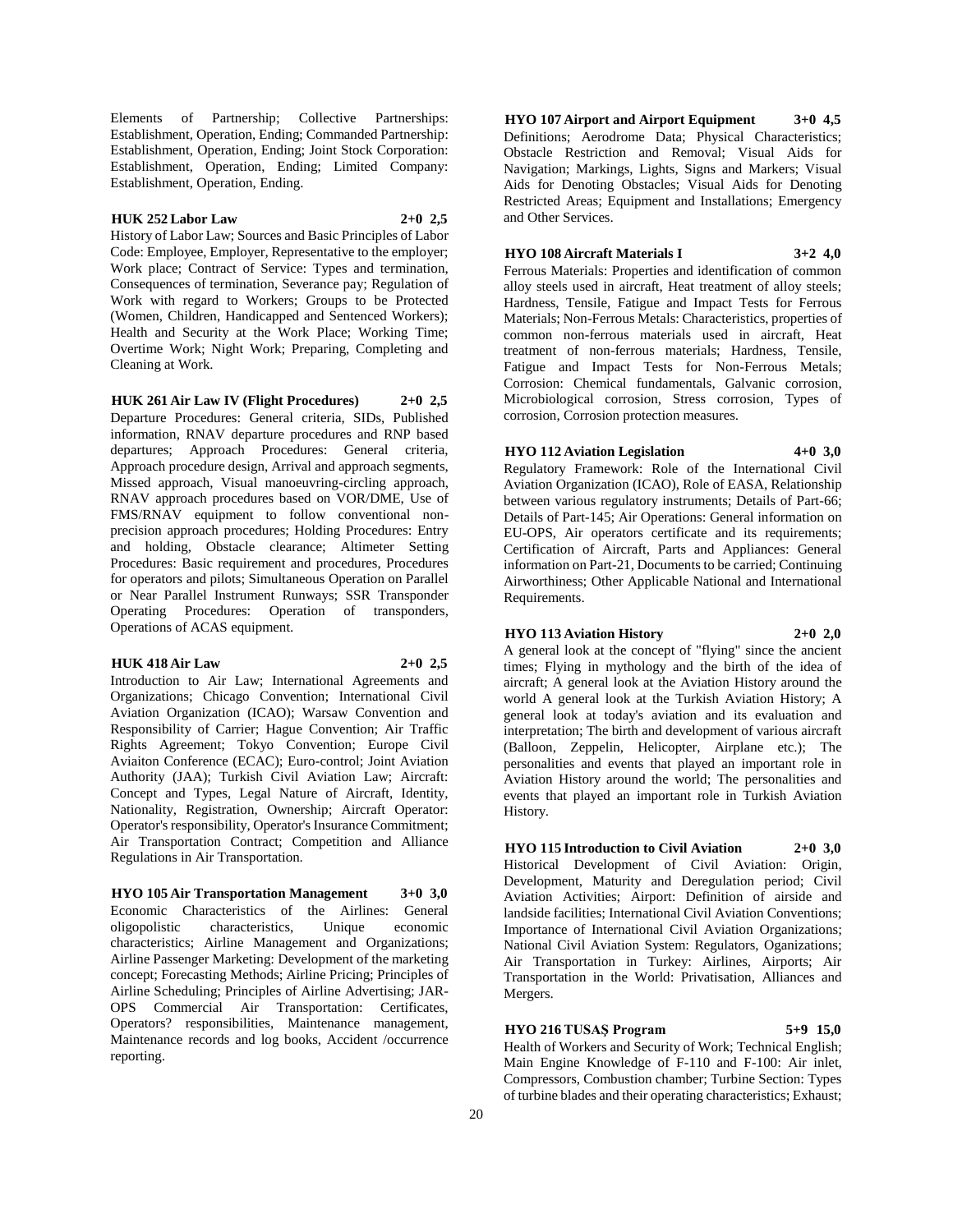Elements of Partnership; Collective Partnerships: Establishment, Operation, Ending; Commanded Partnership: Establishment, Operation, Ending; Joint Stock Corporation: Establishment, Operation, Ending; Limited Company: Establishment, Operation, Ending.

**HUK 252 Labor Law 2+0 2,5**

History of Labor Law; Sources and Basic Principles of Labor Code: Employee, Employer, Representative to the employer; Work place; Contract of Service: Types and termination, Consequences of termination, Severance pay; Regulation of Work with regard to Workers; Groups to be Protected (Women, Children, Handicapped and Sentenced Workers); Health and Security at the Work Place; Working Time; Overtime Work; Night Work; Preparing, Completing and Cleaning at Work.

**HUK 261 Air Law IV (Flight Procedures) 2+0 2,5**

Departure Procedures: General criteria, SIDs, Published information, RNAV departure procedures and RNP based departures; Approach Procedures: General criteria, Approach procedure design, Arrival and approach segments, Missed approach, Visual manoeuvring-circling approach, RNAV approach procedures based on VOR/DME, Use of FMS/RNAV equipment to follow conventional non-precision approach procedures; Holding Procedures: Entry and holding, Obstacle clearance; Altimeter Setting Procedures: Basic requirement and procedures, Procedures for operators and pilots; Simultaneous Operation on Parallel or Near Parallel Instrument Runways; SSR Transponder Operating Procedures: Operation of transponders, Operations of ACAS equipment.

**HUK 418 Air Law 2+0 2,5**

Introduction to Air Law; International Agreements and Organizations; Chicago Convention; International Civil Aviation Organization (ICAO); Warsaw Convention and Responsibility of Carrier; Hague Convention; Air Traffic Rights Agreement; Tokyo Convention; Europe Civil Aviaiton Conference (ECAC); Euro-control; Joint Aviation Authority (JAA); Turkish Civil Aviation Law; Aircraft: Concept and Types, Legal Nature of Aircraft, Identity, Nationality, Registration, Ownership; Aircraft Operator: Operator's responsibility, Operator's Insurance Commitment; Air Transportation Contract; Competition and Alliance Regulations in Air Transportation.

**HYO 105 Air Transportation Management 3+0 3,0**

Economic Characteristics of the Airlines: General oligopolistic characteristics, Unique economic characteristics; Airline Management and Organizations; Airline Passenger Marketing: Development of the marketing concept; Forecasting Methods; Airline Pricing; Principles of Airline Scheduling; Principles of Airline Advertising; JAR-OPS Commercial Air Transportation: Certificates, Operators? responsibilities, Maintenance management, Maintenance records and log books, Accident /occurrence reporting.

**HYO 107 Airport and Airport Equipment 3+0 4,5**

Definitions; Aerodrome Data; Physical Characteristics; Obstacle Restriction and Removal; Visual Aids for Navigation; Markings, Lights, Signs and Markers; Visual Aids for Denoting Obstacles; Visual Aids for Denoting Restricted Areas; Equipment and Installations; Emergency and Other Services.

**HYO 108 Aircraft Materials I 3+2 4,0**

Ferrous Materials: Properties and identification of common alloy steels used in aircraft, Heat treatment of alloy steels; Hardness, Tensile, Fatigue and Impact Tests for Ferrous Materials; Non-Ferrous Metals: Characteristics, properties of common non-ferrous materials used in aircraft, Heat treatment of non-ferrous materials; Hardness, Tensile, Fatigue and Impact Tests for Non-Ferrous Metals; Corrosion: Chemical fundamentals, Galvanic corrosion, Microbiological corrosion, Stress corrosion, Types of corrosion, Corrosion protection measures.

**HYO 112 Aviation Legislation 4+0 3,0**

Regulatory Framework: Role of the International Civil Aviation Organization (ICAO), Role of EASA, Relationship between various regulatory instruments; Details of Part-66; Details of Part-145; Air Operations: General information on EU-OPS, Air operators certificate and its requirements; Certification of Aircraft, Parts and Appliances: General information on Part-21, Documents to be carried; Continuing Airworthiness; Other Applicable National and International Requirements.

**HYO 113 Aviation History 2+0 2,0**

A general look at the concept of "flying" since the ancient times; Flying in mythology and the birth of the idea of aircraft; A general look at the Aviation History around the world A general look at the Turkish Aviation History; A general look at today's aviation and its evaluation and interpretation; The birth and development of various aircraft (Balloon, Zeppelin, Helicopter, Airplane etc.); The personalities and events that played an important role in Aviation History around the world; The personalities and events that played an important role in Turkish Aviation History.

**HYO 115 Introduction to Civil Aviation 2+0 3,0**

Historical Development of Civil Aviation: Origin, Development, Maturity and Deregulation period; Civil Aviation Activities; Airport: Definition of airside and landside facilities; International Civil Aviation Conventions; Importance of International Civil Aviation Organizations; National Civil Aviation System: Regulators, Oganizations; Air Transportation in Turkey: Airlines, Airports; Air Transportation in the World: Privatisation, Alliances and Mergers.

**HYO 216 TUSAŞ Program 5+9 15,0**

Health of Workers and Security of Work; Technical English; Main Engine Knowledge of F-110 and F-100: Air inlet, Compressors, Combustion chamber; Turbine Section: Types of turbine blades and their operating characteristics; Exhaust;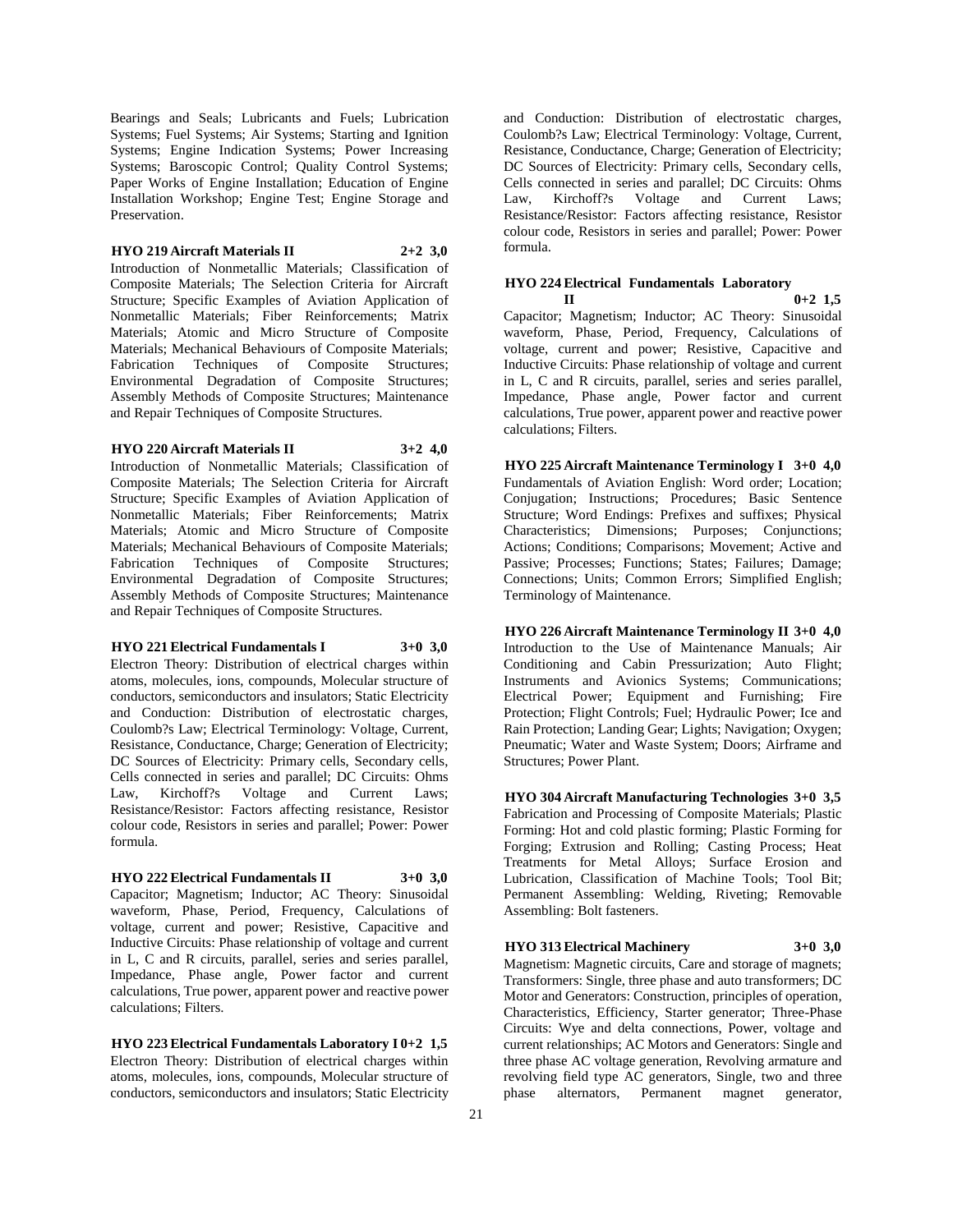Bearings and Seals; Lubricants and Fuels; Lubrication Systems; Fuel Systems; Air Systems; Starting and Ignition Systems; Engine Indication Systems; Power Increasing Systems; Baroscopic Control; Quality Control Systems; Paper Works of Engine Installation; Education of Engine Installation Workshop; Engine Test; Engine Storage and Preservation.

**HYO 219 Aircraft Materials II 2+2 3,0**

Introduction of Nonmetallic Materials; Classification of Composite Materials; The Selection Criteria for Aircraft Structure; Specific Examples of Aviation Application of Nonmetallic Materials; Fiber Reinforcements; Matrix Materials; Atomic and Micro Structure of Composite Materials; Mechanical Behaviours of Composite Materials; Fabrication Techniques of Composite Structures; Environmental Degradation of Composite Structures; Assembly Methods of Composite Structures; Maintenance and Repair Techniques of Composite Structures.

**HYO 220 Aircraft Materials II 3+2 4,0**

Introduction of Nonmetallic Materials; Classification of Composite Materials; The Selection Criteria for Aircraft Structure; Specific Examples of Aviation Application of Nonmetallic Materials; Fiber Reinforcements; Matrix Materials; Atomic and Micro Structure of Composite Materials; Mechanical Behaviours of Composite Materials; Fabrication Techniques of Composite Structures; Environmental Degradation of Composite Structures; Assembly Methods of Composite Structures; Maintenance and Repair Techniques of Composite Structures.

**HYO 221 Electrical Fundamentals I 3+0 3,0**

Electron Theory: Distribution of electrical charges within atoms, molecules, ions, compounds, Molecular structure of conductors, semiconductors and insulators; Static Electricity and Conduction: Distribution of electrostatic charges, Coulomb?s Law; Electrical Terminology: Voltage, Current, Resistance, Conductance, Charge; Generation of Electricity; DC Sources of Electricity: Primary cells, Secondary cells, Cells connected in series and parallel; DC Circuits: Ohms Law, Kirchoff?s Voltage and Current Laws; Resistance/Resistor: Factors affecting resistance, Resistor colour code, Resistors in series and parallel; Power: Power formula.

**HYO 222 Electrical Fundamentals II 3+0 3,0**

Capacitor; Magnetism; Inductor; AC Theory: Sinusoidal waveform, Phase, Period, Frequency, Calculations of voltage, current and power; Resistive, Capacitive and Inductive Circuits: Phase relationship of voltage and current in L, C and R circuits, parallel, series and series parallel, Impedance, Phase angle, Power factor and current calculations, True power, apparent power and reactive power calculations; Filters.

**HYO 223 Electrical Fundamentals Laboratory I 0+2 1,5**

Electron Theory: Distribution of electrical charges within atoms, molecules, ions, compounds, Molecular structure of conductors, semiconductors and insulators; Static Electricity and Conduction: Distribution of electrostatic charges, Coulomb?s Law; Electrical Terminology: Voltage, Current, Resistance, Conductance, Charge; Generation of Electricity; DC Sources of Electricity: Primary cells, Secondary cells, Cells connected in series and parallel; DC Circuits: Ohms Law, Kirchoff?s Voltage and Current Laws; Resistance/Resistor: Factors affecting resistance, Resistor colour code, Resistors in series and parallel; Power: Power formula.

**HYO 224 Electrical Fundamentals Laboratory II 0+2 1,5**

Capacitor; Magnetism; Inductor; AC Theory: Sinusoidal waveform, Phase, Period, Frequency, Calculations of voltage, current and power; Resistive, Capacitive and Inductive Circuits: Phase relationship of voltage and current in L, C and R circuits, parallel, series and series parallel, Impedance, Phase angle, Power factor and current calculations, True power, apparent power and reactive power calculations; Filters.

**HYO 225 Aircraft Maintenance Terminology I 3+0 4,0**

Fundamentals of Aviation English: Word order; Location; Conjugation; Instructions; Procedures; Basic Sentence Structure; Word Endings: Prefixes and suffixes; Physical Characteristics; Dimensions; Purposes; Conjunctions; Actions; Conditions; Comparisons; Movement; Active and Passive; Processes; Functions; States; Failures; Damage; Connections; Units; Common Errors; Simplified English; Terminology of Maintenance.

**HYO 226 Aircraft Maintenance Terminology II 3+0 4,0**

Introduction to the Use of Maintenance Manuals; Air Conditioning and Cabin Pressurization; Auto Flight; Instruments and Avionics Systems; Communications; Electrical Power; Equipment and Furnishing; Fire Protection; Flight Controls; Fuel; Hydraulic Power; Ice and Rain Protection; Landing Gear; Lights; Navigation; Oxygen; Pneumatic; Water and Waste System; Doors; Airframe and Structures; Power Plant.

**HYO 304 Aircraft Manufacturing Technologies 3+0 3,5**

Fabrication and Processing of Composite Materials; Plastic Forming: Hot and cold plastic forming; Plastic Forming for Forging; Extrusion and Rolling; Casting Process; Heat Treatments for Metal Alloys; Surface Erosion and Lubrication, Classification of Machine Tools; Tool Bit; Permanent Assembling: Welding, Riveting; Removable Assembling: Bolt fasteners.

**HYO 313 Electrical Machinery 3+0 3,0**

Magnetism: Magnetic circuits, Care and storage of magnets; Transformers: Single, three phase and auto transformers; DC Motor and Generators: Construction, principles of operation, Characteristics, Efficiency, Starter generator; Three-Phase Circuits: Wye and delta connections, Power, voltage and current relationships; AC Motors and Generators: Single and three phase AC voltage generation, Revolving armature and revolving field type AC generators, Single, two and three phase alternators, Permanent magnet generator,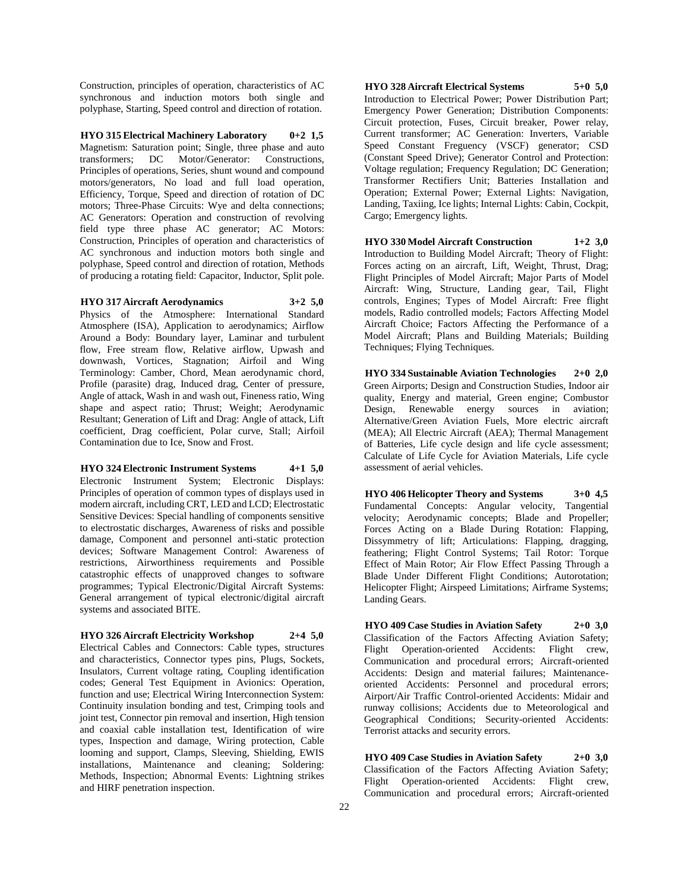Construction, principles of operation, characteristics of AC synchronous and induction motors both single and polyphase, Starting, Speed control and direction of rotation.

**HYO 315 Electrical Machinery Laboratory 0+2 1,5**
Magnetism: Saturation point; Single, three phase and auto transformers; DC Motor/Generator: Constructions, Principles of operations, Series, shunt wound and compound motors/generators, No load and full load operation, Efficiency, Torque, Speed and direction of rotation of DC motors; Three-Phase Circuits: Wye and delta connections; AC Generators: Operation and construction of revolving field type three phase AC generator; AC Motors: Construction, Principles of operation and characteristics of AC synchronous and induction motors both single and polyphase, Speed control and direction of rotation, Methods of producing a rotating field: Capacitor, Inductor, Split pole.

**HYO 317 Aircraft Aerodynamics 3+2 5,0**
Physics of the Atmosphere: International Standard Atmosphere (ISA), Application to aerodynamics; Airflow Around a Body: Boundary layer, Laminar and turbulent flow, Free stream flow, Relative airflow, Upwash and downwash, Vortices, Stagnation; Airfoil and Wing Terminology: Camber, Chord, Mean aerodynamic chord, Profile (parasite) drag, Induced drag, Center of pressure, Angle of attack, Wash in and wash out, Fineness ratio, Wing shape and aspect ratio; Thrust; Weight; Aerodynamic Resultant; Generation of Lift and Drag: Angle of attack, Lift coefficient, Drag coefficient, Polar curve, Stall; Airfoil Contamination due to Ice, Snow and Frost.

**HYO 324 Electronic Instrument Systems 4+1 5,0**
Electronic Instrument System; Electronic Displays: Principles of operation of common types of displays used in modern aircraft, including CRT, LED and LCD; Electrostatic Sensitive Devices: Special handling of components sensitive to electrostatic discharges, Awareness of risks and possible damage, Component and personnel anti-static protection devices; Software Management Control: Awareness of restrictions, Airworthiness requirements and Possible catastrophic effects of unapproved changes to software programmes; Typical Electronic/Digital Aircraft Systems: General arrangement of typical electronic/digital aircraft systems and associated BITE.

**HYO 326 Aircraft Electricity Workshop 2+4 5,0**
Electrical Cables and Connectors: Cable types, structures and characteristics, Connector types pins, Plugs, Sockets, Insulators, Current voltage rating, Coupling identification codes; General Test Equipment in Avionics: Operation, function and use; Electrical Wiring Interconnection System: Continuity insulation bonding and test, Crimping tools and joint test, Connector pin removal and insertion, High tension and coaxial cable installation test, Identification of wire types, Inspection and damage, Wiring protection, Cable looming and support, Clamps, Sleeving, Shielding, EWIS installations, Maintenance and cleaning; Soldering: Methods, Inspection; Abnormal Events: Lightning strikes and HIRF penetration inspection.

**HYO 328 Aircraft Electrical Systems 5+0 5,0**
Introduction to Electrical Power; Power Distribution Part; Emergency Power Generation; Distribution Components: Circuit protection, Fuses, Circuit breaker, Power relay, Current transformer; AC Generation: Inverters, Variable Speed Constant Freguency (VSCF) generator; CSD (Constant Speed Drive); Generator Control and Protection: Voltage regulation; Frequency Regulation; DC Generation; Transformer Rectifiers Unit; Batteries Installation and Operation; External Power; External Lights: Navigation, Landing, Taxiing, Ice lights; Internal Lights: Cabin, Cockpit, Cargo; Emergency lights.

**HYO 330 Model Aircraft Construction 1+2 3,0**
Introduction to Building Model Aircraft; Theory of Flight: Forces acting on an aircraft, Lift, Weight, Thrust, Drag; Flight Principles of Model Aircraft; Major Parts of Model Aircraft: Wing, Structure, Landing gear, Tail, Flight controls, Engines; Types of Model Aircraft: Free flight models, Radio controlled models; Factors Affecting Model Aircraft Choice; Factors Affecting the Performance of a Model Aircraft; Plans and Building Materials; Building Techniques; Flying Techniques.

**HYO 334 Sustainable Aviation Technologies 2+0 2,0**
Green Airports; Design and Construction Studies, Indoor air quality, Energy and material, Green engine; Combustor Design, Renewable energy sources in aviation; Alternative/Green Aviation Fuels, More electric aircraft (MEA); All Electric Aircraft (AEA); Thermal Management of Batteries, Life cycle design and life cycle assessment; Calculate of Life Cycle for Aviation Materials, Life cycle assessment of aerial vehicles.

**HYO 406 Helicopter Theory and Systems 3+0 4,5**
Fundamental Concepts: Angular velocity, Tangential velocity; Aerodynamic concepts; Blade and Propeller; Forces Acting on a Blade During Rotation: Flapping, Dissymmetry of lift; Articulations: Flapping, dragging, feathering; Flight Control Systems; Tail Rotor: Torque Effect of Main Rotor; Air Flow Effect Passing Through a Blade Under Different Flight Conditions; Autorotation; Helicopter Flight; Airspeed Limitations; Airframe Systems; Landing Gears.

**HYO 409 Case Studies in Aviation Safety 2+0 3,0**
Classification of the Factors Affecting Aviation Safety; Flight Operation-oriented Accidents: Flight crew, Communication and procedural errors; Aircraft-oriented Accidents: Design and material failures; Maintenance-oriented Accidents: Personnel and procedural errors; Airport/Air Traffic Control-oriented Accidents: Midair and runway collisions; Accidents due to Meteorological and Geographical Conditions; Security-oriented Accidents: Terrorist attacks and security errors.

**HYO 409 Case Studies in Aviation Safety 2+0 3,0**
Classification of the Factors Affecting Aviation Safety; Flight Operation-oriented Accidents: Flight crew, Communication and procedural errors; Aircraft-oriented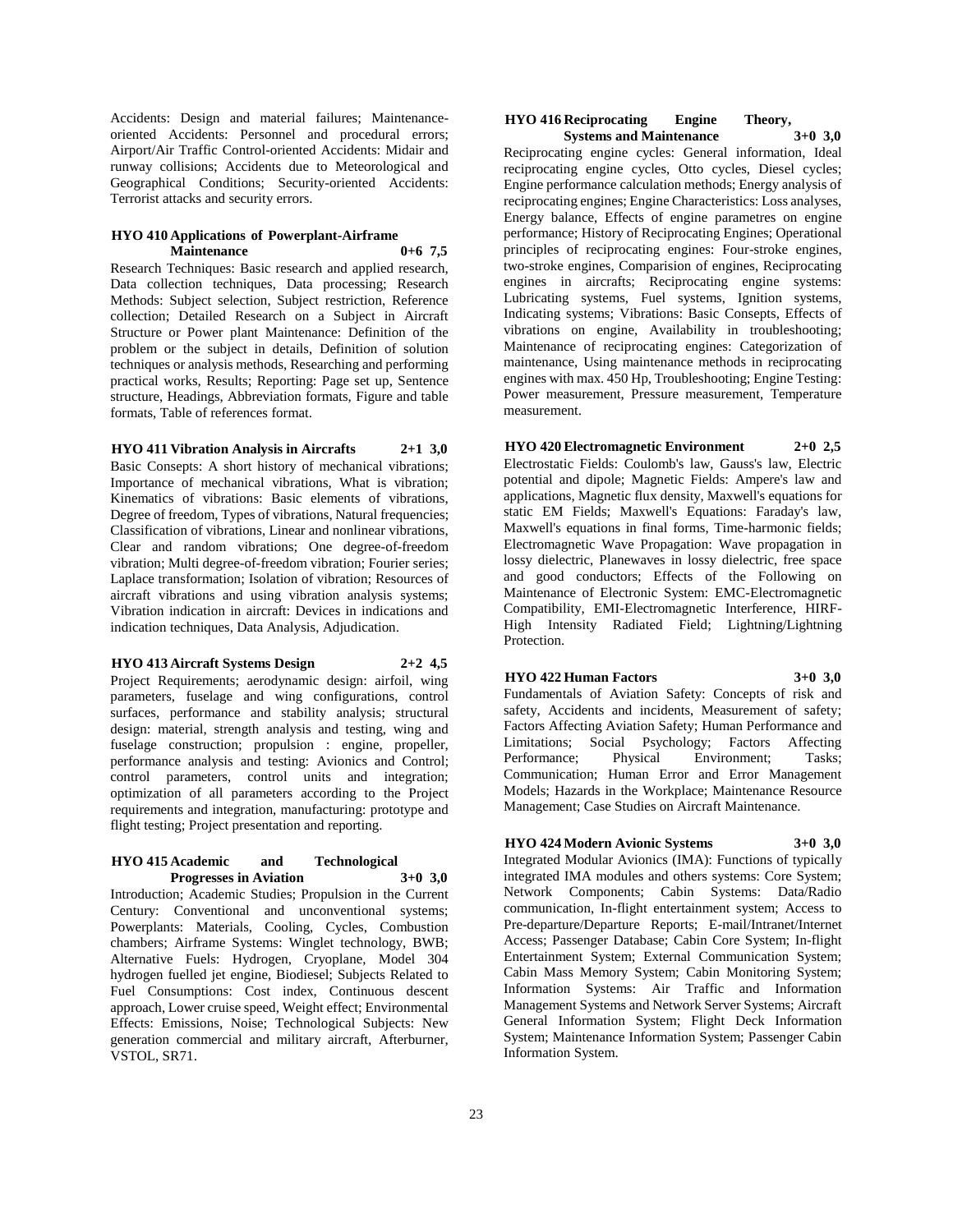Accidents: Design and material failures; Maintenance-oriented Accidents: Personnel and procedural errors; Airport/Air Traffic Control-oriented Accidents: Midair and runway collisions; Accidents due to Meteorological and Geographical Conditions; Security-oriented Accidents: Terrorist attacks and security errors.

**HYO 410 Applications of Powerplant-Airframe Maintenance 0+6 7,5**

Research Techniques: Basic research and applied research, Data collection techniques, Data processing; Research Methods: Subject selection, Subject restriction, Reference collection; Detailed Research on a Subject in Aircraft Structure or Power plant Maintenance: Definition of the problem or the subject in details, Definition of solution techniques or analysis methods, Researching and performing practical works, Results; Reporting: Page set up, Sentence structure, Headings, Abbreviation formats, Figure and table formats, Table of references format.

**HYO 411 Vibration Analysis in Aircrafts 2+1 3,0**

Basic Consepts: A short history of mechanical vibrations; Importance of mechanical vibrations, What is vibration; Kinematics of vibrations: Basic elements of vibrations, Degree of freedom, Types of vibrations, Natural frequencies; Classification of vibrations, Linear and nonlinear vibrations, Clear and random vibrations; One degree-of-freedom vibration; Multi degree-of-freedom vibration; Fourier series; Laplace transformation; Isolation of vibration; Resources of aircraft vibrations and using vibration analysis systems; Vibration indication in aircraft: Devices in indications and indication techniques, Data Analysis, Adjudication.

**HYO 413 Aircraft Systems Design 2+2 4,5**

Project Requirements; aerodynamic design: airfoil, wing parameters, fuselage and wing configurations, control surfaces, performance and stability analysis; structural design: material, strength analysis and testing, wing and fuselage construction; propulsion : engine, propeller, performance analysis and testing: Avionics and Control; control parameters, control units and integration; optimization of all parameters according to the Project requirements and integration, manufacturing: prototype and flight testing; Project presentation and reporting.

**HYO 415 Academic and Technological Progresses in Aviation 3+0 3,0**

Introduction; Academic Studies; Propulsion in the Current Century: Conventional and unconventional systems; Powerplants: Materials, Cooling, Cycles, Combustion chambers; Airframe Systems: Winglet technology, BWB; Alternative Fuels: Hydrogen, Cryoplane, Model 304 hydrogen fuelled jet engine, Biodiesel; Subjects Related to Fuel Consumptions: Cost index, Continuous descent approach, Lower cruise speed, Weight effect; Environmental Effects: Emissions, Noise; Technological Subjects: New generation commercial and military aircraft, Afterburner, VSTOL, SR71.

**HYO 416 Reciprocating Engine Theory, Systems and Maintenance 3+0 3,0**

Reciprocating engine cycles: General information, Ideal reciprocating engine cycles, Otto cycles, Diesel cycles; Engine performance calculation methods; Energy analysis of reciprocating engines; Engine Characteristics: Loss analyses, Energy balance, Effects of engine parametres on engine performance; History of Reciprocating Engines; Operational principles of reciprocating engines: Four-stroke engines, two-stroke engines, Comparision of engines, Reciprocating engines in aircrafts; Reciprocating engine systems: Lubricating systems, Fuel systems, Ignition systems, Indicating systems; Vibrations: Basic Consepts, Effects of vibrations on engine, Availability in troubleshooting; Maintenance of reciprocating engines: Categorization of maintenance, Using maintenance methods in reciprocating engines with max. 450 Hp, Troubleshooting; Engine Testing: Power measurement, Pressure measurement, Temperature measurement.

**HYO 420 Electromagnetic Environment 2+0 2,5**

Electrostatic Fields: Coulomb's law, Gauss's law, Electric potential and dipole; Magnetic Fields: Ampere's law and applications, Magnetic flux density, Maxwell's equations for static EM Fields; Maxwell's Equations: Faraday's law, Maxwell's equations in final forms, Time-harmonic fields; Electromagnetic Wave Propagation: Wave propagation in lossy dielectric, Planewaves in lossy dielectric, free space and good conductors; Effects of the Following on Maintenance of Electronic System: EMC-Electromagnetic Compatibility, EMI-Electromagnetic Interference, HIRF-High Intensity Radiated Field; Lightning/Lightning Protection.

**HYO 422 Human Factors 3+0 3,0**

Fundamentals of Aviation Safety: Concepts of risk and safety, Accidents and incidents, Measurement of safety; Factors Affecting Aviation Safety; Human Performance and Limitations; Social Psychology; Factors Affecting Performance; Physical Environment; Tasks; Communication; Human Error and Error Management Models; Hazards in the Workplace; Maintenance Resource Management; Case Studies on Aircraft Maintenance.

**HYO 424 Modern Avionic Systems 3+0 3,0**

Integrated Modular Avionics (IMA): Functions of typically integrated IMA modules and others systems: Core System; Network Components; Cabin Systems: Data/Radio communication, In-flight entertainment system; Access to Pre-departure/Departure Reports; E-mail/Intranet/Internet Access; Passenger Database; Cabin Core System; In-flight Entertainment System; External Communication System; Cabin Mass Memory System; Cabin Monitoring System; Information Systems: Air Traffic and Information Management Systems and Network Server Systems; Aircraft General Information System; Flight Deck Information System; Maintenance Information System; Passenger Cabin Information System.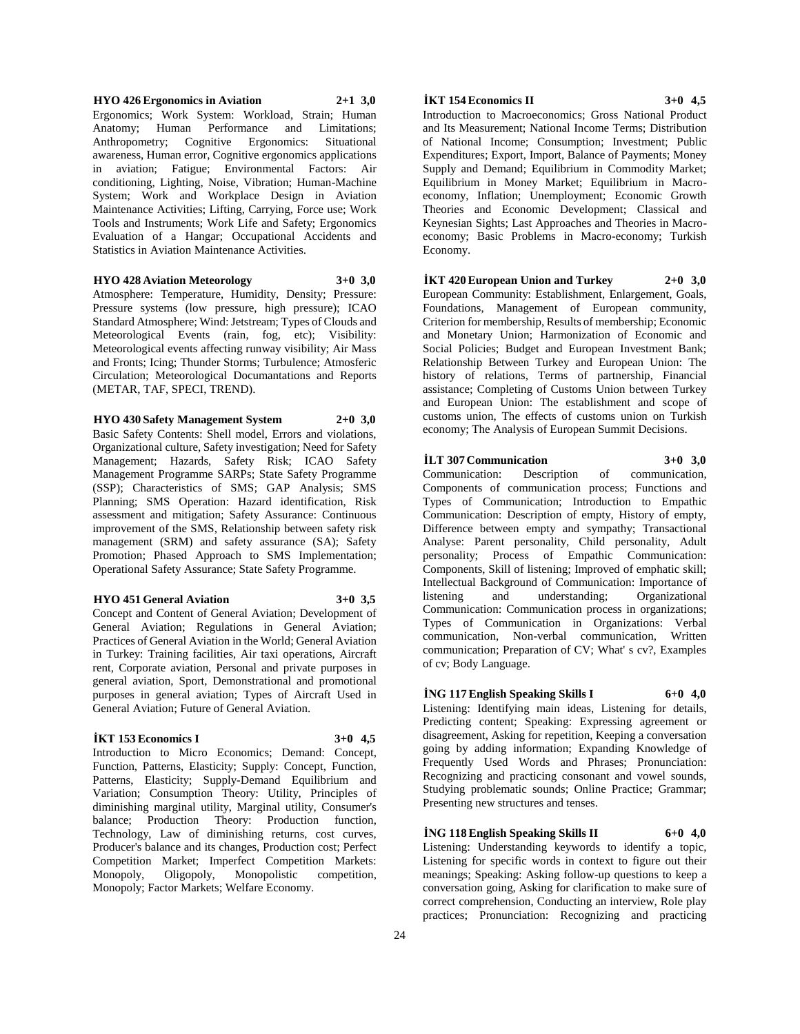**HYO 426 Ergonomics in Aviation 2+1 3,0**

Ergonomics; Work System: Workload, Strain; Human Anatomy; Human Performance and Limitations; Anthropometry; Cognitive Ergonomics: Situational awareness, Human error, Cognitive ergonomics applications in aviation; Fatigue; Environmental Factors: Air conditioning, Lighting, Noise, Vibration; Human-Machine System; Work and Workplace Design in Aviation Maintenance Activities; Lifting, Carrying, Force use; Work Tools and Instruments; Work Life and Safety; Ergonomics Evaluation of a Hangar; Occupational Accidents and Statistics in Aviation Maintenance Activities.

**HYO 428 Aviation Meteorology 3+0 3,0**

Atmosphere: Temperature, Humidity, Density; Pressure: Pressure systems (low pressure, high pressure); ICAO Standard Atmosphere; Wind: Jetstream; Types of Clouds and Meteorological Events (rain, fog, etc); Visibility: Meteorological events affecting runway visibility; Air Mass and Fronts; Icing; Thunder Storms; Turbulence; Atmosferic Circulation; Meteorological Documantations and Reports (METAR, TAF, SPECI, TREND).

**HYO 430 Safety Management System 2+0 3,0**

Basic Safety Contents: Shell model, Errors and violations, Organizational culture, Safety investigation; Need for Safety Management; Hazards, Safety Risk; ICAO Safety Management Programme SARPs; State Safety Programme (SSP); Characteristics of SMS; GAP Analysis; SMS Planning; SMS Operation: Hazard identification, Risk assessment and mitigation; Safety Assurance: Continuous improvement of the SMS, Relationship between safety risk management (SRM) and safety assurance (SA); Safety Promotion; Phased Approach to SMS Implementation; Operational Safety Assurance; State Safety Programme.

**HYO 451 General Aviation 3+0 3,5**

Concept and Content of General Aviation; Development of General Aviation; Regulations in General Aviation; Practices of General Aviation in the World; General Aviation in Turkey: Training facilities, Air taxi operations, Aircraft rent, Corporate aviation, Personal and private purposes in general aviation, Sport, Demonstrational and promotional purposes in general aviation; Types of Aircraft Used in General Aviation; Future of General Aviation.

**İKT 153 Economics I 3+0 4,5**

Introduction to Micro Economics; Demand: Concept, Function, Patterns, Elasticity; Supply: Concept, Function, Patterns, Elasticity; Supply-Demand Equilibrium and Variation; Consumption Theory: Utility, Principles of diminishing marginal utility, Marginal utility, Consumer's balance; Production Theory: Production function, Technology, Law of diminishing returns, cost curves, Producer's balance and its changes, Production cost; Perfect Competition Market; Imperfect Competition Markets: Monopoly, Oligopoly, Monopolistic competition, Monopoly; Factor Markets; Welfare Economy.

**İKT 154 Economics II 3+0 4,5**

Introduction to Macroeconomics; Gross National Product and Its Measurement; National Income Terms; Distribution of National Income; Consumption; Investment; Public Expenditures; Export, Import, Balance of Payments; Money Supply and Demand; Equilibrium in Commodity Market; Equilibrium in Money Market; Equilibrium in Macro-economy, Inflation; Unemployment; Economic Growth Theories and Economic Development; Classical and Keynesian Sights; Last Approaches and Theories in Macro-economy; Basic Problems in Macro-economy; Turkish Economy.

**İKT 420 European Union and Turkey 2+0 3,0**

European Community: Establishment, Enlargement, Goals, Foundations, Management of European community, Criterion for membership, Results of membership; Economic and Monetary Union; Harmonization of Economic and Social Policies; Budget and European Investment Bank; Relationship Between Turkey and European Union: The history of relations, Terms of partnership, Financial assistance; Completing of Customs Union between Turkey and European Union: The establishment and scope of customs union, The effects of customs union on Turkish economy; The Analysis of European Summit Decisions.

**İLT 307 Communication 3+0 3,0**

Communication: Description of communication, Components of communication process; Functions and Types of Communication; Introduction to Empathic Communication: Description of empty, History of empty, Difference between empty and sympathy; Transactional Analyse: Parent personality, Child personality, Adult personality; Process of Empathic Communication: Components, Skill of listening; Improved of emphatic skill; Intellectual Background of Communication: Importance of listening and understanding; Organizational Communication: Communication process in organizations; Types of Communication in Organizations: Verbal communication, Non-verbal communication, Written communication; Preparation of CV; What' s cv?, Examples of cv; Body Language.

**İNG 117 English Speaking Skills I 6+0 4,0**

Listening: Identifying main ideas, Listening for details, Predicting content; Speaking: Expressing agreement or disagreement, Asking for repetition, Keeping a conversation going by adding information; Expanding Knowledge of Frequently Used Words and Phrases; Pronunciation: Recognizing and practicing consonant and vowel sounds, Studying problematic sounds; Online Practice; Grammar; Presenting new structures and tenses.

**İNG 118 English Speaking Skills II 6+0 4,0**

Listening: Understanding keywords to identify a topic, Listening for specific words in context to figure out their meanings; Speaking: Asking follow-up questions to keep a conversation going, Asking for clarification to make sure of correct comprehension, Conducting an interview, Role play practices; Pronunciation: Recognizing and practicing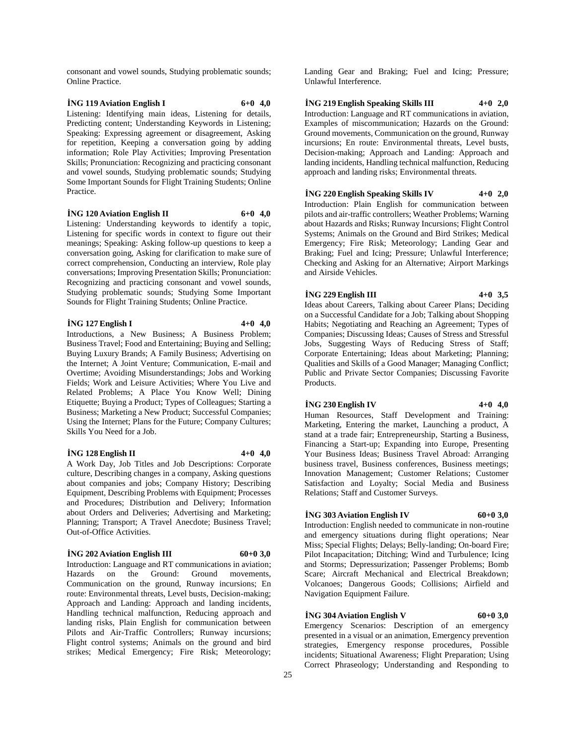consonant and vowel sounds, Studying problematic sounds; Online Practice.

**İNG 119 Aviation English I 6+0 4,0**

Listening: Identifying main ideas, Listening for details, Predicting content; Understanding Keywords in Listening; Speaking: Expressing agreement or disagreement, Asking for repetition, Keeping a conversation going by adding information; Role Play Activities; Improving Presentation Skills; Pronunciation: Recognizing and practicing consonant and vowel sounds, Studying problematic sounds; Studying Some Important Sounds for Flight Training Students; Online Practice.

**İNG 120 Aviation English II 6+0 4,0**

Listening: Understanding keywords to identify a topic, Listening for specific words in context to figure out their meanings; Speaking: Asking follow-up questions to keep a conversation going, Asking for clarification to make sure of correct comprehension, Conducting an interview, Role play conversations; Improving Presentation Skills; Pronunciation: Recognizing and practicing consonant and vowel sounds, Studying problematic sounds; Studying Some Important Sounds for Flight Training Students; Online Practice.

**İNG 127 English I 4+0 4,0**

Introductions, a New Business; A Business Problem; Business Travel; Food and Entertaining; Buying and Selling; Buying Luxury Brands; A Family Business; Advertising on the Internet; A Joint Venture; Communication, E-mail and Overtime; Avoiding Misunderstandings; Jobs and Working Fields; Work and Leisure Activities; Where You Live and Related Problems; A Place You Know Well; Dining Etiquette; Buying a Product; Types of Colleagues; Starting a Business; Marketing a New Product; Successful Companies; Using the Internet; Plans for the Future; Company Cultures; Skills You Need for a Job.

**İNG 128 English II 4+0 4,0**

A Work Day, Job Titles and Job Descriptions: Corporate culture, Describing changes in a company, Asking questions about companies and jobs; Company History; Describing Equipment, Describing Problems with Equipment; Processes and Procedures; Distribution and Delivery; Information about Orders and Deliveries; Advertising and Marketing; Planning; Transport; A Travel Anecdote; Business Travel; Out-of-Office Activities.

**İNG 202 Aviation English III 60+0 3,0**

Introduction: Language and RT communications in aviation; Hazards on the Ground: Ground movements, Communication on the ground, Runway incursions; En route: Environmental threats, Level busts, Decision-making; Approach and Landing: Approach and landing incidents, Handling technical malfunction, Reducing approach and landing risks, Plain English for communication between Pilots and Air-Traffic Controllers; Runway incursions; Flight control systems; Animals on the ground and bird strikes; Medical Emergency; Fire Risk; Meteorology; Landing Gear and Braking; Fuel and Icing; Pressure; Unlawful Interference.

**İNG 219 English Speaking Skills III 4+0 2,0**

Introduction: Language and RT communications in aviation, Examples of miscommunication; Hazards on the Ground: Ground movements, Communication on the ground, Runway incursions; En route: Environmental threats, Level busts, Decision-making; Approach and Landing: Approach and landing incidents, Handling technical malfunction, Reducing approach and landing risks; Environmental threats.

**İNG 220 English Speaking Skills IV 4+0 2,0**

Introduction: Plain English for communication between pilots and air-traffic controllers; Weather Problems; Warning about Hazards and Risks; Runway Incursions; Flight Control Systems; Animals on the Ground and Bird Strikes; Medical Emergency; Fire Risk; Meteorology; Landing Gear and Braking; Fuel and Icing; Pressure; Unlawful Interference; Checking and Asking for an Alternative; Airport Markings and Airside Vehicles.

**İNG 229 English III 4+0 3,5**

Ideas about Careers, Talking about Career Plans; Deciding on a Successful Candidate for a Job; Talking about Shopping Habits; Negotiating and Reaching an Agreement; Types of Companies; Discussing Ideas; Causes of Stress and Stressful Jobs, Suggesting Ways of Reducing Stress of Staff; Corporate Entertaining; Ideas about Marketing; Planning; Qualities and Skills of a Good Manager; Managing Conflict; Public and Private Sector Companies; Discussing Favorite Products.

**İNG 230 English IV 4+0 4,0**

Human Resources, Staff Development and Training: Marketing, Entering the market, Launching a product, A stand at a trade fair; Entrepreneurship, Starting a Business, Financing a Start-up; Expanding into Europe, Presenting Your Business Ideas; Business Travel Abroad: Arranging business travel, Business conferences, Business meetings; Innovation Management; Customer Relations; Customer Satisfaction and Loyalty; Social Media and Business Relations; Staff and Customer Surveys.

**İNG 303 Aviation English IV 60+0 3,0**

Introduction: English needed to communicate in non-routine and emergency situations during flight operations; Near Miss; Special Flights; Delays; Belly-landing; On-board Fire; Pilot Incapacitation; Ditching; Wind and Turbulence; Icing and Storms; Depressurization; Passenger Problems; Bomb Scare; Aircraft Mechanical and Electrical Breakdown; Volcanoes; Dangerous Goods; Collisions; Airfield and Navigation Equipment Failure.

**İNG 304 Aviation English V 60+0 3,0**

Emergency Scenarios: Description of an emergency presented in a visual or an animation, Emergency prevention strategies, Emergency response procedures, Possible incidents; Situational Awareness; Flight Preparation; Using Correct Phraseology; Understanding and Responding to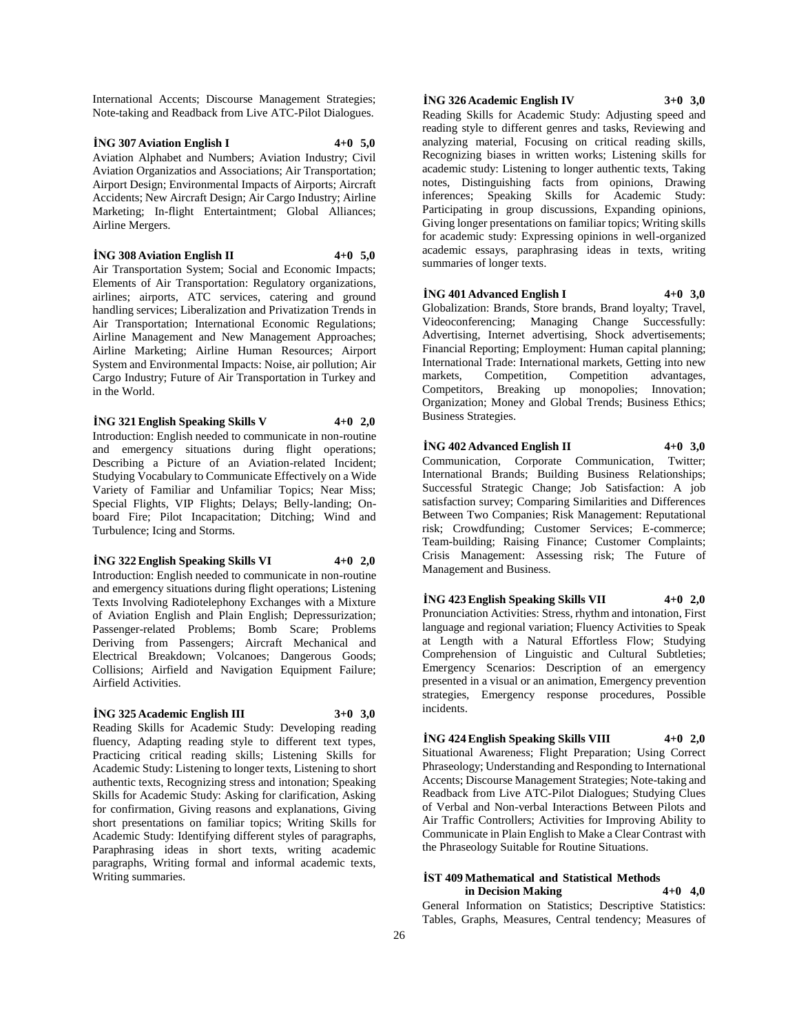International Accents; Discourse Management Strategies; Note-taking and Readback from Live ATC-Pilot Dialogues.

**İNG 307 Aviation English I 4+0 5,0**

Aviation Alphabet and Numbers; Aviation Industry; Civil Aviation Organizatios and Associations; Air Transportation; Airport Design; Environmental Impacts of Airports; Aircraft Accidents; New Aircraft Design; Air Cargo Industry; Airline Marketing; In-flight Entertaintment; Global Alliances; Airline Mergers.

**İNG 308 Aviation English II 4+0 5,0**

Air Transportation System; Social and Economic Impacts; Elements of Air Transportation: Regulatory organizations, airlines; airports, ATC services, catering and ground handling services; Liberalization and Privatization Trends in Air Transportation; International Economic Regulations; Airline Management and New Management Approaches; Airline Marketing; Airline Human Resources; Airport System and Environmental Impacts: Noise, air pollution; Air Cargo Industry; Future of Air Transportation in Turkey and in the World.

**İNG 321 English Speaking Skills V 4+0 2,0**

Introduction: English needed to communicate in non-routine and emergency situations during flight operations; Describing a Picture of an Aviation-related Incident; Studying Vocabulary to Communicate Effectively on a Wide Variety of Familiar and Unfamiliar Topics; Near Miss; Special Flights, VIP Flights; Delays; Belly-landing; On-board Fire; Pilot Incapacitation; Ditching; Wind and Turbulence; Icing and Storms.

**İNG 322 English Speaking Skills VI 4+0 2,0**

Introduction: English needed to communicate in non-routine and emergency situations during flight operations; Listening Texts Involving Radiotelephony Exchanges with a Mixture of Aviation English and Plain English; Depressurization; Passenger-related Problems; Bomb Scare; Problems Deriving from Passengers; Aircraft Mechanical and Electrical Breakdown; Volcanoes; Dangerous Goods; Collisions; Airfield and Navigation Equipment Failure; Airfield Activities.

**İNG 325 Academic English III 3+0 3,0**

Reading Skills for Academic Study: Developing reading fluency, Adapting reading style to different text types, Practicing critical reading skills; Listening Skills for Academic Study: Listening to longer texts, Listening to short authentic texts, Recognizing stress and intonation; Speaking Skills for Academic Study: Asking for clarification, Asking for confirmation, Giving reasons and explanations, Giving short presentations on familiar topics; Writing Skills for Academic Study: Identifying different styles of paragraphs, Paraphrasing ideas in short texts, writing academic paragraphs, Writing formal and informal academic texts, Writing summaries.

**İNG 326 Academic English IV 3+0 3,0**

Reading Skills for Academic Study: Adjusting speed and reading style to different genres and tasks, Reviewing and analyzing material, Focusing on critical reading skills, Recognizing biases in written works; Listening skills for academic study: Listening to longer authentic texts, Taking notes, Distinguishing facts from opinions, Drawing inferences; Speaking Skills for Academic Study: Participating in group discussions, Expanding opinions, Giving longer presentations on familiar topics; Writing skills for academic study: Expressing opinions in well-organized academic essays, paraphrasing ideas in texts, writing summaries of longer texts.

**İNG 401 Advanced English I 4+0 3,0**

Globalization: Brands, Store brands, Brand loyalty; Travel, Videoconferencing; Managing Change Successfully: Advertising, Internet advertising, Shock advertisements; Financial Reporting; Employment: Human capital planning; International Trade: International markets, Getting into new markets, Competition, Competition advantages, Competitors, Breaking up monopolies; Innovation; Organization; Money and Global Trends; Business Ethics; Business Strategies.

**İNG 402 Advanced English II 4+0 3,0**

Communication, Corporate Communication, Twitter; International Brands; Building Business Relationships; Successful Strategic Change; Job Satisfaction: A job satisfaction survey; Comparing Similarities and Differences Between Two Companies; Risk Management: Reputational risk; Crowdfunding; Customer Services; E-commerce; Team-building; Raising Finance; Customer Complaints; Crisis Management: Assessing risk; The Future of Management and Business.

**İNG 423 English Speaking Skills VII 4+0 2,0**

Pronunciation Activities: Stress, rhythm and intonation, First language and regional variation; Fluency Activities to Speak at Length with a Natural Effortless Flow; Studying Comprehension of Linguistic and Cultural Subtleties; Emergency Scenarios: Description of an emergency presented in a visual or an animation, Emergency prevention strategies, Emergency response procedures, Possible incidents.

**İNG 424 English Speaking Skills VIII 4+0 2,0**

Situational Awareness; Flight Preparation; Using Correct Phraseology; Understanding and Responding to International Accents; Discourse Management Strategies; Note-taking and Readback from Live ATC-Pilot Dialogues; Studying Clues of Verbal and Non-verbal Interactions Between Pilots and Air Traffic Controllers; Activities for Improving Ability to Communicate in Plain English to Make a Clear Contrast with the Phraseology Suitable for Routine Situations.

**İST 409 Mathematical and Statistical Methods in Decision Making 4+0 4,0**

General Information on Statistics; Descriptive Statistics: Tables, Graphs, Measures, Central tendency; Measures of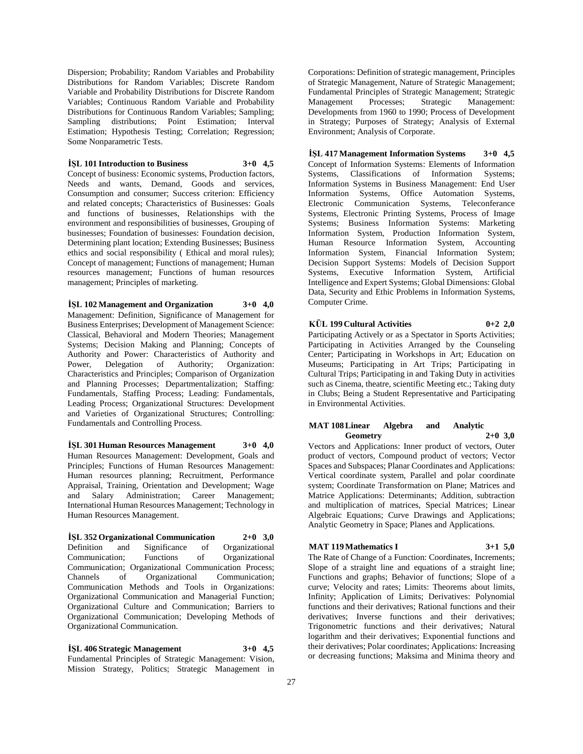Dispersion; Probability; Random Variables and Probability Distributions for Random Variables; Discrete Random Variable and Probability Distributions for Discrete Random Variables; Continuous Random Variable and Probability Distributions for Continuous Random Variables; Sampling; Sampling distributions; Point Estimation; Interval Estimation; Hypothesis Testing; Correlation; Regression; Some Nonparametric Tests.

**İŞL 101 Introduction to Business 3+0 4,5**

Concept of business: Economic systems, Production factors, Needs and wants, Demand, Goods and services, Consumption and consumer; Success criterion: Efficiency and related concepts; Characteristics of Businesses: Goals and functions of businesses, Relationships with the environment and responsibilities of businesses, Grouping of businesses; Foundation of businesses: Foundation decision, Determining plant location; Extending Businesses; Business ethics and social responsibility ( Ethical and moral rules); Concept of management; Functions of management; Human resources management; Functions of human resources management; Principles of marketing.

**İŞL 102 Management and Organization 3+0 4,0**

Management: Definition, Significance of Management for Business Enterprises; Development of Management Science: Classical, Behavioral and Modern Theories; Management Systems; Decision Making and Planning; Concepts of Authority and Power: Characteristics of Authority and Power, Delegation of Authority; Organization: Characteristics and Principles; Comparison of Organization and Planning Processes; Departmentalization; Staffing: Fundamentals, Staffing Process; Leading: Fundamentals, Leading Process; Organizational Structures: Development and Varieties of Organizational Structures; Controlling: Fundamentals and Controlling Process.

**İŞL 301 Human Resources Management 3+0 4,0**

Human Resources Management: Development, Goals and Principles; Functions of Human Resources Management: Human resources planning; Recruitment, Performance Appraisal, Training, Orientation and Development; Wage and Salary Administration; Career Management; International Human Resources Management; Technology in Human Resources Management.

**İŞL 352 Organizational Communication 2+0 3,0**

Definition and Significance of Organizational Communication; Functions of Organizational Communication; Organizational Communication Process; Channels of Organizational Communication; Communication Methods and Tools in Organizations: Organizational Communication and Managerial Function; Organizational Culture and Communication; Barriers to Organizational Communication; Developing Methods of Organizational Communication.

**İŞL 406 Strategic Management 3+0 4,5**

Fundamental Principles of Strategic Management: Vision, Mission Strategy, Politics; Strategic Management in Corporations: Definition of strategic management, Principles of Strategic Management, Nature of Strategic Management; Fundamental Principles of Strategic Management; Strategic Management Processes; Strategic Management: Developments from 1960 to 1990; Process of Development in Strategy; Purposes of Strategy; Analysis of External Environment; Analysis of Corporate.

**İŞL 417 Management Information Systems 3+0 4,5**

Concept of Information Systems: Elements of Information Systems, Classifications of Information Systems; Information Systems in Business Management: End User Information Systems, Office Automation Systems, Electronic Communication Systems, Teleconferance Systems, Electronic Printing Systems, Process of Image Systems; Business Information Systems: Marketing Information System, Production Information System, Human Resource Information System, Accounting Information System, Financial Information System; Decision Support Systems: Models of Decision Support Systems, Executive Information System, Artificial Intelligence and Expert Systems; Global Dimensions: Global Data, Security and Ethic Problems in Information Systems, Computer Crime.

**KÜL 199 Cultural Activities 0+2 2,0**

Participating Actively or as a Spectator in Sports Activities; Participating in Activities Arranged by the Counseling Center; Participating in Workshops in Art; Education on Museums; Participating in Art Trips; Participating in Cultural Trips; Participating in and Taking Duty in activities such as Cinema, theatre, scientific Meeting etc.; Taking duty in Clubs; Being a Student Representative and Participating in Environmental Activities.

**MAT 108 Linear Algebra and Analytic Geometry 2+0 3,0**

Vectors and Applications: Inner product of vectors, Outer product of vectors, Compound product of vectors; Vector Spaces and Subspaces; Planar Coordinates and Applications: Vertical coordinate system, Parallel and polar coordinate system; Coordinate Transformation on Plane; Matrices and Matrice Applications: Determinants; Addition, subtraction and multiplication of matrices, Special Matrices; Linear Algebraic Equations; Curve Drawings and Applications; Analytic Geometry in Space; Planes and Applications.

**MAT 119 Mathematics I 3+1 5,0**

The Rate of Change of a Function: Coordinates, Increments; Slope of a straight line and equations of a straight line; Functions and graphs; Behavior of functions; Slope of a curve; Velocity and rates; Limits: Theorems about limits, Infinity; Application of Limits; Derivatives: Polynomial functions and their derivatives; Rational functions and their derivatives; Inverse functions and their derivatives; Trigonometric functions and their derivatives; Natural logarithm and their derivatives; Exponential functions and their derivatives; Polar coordinates; Applications: Increasing or decreasing functions; Maksima and Minima theory and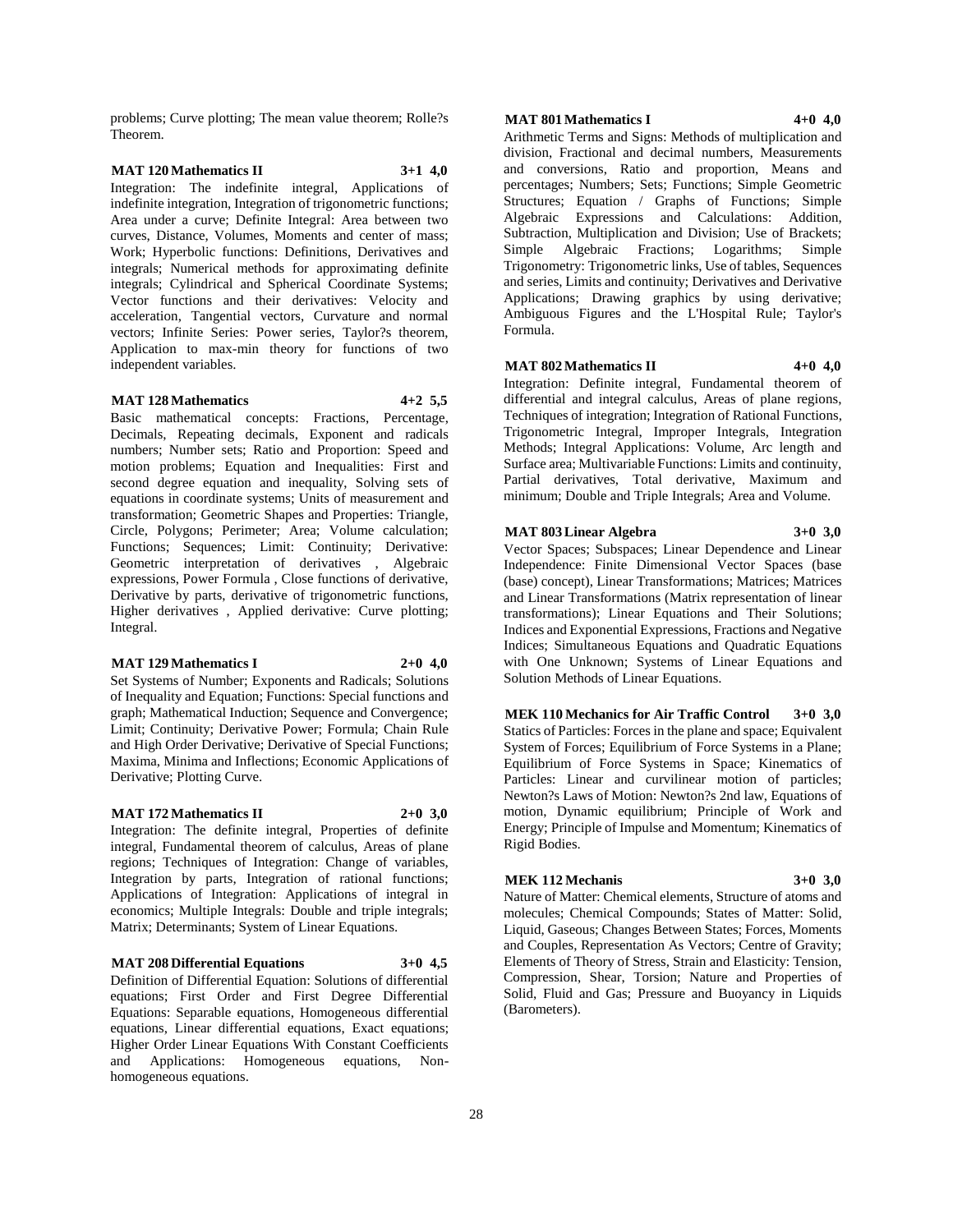problems; Curve plotting; The mean value theorem; Rolle?s Theorem.

**MAT 120 Mathematics II 3+1 4,0**

Integration: The indefinite integral, Applications of indefinite integration, Integration of trigonometric functions; Area under a curve; Definite Integral: Area between two curves, Distance, Volumes, Moments and center of mass; Work; Hyperbolic functions: Definitions, Derivatives and integrals; Numerical methods for approximating definite integrals; Cylindrical and Spherical Coordinate Systems; Vector functions and their derivatives: Velocity and acceleration, Tangential vectors, Curvature and normal vectors; Infinite Series: Power series, Taylor?s theorem, Application to max-min theory for functions of two independent variables.

**MAT 128 Mathematics 4+2 5,5**

Basic mathematical concepts: Fractions, Percentage, Decimals, Repeating decimals, Exponent and radicals numbers; Number sets; Ratio and Proportion: Speed and motion problems; Equation and Inequalities: First and second degree equation and inequality, Solving sets of equations in coordinate systems; Units of measurement and transformation; Geometric Shapes and Properties: Triangle, Circle, Polygons; Perimeter; Area; Volume calculation; Functions; Sequences; Limit: Continuity; Derivative: Geometric interpretation of derivatives , Algebraic expressions, Power Formula , Close functions of derivative, Derivative by parts, derivative of trigonometric functions, Higher derivatives , Applied derivative: Curve plotting; Integral.

**MAT 129 Mathematics I 2+0 4,0**

Set Systems of Number; Exponents and Radicals; Solutions of Inequality and Equation; Functions: Special functions and graph; Mathematical Induction; Sequence and Convergence; Limit; Continuity; Derivative Power; Formula; Chain Rule and High Order Derivative; Derivative of Special Functions; Maxima, Minima and Inflections; Economic Applications of Derivative; Plotting Curve.

**MAT 172 Mathematics II 2+0 3,0**

Integration: The definite integral, Properties of definite integral, Fundamental theorem of calculus, Areas of plane regions; Techniques of Integration: Change of variables, Integration by parts, Integration of rational functions; Applications of Integration: Applications of integral in economics; Multiple Integrals: Double and triple integrals; Matrix; Determinants; System of Linear Equations.

**MAT 208 Differential Equations 3+0 4,5**

Definition of Differential Equation: Solutions of differential equations; First Order and First Degree Differential Equations: Separable equations, Homogeneous differential equations, Linear differential equations, Exact equations; Higher Order Linear Equations With Constant Coefficients and Applications: Homogeneous equations, Non-homogeneous equations.

**MAT 801 Mathematics I 4+0 4,0**

Arithmetic Terms and Signs: Methods of multiplication and division, Fractional and decimal numbers, Measurements and conversions, Ratio and proportion, Means and percentages; Numbers; Sets; Functions; Simple Geometric Structures; Equation / Graphs of Functions; Simple Algebraic Expressions and Calculations: Addition, Subtraction, Multiplication and Division; Use of Brackets; Simple Algebraic Fractions; Logarithms; Simple Trigonometry: Trigonometric links, Use of tables, Sequences and series, Limits and continuity; Derivatives and Derivative Applications; Drawing graphics by using derivative; Ambiguous Figures and the L'Hospital Rule; Taylor's Formula.

**MAT 802 Mathematics II 4+0 4,0**

Integration: Definite integral, Fundamental theorem of differential and integral calculus, Areas of plane regions, Techniques of integration; Integration of Rational Functions, Trigonometric Integral, Improper Integrals, Integration Methods; Integral Applications: Volume, Arc length and Surface area; Multivariable Functions: Limits and continuity, Partial derivatives, Total derivative, Maximum and minimum; Double and Triple Integrals; Area and Volume.

**MAT 803 Linear Algebra 3+0 3,0**

Vector Spaces; Subspaces; Linear Dependence and Linear Independence: Finite Dimensional Vector Spaces (base (base) concept), Linear Transformations; Matrices; Matrices and Linear Transformations (Matrix representation of linear transformations); Linear Equations and Their Solutions; Indices and Exponential Expressions, Fractions and Negative Indices; Simultaneous Equations and Quadratic Equations with One Unknown; Systems of Linear Equations and Solution Methods of Linear Equations.

**MEK 110 Mechanics for Air Traffic Control 3+0 3,0**

Statics of Particles: Forces in the plane and space; Equivalent System of Forces; Equilibrium of Force Systems in a Plane; Equilibrium of Force Systems in Space; Kinematics of Particles: Linear and curvilinear motion of particles; Newton?s Laws of Motion: Newton?s 2nd law, Equations of motion, Dynamic equilibrium; Principle of Work and Energy; Principle of Impulse and Momentum; Kinematics of Rigid Bodies.

**MEK 112 Mechanis 3+0 3,0**

Nature of Matter: Chemical elements, Structure of atoms and molecules; Chemical Compounds; States of Matter: Solid, Liquid, Gaseous; Changes Between States; Forces, Moments and Couples, Representation As Vectors; Centre of Gravity; Elements of Theory of Stress, Strain and Elasticity: Tension, Compression, Shear, Torsion; Nature and Properties of Solid, Fluid and Gas; Pressure and Buoyancy in Liquids (Barometers).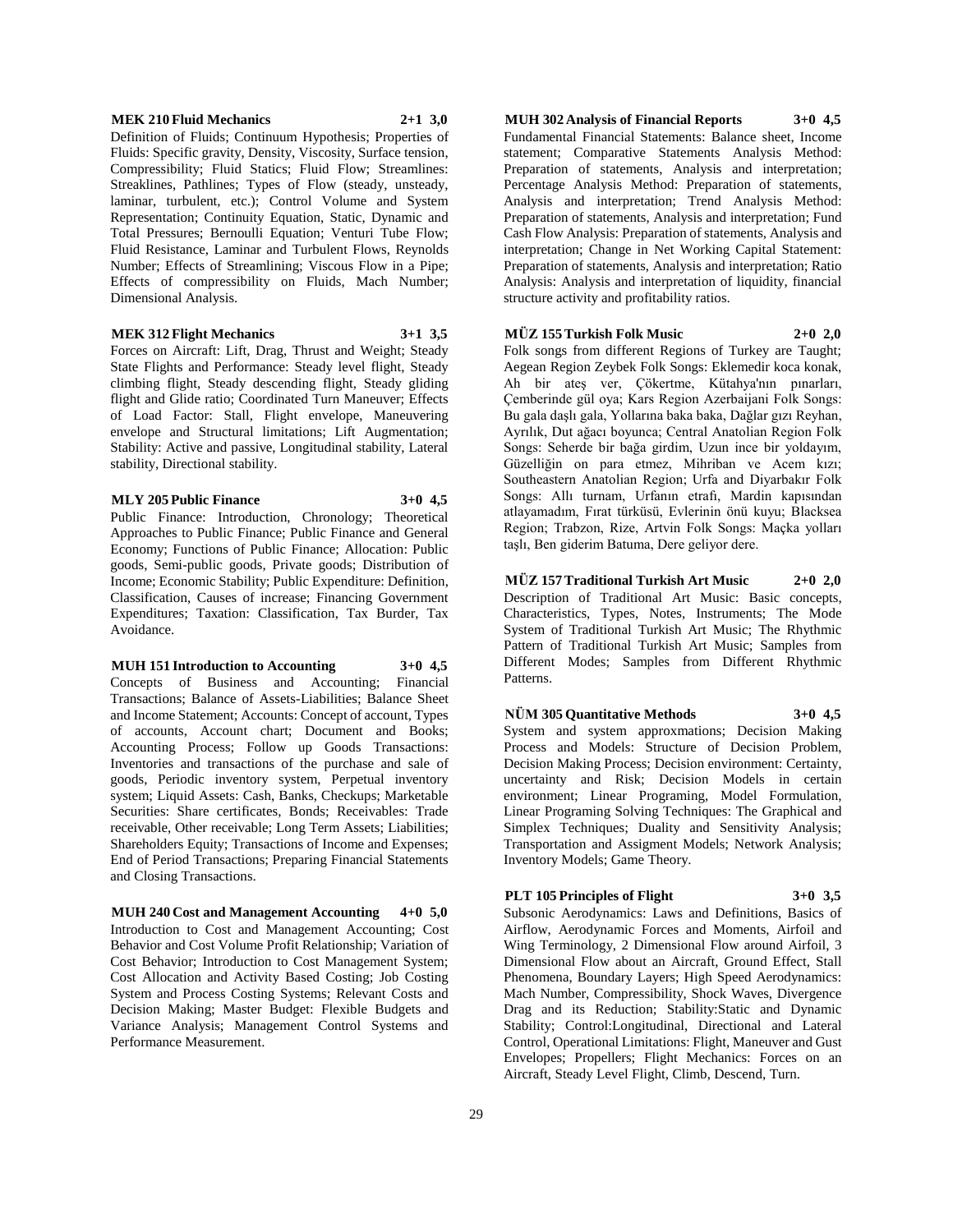**MEK 210 Fluid Mechanics 2+1 3,0**

Definition of Fluids; Continuum Hypothesis; Properties of Fluids: Specific gravity, Density, Viscosity, Surface tension, Compressibility; Fluid Statics; Fluid Flow; Streamlines: Streaklines, Pathlines; Types of Flow (steady, unsteady, laminar, turbulent, etc.); Control Volume and System Representation; Continuity Equation, Static, Dynamic and Total Pressures; Bernoulli Equation; Venturi Tube Flow; Fluid Resistance, Laminar and Turbulent Flows, Reynolds Number; Effects of Streamlining; Viscous Flow in a Pipe; Effects of compressibility on Fluids, Mach Number; Dimensional Analysis.

**MEK 312 Flight Mechanics 3+1 3,5**

Forces on Aircraft: Lift, Drag, Thrust and Weight; Steady State Flights and Performance: Steady level flight, Steady climbing flight, Steady descending flight, Steady gliding flight and Glide ratio; Coordinated Turn Maneuver; Effects of Load Factor: Stall, Flight envelope, Maneuvering envelope and Structural limitations; Lift Augmentation; Stability: Active and passive, Longitudinal stability, Lateral stability, Directional stability.

**MLY 205 Public Finance 3+0 4,5**

Public Finance: Introduction, Chronology; Theoretical Approaches to Public Finance; Public Finance and General Economy; Functions of Public Finance; Allocation: Public goods, Semi-public goods, Private goods; Distribution of Income; Economic Stability; Public Expenditure: Definition, Classification, Causes of increase; Financing Government Expenditures; Taxation: Classification, Tax Burder, Tax Avoidance.

**MUH 151 Introduction to Accounting 3+0 4,5**

Concepts of Business and Accounting; Financial Transactions; Balance of Assets-Liabilities; Balance Sheet and Income Statement; Accounts: Concept of account, Types of accounts, Account chart; Document and Books; Accounting Process; Follow up Goods Transactions: Inventories and transactions of the purchase and sale of goods, Periodic inventory system, Perpetual inventory system; Liquid Assets: Cash, Banks, Checkups; Marketable Securities: Share certificates, Bonds; Receivables: Trade receivable, Other receivable; Long Term Assets; Liabilities; Shareholders Equity; Transactions of Income and Expenses; End of Period Transactions; Preparing Financial Statements and Closing Transactions.

**MUH 240 Cost and Management Accounting 4+0 5,0**

Introduction to Cost and Management Accounting; Cost Behavior and Cost Volume Profit Relationship; Variation of Cost Behavior; Introduction to Cost Management System; Cost Allocation and Activity Based Costing; Job Costing System and Process Costing Systems; Relevant Costs and Decision Making; Master Budget: Flexible Budgets and Variance Analysis; Management Control Systems and Performance Measurement.

**MUH 302 Analysis of Financial Reports 3+0 4,5**

Fundamental Financial Statements: Balance sheet, Income statement; Comparative Statements Analysis Method: Preparation of statements, Analysis and interpretation; Percentage Analysis Method: Preparation of statements, Analysis and interpretation; Trend Analysis Method: Preparation of statements, Analysis and interpretation; Fund Cash Flow Analysis: Preparation of statements, Analysis and interpretation; Change in Net Working Capital Statement: Preparation of statements, Analysis and interpretation; Ratio Analysis: Analysis and interpretation of liquidity, financial structure activity and profitability ratios.

**MÜZ 155 Turkish Folk Music 2+0 2,0**

Folk songs from different Regions of Turkey are Taught; Aegean Region Zeybek Folk Songs: Eklemedir koca konak, Ah bir ateş ver, Çökertme, Kütahya'nın pınarları, Çemberinde gül oya; Kars Region Azerbaijani Folk Songs: Bu gala daşlı gala, Yollarına baka baka, Dağlar gızı Reyhan, Ayrılık, Dut ağacı boyunca; Central Anatolian Region Folk Songs: Seherde bir bağa girdim, Uzun ince bir yoldayım, Güzelliğin on para etmez, Mihriban ve Acem kızı; Southeastern Anatolian Region; Urfa and Diyarbakır Folk Songs: Allı turnam, Urfanın etrafı, Mardin kapısından atlayamadım, Fırat türküsü, Evlerinin önü kuyu; Blacksea Region; Trabzon, Rize, Artvin Folk Songs: Maçka yolları taşlı, Ben giderim Batuma, Dere geliyor dere.

**MÜZ 157 Traditional Turkish Art Music 2+0 2,0**

Description of Traditional Art Music: Basic concepts, Characteristics, Types, Notes, Instruments; The Mode System of Traditional Turkish Art Music; The Rhythmic Pattern of Traditional Turkish Art Music; Samples from Different Modes; Samples from Different Rhythmic Patterns.

**NÜM 305 Quantitative Methods 3+0 4,5**

System and system approxmations; Decision Making Process and Models: Structure of Decision Problem, Decision Making Process; Decision environment: Certainty, uncertainty and Risk; Decision Models in certain environment; Linear Programing, Model Formulation, Linear Programing Solving Techniques: The Graphical and Simplex Techniques; Duality and Sensitivity Analysis; Transportation and Assigment Models; Network Analysis; Inventory Models; Game Theory.

**PLT 105 Principles of Flight 3+0 3,5**

Subsonic Aerodynamics: Laws and Definitions, Basics of Airflow, Aerodynamic Forces and Moments, Airfoil and Wing Terminology, 2 Dimensional Flow around Airfoil, 3 Dimensional Flow about an Aircraft, Ground Effect, Stall Phenomena, Boundary Layers; High Speed Aerodynamics: Mach Number, Compressibility, Shock Waves, Divergence Drag and its Reduction; Stability:Static and Dynamic Stability; Control:Longitudinal, Directional and Lateral Control, Operational Limitations: Flight, Maneuver and Gust Envelopes; Propellers; Flight Mechanics: Forces on an Aircraft, Steady Level Flight, Climb, Descend, Turn.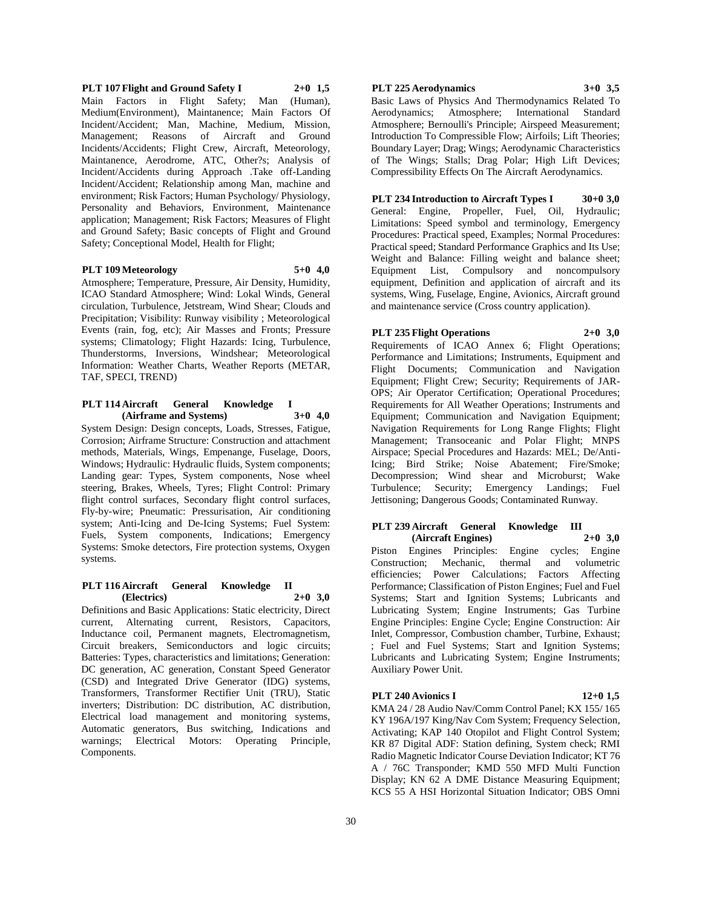**PLT 107 Flight and Ground Safety I 2+0 1,5**

Main Factors in Flight Safety; Man (Human), Medium(Environment), Maintanence; Main Factors Of Incident/Accident; Man, Machine, Medium, Mission, Management; Reasons of Aircraft and Ground Incidents/Accidents; Flight Crew, Aircraft, Meteorology, Maintanence, Aerodrome, ATC, Other?s; Analysis of Incident/Accidents during Approach .Take off-Landing Incident/Accident; Relationship among Man, machine and environment; Risk Factors; Human Psychology/ Physiology, Personality and Behaviors, Environment, Maintenance application; Management; Risk Factors; Measures of Flight and Ground Safety; Basic concepts of Flight and Ground Safety; Conceptional Model, Health for Flight;

**PLT 109 Meteorology 5+0 4,0**

Atmosphere; Temperature, Pressure, Air Density, Humidity, ICAO Standard Atmosphere; Wind: Lokal Winds, General circulation, Turbulence, Jetstream, Wind Shear; Clouds and Precipitation; Visibility: Runway visibility ; Meteorological Events (rain, fog, etc); Air Masses and Fronts; Pressure systems; Climatology; Flight Hazards: Icing, Turbulence, Thunderstorms, Inversions, Windshear; Meteorological Information: Weather Charts, Weather Reports (METAR, TAF, SPECI, TREND)

**PLT 114 Aircraft General Knowledge I (Airframe and Systems) 3+0 4,0**

System Design: Design concepts, Loads, Stresses, Fatigue, Corrosion; Airframe Structure: Construction and attachment methods, Materials, Wings, Empenange, Fuselage, Doors, Windows; Hydraulic: Hydraulic fluids, System components; Landing gear: Types, System components, Nose wheel steering, Brakes, Wheels, Tyres; Flight Control: Primary flight control surfaces, Secondary flight control surfaces, Fly-by-wire; Pneumatic: Pressurisation, Air conditioning system; Anti-Icing and De-Icing Systems; Fuel System: Fuels, System components, Indications; Emergency Systems: Smoke detectors, Fire protection systems, Oxygen systems.

**PLT 116 Aircraft General Knowledge II (Electrics) 2+0 3,0**

Definitions and Basic Applications: Static electricity, Direct current, Alternating current, Resistors, Capacitors, Inductance coil, Permanent magnets, Electromagnetism, Circuit breakers, Semiconductors and logic circuits; Batteries: Types, characteristics and limitations; Generation: DC generation, AC generation, Constant Speed Generator (CSD) and Integrated Drive Generator (IDG) systems, Transformers, Transformer Rectifier Unit (TRU), Static inverters; Distribution: DC distribution, AC distribution, Electrical load management and monitoring systems, Automatic generators, Bus switching, Indications and warnings; Electrical Motors: Operating Principle, Components.

**PLT 225 Aerodynamics 3+0 3,5**

Basic Laws of Physics And Thermodynamics Related To Aerodynamics; Atmosphere; International Standard Atmosphere; Bernoulli's Principle; Airspeed Measurement; Introduction To Compressible Flow; Airfoils; Lift Theories; Boundary Layer; Drag; Wings; Aerodynamic Characteristics of The Wings; Stalls; Drag Polar; High Lift Devices; Compressibility Effects On The Aircraft Aerodynamics.

**PLT 234 Introduction to Aircraft Types I 30+0 3,0**

General: Engine, Propeller, Fuel, Oil, Hydraulic; Limitations: Speed symbol and terminology, Emergency Procedures: Practical speed, Examples; Normal Procedures: Practical speed; Standard Performance Graphics and Its Use; Weight and Balance: Filling weight and balance sheet; Equipment List, Compulsory and noncompulsory equipment, Definition and application of aircraft and its systems, Wing, Fuselage, Engine, Avionics, Aircraft ground and maintenance service (Cross country application).

**PLT 235 Flight Operations 2+0 3,0**

Requirements of ICAO Annex 6; Flight Operations; Performance and Limitations; Instruments, Equipment and Flight Documents; Communication and Navigation Equipment; Flight Crew; Security; Requirements of JAR-OPS; Air Operator Certification; Operational Procedures; Requirements for All Weather Operations; Instruments and Equipment; Communication and Navigation Equipment; Navigation Requirements for Long Range Flights; Flight Management; Transoceanic and Polar Flight; MNPS Airspace; Special Procedures and Hazards: MEL; De/Anti-Icing; Bird Strike; Noise Abatement; Fire/Smoke; Decompression; Wind shear and Microburst; Wake Turbulence; Security; Emergency Landings; Fuel Jettisoning; Dangerous Goods; Contaminated Runway.

**PLT 239 Aircraft General Knowledge III (Aircraft Engines) 2+0 3,0**

Piston Engines Principles: Engine cycles; Engine Construction; Mechanic, thermal and volumetric efficiencies; Power Calculations; Factors Affecting Performance; Classification of Piston Engines; Fuel and Fuel Systems; Start and Ignition Systems; Lubricants and Lubricating System; Engine Instruments; Gas Turbine Engine Principles: Engine Cycle; Engine Construction: Air Inlet, Compressor, Combustion chamber, Turbine, Exhaust; ; Fuel and Fuel Systems; Start and Ignition Systems; Lubricants and Lubricating System; Engine Instruments; Auxiliary Power Unit.

**PLT 240 Avionics I 12+0 1,5**

KMA 24 / 28 Audio Nav/Comm Control Panel; KX 155/ 165 KY 196A/197 King/Nav Com System; Frequency Selection, Activating; KAP 140 Otopilot and Flight Control System; KR 87 Digital ADF: Station defining, System check; RMI Radio Magnetic Indicator Course Deviation Indicator; KT 76 A / 76C Transponder; KMD 550 MFD Multi Function Display; KN 62 A DME Distance Measuring Equipment; KCS 55 A HSI Horizontal Situation Indicator; OBS Omni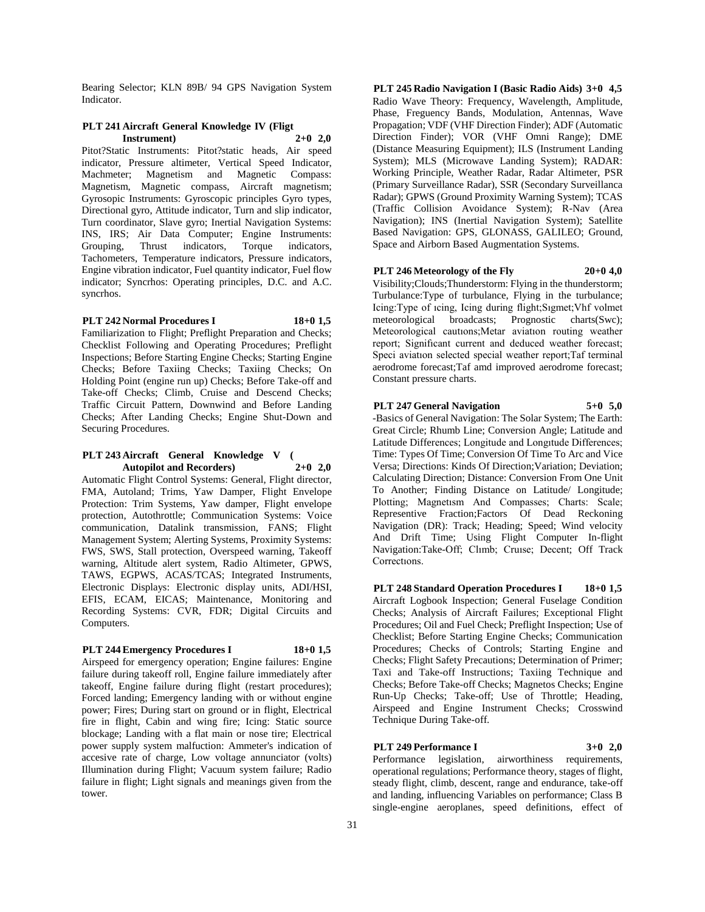Bearing Selector; KLN 89B/ 94 GPS Navigation System Indicator.

**PLT 241 Aircraft General Knowledge IV (Fligt Instrument) 2+0 2,0**

Pitot?Static Instruments: Pitot?static heads, Air speed indicator, Pressure altimeter, Vertical Speed Indicator, Machmeter; Magnetism and Magnetic Compass: Magnetism, Magnetic compass, Aircraft magnetism; Gyrosopic Instruments: Gyroscopic principles Gyro types, Directional gyro, Attitude indicator, Turn and slip indicator, Turn coordinator, Slave gyro; Inertial Navigation Systems: INS, IRS; Air Data Computer; Engine Instruments: Grouping, Thrust indicators, Torque indicators, Tachometers, Temperature indicators, Pressure indicators, Engine vibration indicator, Fuel quantity indicator, Fuel flow indicator; Syncrhos: Operating principles, D.C. and A.C. syncrhos.

**PLT 242 Normal Procedures I 18+0 1,5**

Familiarization to Flight; Preflight Preparation and Checks; Checklist Following and Operating Procedures; Preflight Inspections; Before Starting Engine Checks; Starting Engine Checks; Before Taxiing Checks; Taxiing Checks; On Holding Point (engine run up) Checks; Before Take-off and Take-off Checks; Climb, Cruise and Descend Checks; Traffic Circuit Pattern, Downwind and Before Landing Checks; After Landing Checks; Engine Shut-Down and Securing Procedures.

**PLT 243 Aircraft General Knowledge V ( Autopilot and Recorders) 2+0 2,0**

Automatic Flight Control Systems: General, Flight director, FMA, Autoland; Trims, Yaw Damper, Flight Envelope Protection: Trim Systems, Yaw damper, Flight envelope protection, Autothrottle; Communication Systems: Voice communication, Datalink transmission, FANS; Flight Management System; Alerting Systems, Proximity Systems: FWS, SWS, Stall protection, Overspeed warning, Takeoff warning, Altitude alert system, Radio Altimeter, GPWS, TAWS, EGPWS, ACAS/TCAS; Integrated Instruments, Electronic Displays: Electronic display units, ADI/HSI, EFIS, ECAM, EICAS; Maintenance, Monitoring and Recording Systems: CVR, FDR; Digital Circuits and Computers.

**PLT 244 Emergency Procedures I 18+0 1,5**

Airspeed for emergency operation; Engine failures: Engine failure during takeoff roll, Engine failure immediately after takeoff, Engine failure during flight (restart procedures); Forced landing; Emergency landing with or without engine power; Fires; During start on ground or in flight, Electrical fire in flight, Cabin and wing fire; Icing: Static source blockage; Landing with a flat main or nose tire; Electrical power supply system malfuction: Ammeter's indication of accesive rate of charge, Low voltage annunciator (volts) Illumination during Flight; Vacuum system failure; Radio failure in flight; Light signals and meanings given from the tower.

**PLT 245 Radio Navigation I (Basic Radio Aids) 3+0 4,5**

Radio Wave Theory: Frequency, Wavelength, Amplitude, Phase, Fregeuncy Bands, Modulation, Antennas, Wave Propagation; VDF (VHF Direction Finder); ADF (Automatic Direction Finder); VOR (VHF Omni Range); DME (Distance Measuring Equipment); ILS (Instrument Landing System); MLS (Microwave Landing System); RADAR: Working Principle, Weather Radar, Radar Altimeter, PSR (Primary Surveillance Radar), SSR (Secondary Surveillanca Radar); GPWS (Ground Proximity Warning System); TCAS (Traffic Collision Avoidance System); R-Nav (Area Navigation); INS (Inertial Navigation System); Satellite Based Navigation: GPS, GLONASS, GALILEO; Ground, Space and Airborn Based Augmentation Systems.

**PLT 246 Meteorology of the Fly 20+0 4,0**

Visibility;Clouds;Thunderstorm: Flying in the thunderstorm; Turbulance:Type of turbulance, Flying in the turbulance; Icing:Type of ıcing, Icing during flight;Sıgmet;Vhf volmet meteorological broadcasts; Prognostic charts(Swc); Meteorological cautıons;Metar aviatıon routing weather report; Significant current and deduced weather forecast; Speci aviatıon selected special weather report;Taf terminal aerodrome forecast;Taf amd improved aerodrome forecast; Constant pressure charts.

**PLT 247 General Navigation 5+0 5,0**

-Basics of General Navigation: The Solar System; The Earth: Great Circle; Rhumb Line; Conversion Angle; Latitude and Latitude Differences; Longitude and Longıtude Differences; Time: Types Of Time; Conversion Of Time To Arc and Vice Versa; Directions: Kinds Of Direction;Variation; Deviation; Calculating Direction; Distance: Conversion From One Unit To Another; Finding Distance on Latitude/ Longitude; Plotting; Magnetısm And Compasses; Charts: Scale; Representive Fraction;Factors Of Dead Reckoning Navigation (DR): Track; Heading; Speed; Wind velocity And Drift Time; Using Flight Computer In-flight Navigation:Take-Off; Clımb; Cruıse; Decent; Off Track Correctıons.

**PLT 248 Standard Operation Procedures I 18+0 1,5**

Aircraft Logbook Inspection; General Fuselage Condition Checks; Analysis of Aircraft Failures; Exceptional Flight Procedures; Oil and Fuel Check; Preflight Inspection; Use of Checklist; Before Starting Engine Checks; Communication Procedures; Checks of Controls; Starting Engine and Checks; Flight Safety Precautions; Determination of Primer; Taxi and Take-off Instructions; Taxiing Technique and Checks; Before Take-off Checks; Magnetos Checks; Engine Run-Up Checks; Take-off; Use of Throttle; Heading, Airspeed and Engine Instrument Checks; Crosswind Technique During Take-off.

**PLT 249 Performance I 3+0 2,0**

Performance legislation, airworthiness requirements, operational regulations; Performance theory, stages of flight, steady flight, climb, descent, range and endurance, take-off and landing, influencing Variables on performance; Class B single-engine aeroplanes, speed definitions, effect of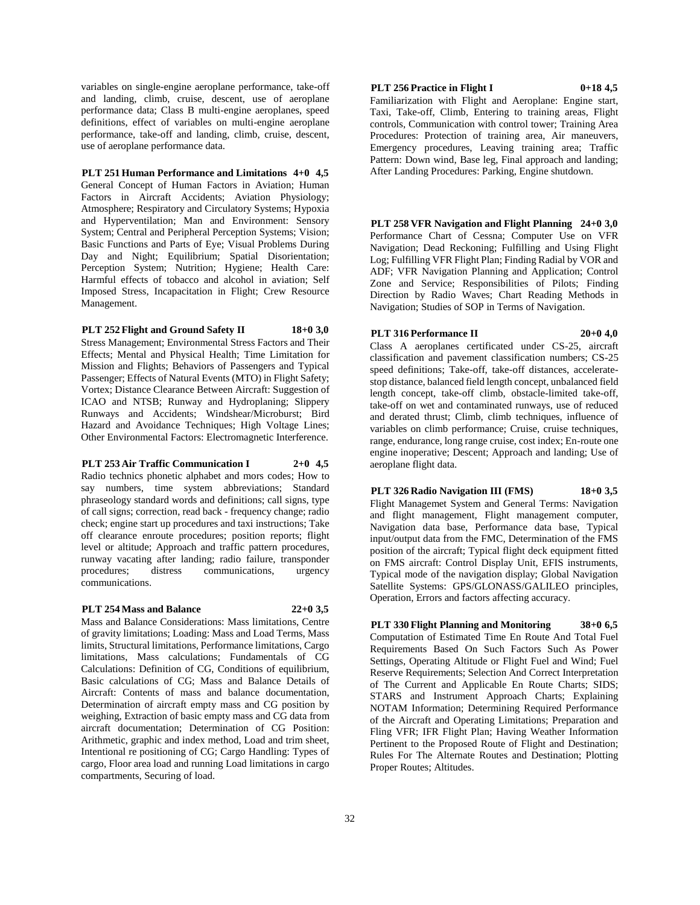variables on single-engine aeroplane performance, take-off and landing, climb, cruise, descent, use of aeroplane performance data; Class B multi-engine aeroplanes, speed definitions, effect of variables on multi-engine aeroplane performance, take-off and landing, climb, cruise, descent, use of aeroplane performance data.

**PLT 251 Human Performance and Limitations 4+0 4,5**

General Concept of Human Factors in Aviation; Human Factors in Aircraft Accidents; Aviation Physiology; Atmosphere; Respiratory and Circulatory Systems; Hypoxia and Hyperventilation; Man and Environment: Sensory System; Central and Peripheral Perception Systems; Vision; Basic Functions and Parts of Eye; Visual Problems During Day and Night; Equilibrium; Spatial Disorientation; Perception System; Nutrition; Hygiene; Health Care: Harmful effects of tobacco and alcohol in aviation; Self Imposed Stress, Incapacitation in Flight; Crew Resource Management.

**PLT 252 Flight and Ground Safety II 18+0 3,0**

Stress Management; Environmental Stress Factors and Their Effects; Mental and Physical Health; Time Limitation for Mission and Flights; Behaviors of Passengers and Typical Passenger; Effects of Natural Events (MTO) in Flight Safety; Vortex; Distance Clearance Between Aircraft: Suggestion of ICAO and NTSB; Runway and Hydroplaning; Slippery Runways and Accidents; Windshear/Microburst; Bird Hazard and Avoidance Techniques; High Voltage Lines; Other Environmental Factors: Electromagnetic Interference.

**PLT 253 Air Traffic Communication I 2+0 4,5**

Radio technics phonetic alphabet and mors codes; How to say numbers, time system abbreviations; Standard phraseology standard words and definitions; call signs, type of call signs; correction, read back - frequency change; radio check; engine start up procedures and taxi instructions; Take off clearance enroute procedures; position reports; flight level or altitude; Approach and traffic pattern procedures, runway vacating after landing; radio failure, transponder procedures; distress communications, urgency communications.

**PLT 254 Mass and Balance 22+0 3,5**

Mass and Balance Considerations: Mass limitations, Centre of gravity limitations; Loading: Mass and Load Terms, Mass limits, Structural limitations, Performance limitations, Cargo limitations, Mass calculations; Fundamentals of CG Calculations: Definition of CG, Conditions of equilibrium, Basic calculations of CG; Mass and Balance Details of Aircraft: Contents of mass and balance documentation, Determination of aircraft empty mass and CG position by weighing, Extraction of basic empty mass and CG data from aircraft documentation; Determination of CG Position: Arithmetic, graphic and index method, Load and trim sheet, Intentional re positioning of CG; Cargo Handling: Types of cargo, Floor area load and running Load limitations in cargo compartments, Securing of load.

**PLT 256 Practice in Flight I 0+18 4,5**

Familiarization with Flight and Aeroplane: Engine start, Taxi, Take-off, Climb, Entering to training areas, Flight controls, Communication with control tower; Training Area Procedures: Protection of training area, Air maneuvers, Emergency procedures, Leaving training area; Traffic Pattern: Down wind, Base leg, Final approach and landing; After Landing Procedures: Parking, Engine shutdown.

**PLT 258 VFR Navigation and Flight Planning 24+0 3,0**

Performance Chart of Cessna; Computer Use on VFR Navigation; Dead Reckoning; Fulfilling and Using Flight Log; Fulfilling VFR Flight Plan; Finding Radial by VOR and ADF; VFR Navigation Planning and Application; Control Zone and Service; Responsibilities of Pilots; Finding Direction by Radio Waves; Chart Reading Methods in Navigation; Studies of SOP in Terms of Navigation.

**PLT 316 Performance II 20+0 4,0**

Class A aeroplanes certificated under CS-25, aircraft classification and pavement classification numbers; CS-25 speed definitions; Take-off, take-off distances, accelerate-stop distance, balanced field length concept, unbalanced field length concept, take-off climb, obstacle-limited take-off, take-off on wet and contaminated runways, use of reduced and derated thrust; Climb, climb techniques, influence of variables on climb performance; Cruise, cruise techniques, range, endurance, long range cruise, cost index; En-route one engine inoperative; Descent; Approach and landing; Use of aeroplane flight data.

**PLT 326 Radio Navigation III (FMS) 18+0 3,5**

Flight Managemet System and General Terms: Navigation and flight management, Flight management computer, Navigation data base, Performance data base, Typical input/output data from the FMC, Determination of the FMS position of the aircraft; Typical flight deck equipment fitted on FMS aircraft: Control Display Unit, EFIS instruments, Typical mode of the navigation display; Global Navigation Satellite Systems: GPS/GLONASS/GALILEO principles, Operation, Errors and factors affecting accuracy.

**PLT 330 Flight Planning and Monitoring 38+0 6,5**

Computation of Estimated Time En Route And Total Fuel Requirements Based On Such Factors Such As Power Settings, Operating Altitude or Flight Fuel and Wind; Fuel Reserve Requirements; Selection And Correct Interpretation of The Current and Applicable En Route Charts; SIDS; STARS and Instrument Approach Charts; Explaining NOTAM Information; Determining Required Performance of the Aircraft and Operating Limitations; Preparation and Fling VFR; IFR Flight Plan; Having Weather Information Pertinent to the Proposed Route of Flight and Destination; Rules For The Alternate Routes and Destination; Plotting Proper Routes; Altitudes.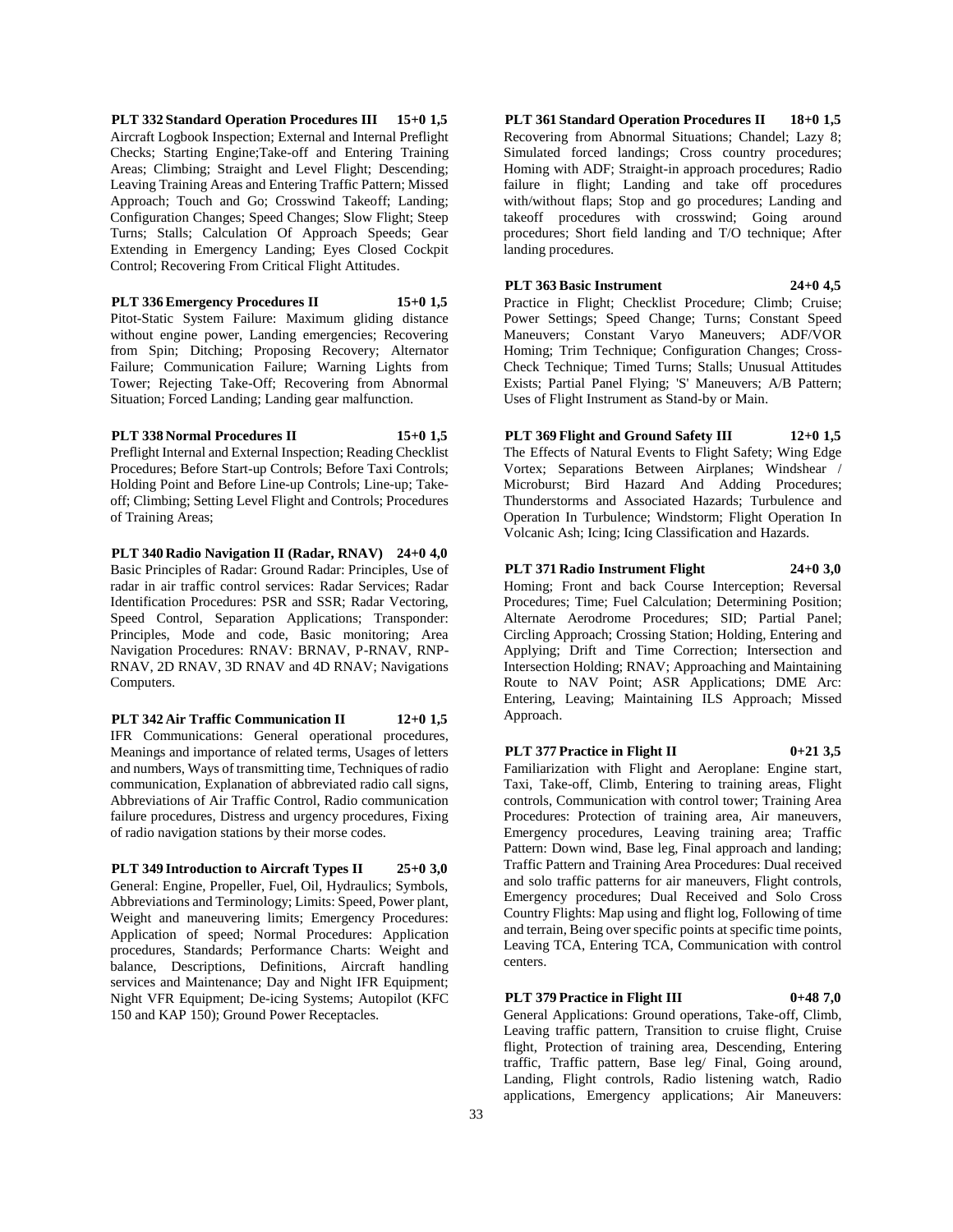**PLT 332 Standard Operation Procedures III 15+0 1,5**
Aircraft Logbook Inspection; External and Internal Preflight Checks; Starting Engine;Take-off and Entering Training Areas; Climbing; Straight and Level Flight; Descending; Leaving Training Areas and Entering Traffic Pattern; Missed Approach; Touch and Go; Crosswind Takeoff; Landing; Configuration Changes; Speed Changes; Slow Flight; Steep Turns; Stalls; Calculation Of Approach Speeds; Gear Extending in Emergency Landing; Eyes Closed Cockpit Control; Recovering From Critical Flight Attitudes.

**PLT 336 Emergency Procedures II 15+0 1,5**
Pitot-Static System Failure: Maximum gliding distance without engine power, Landing emergencies; Recovering from Spin; Ditching; Proposing Recovery; Alternator Failure; Communication Failure; Warning Lights from Tower; Rejecting Take-Off; Recovering from Abnormal Situation; Forced Landing; Landing gear malfunction.

**PLT 338 Normal Procedures II 15+0 1,5**
Preflight Internal and External Inspection; Reading Checklist Procedures; Before Start-up Controls; Before Taxi Controls; Holding Point and Before Line-up Controls; Line-up; Take-off; Climbing; Setting Level Flight and Controls; Procedures of Training Areas;

**PLT 340 Radio Navigation II (Radar, RNAV) 24+0 4,0**
Basic Principles of Radar: Ground Radar: Principles, Use of radar in air traffic control services: Radar Services; Radar Identification Procedures: PSR and SSR; Radar Vectoring, Speed Control, Separation Applications; Transponder: Principles, Mode and code, Basic monitoring; Area Navigation Procedures: RNAV: BRNAV, P-RNAV, RNP-RNAV, 2D RNAV, 3D RNAV and 4D RNAV; Navigations Computers.

**PLT 342 Air Traffic Communication II 12+0 1,5**
IFR Communications: General operational procedures, Meanings and importance of related terms, Usages of letters and numbers, Ways of transmitting time, Techniques of radio communication, Explanation of abbreviated radio call signs, Abbreviations of Air Traffic Control, Radio communication failure procedures, Distress and urgency procedures, Fixing of radio navigation stations by their morse codes.

**PLT 349 Introduction to Aircraft Types II 25+0 3,0**
General: Engine, Propeller, Fuel, Oil, Hydraulics; Symbols, Abbreviations and Terminology; Limits: Speed, Power plant, Weight and maneuvering limits; Emergency Procedures: Application of speed; Normal Procedures: Application procedures, Standards; Performance Charts: Weight and balance, Descriptions, Definitions, Aircraft handling services and Maintenance; Day and Night IFR Equipment; Night VFR Equipment; De-icing Systems; Autopilot (KFC 150 and KAP 150); Ground Power Receptacles.

**PLT 361 Standard Operation Procedures II 18+0 1,5**
Recovering from Abnormal Situations; Chandel; Lazy 8; Simulated forced landings; Cross country procedures; Homing with ADF; Straight-in approach procedures; Radio failure in flight; Landing and take off procedures with/without flaps; Stop and go procedures; Landing and takeoff procedures with crosswind; Going around procedures; Short field landing and T/O technique; After landing procedures.

**PLT 363 Basic Instrument 24+0 4,5**
Practice in Flight; Checklist Procedure; Climb; Cruise; Power Settings; Speed Change; Turns; Constant Speed Maneuvers; Constant Varyo Maneuvers; ADF/VOR Homing; Trim Technique; Configuration Changes; Cross-Check Technique; Timed Turns; Stalls; Unusual Attitudes Exists; Partial Panel Flying; 'S' Maneuvers; A/B Pattern; Uses of Flight Instrument as Stand-by or Main.

**PLT 369 Flight and Ground Safety III 12+0 1,5**
The Effects of Natural Events to Flight Safety; Wing Edge Vortex; Separations Between Airplanes; Windshear / Microburst; Bird Hazard And Adding Procedures; Thunderstorms and Associated Hazards; Turbulence and Operation In Turbulence; Windstorm; Flight Operation In Volcanic Ash; Icing; Icing Classification and Hazards.

**PLT 371 Radio Instrument Flight 24+0 3,0**
Homing; Front and back Course Interception; Reversal Procedures; Time; Fuel Calculation; Determining Position; Alternate Aerodrome Procedures; SID; Partial Panel; Circling Approach; Crossing Station; Holding, Entering and Applying; Drift and Time Correction; Intersection and Intersection Holding; RNAV; Approaching and Maintaining Route to NAV Point; ASR Applications; DME Arc: Entering, Leaving; Maintaining ILS Approach; Missed Approach.

**PLT 377 Practice in Flight II 0+21 3,5**
Familiarization with Flight and Aeroplane: Engine start, Taxi, Take-off, Climb, Entering to training areas, Flight controls, Communication with control tower; Training Area Procedures: Protection of training area, Air maneuvers, Emergency procedures, Leaving training area; Traffic Pattern: Down wind, Base leg, Final approach and landing; Traffic Pattern and Training Area Procedures: Dual received and solo traffic patterns for air maneuvers, Flight controls, Emergency procedures; Dual Received and Solo Cross Country Flights: Map using and flight log, Following of time and terrain, Being over specific points at specific time points, Leaving TCA, Entering TCA, Communication with control centers.

**PLT 379 Practice in Flight III 0+48 7,0**
General Applications: Ground operations, Take-off, Climb, Leaving traffic pattern, Transition to cruise flight, Cruise flight, Protection of training area, Descending, Entering traffic, Traffic pattern, Base leg/ Final, Going around, Landing, Flight controls, Radio listening watch, Radio applications, Emergency applications; Air Maneuvers: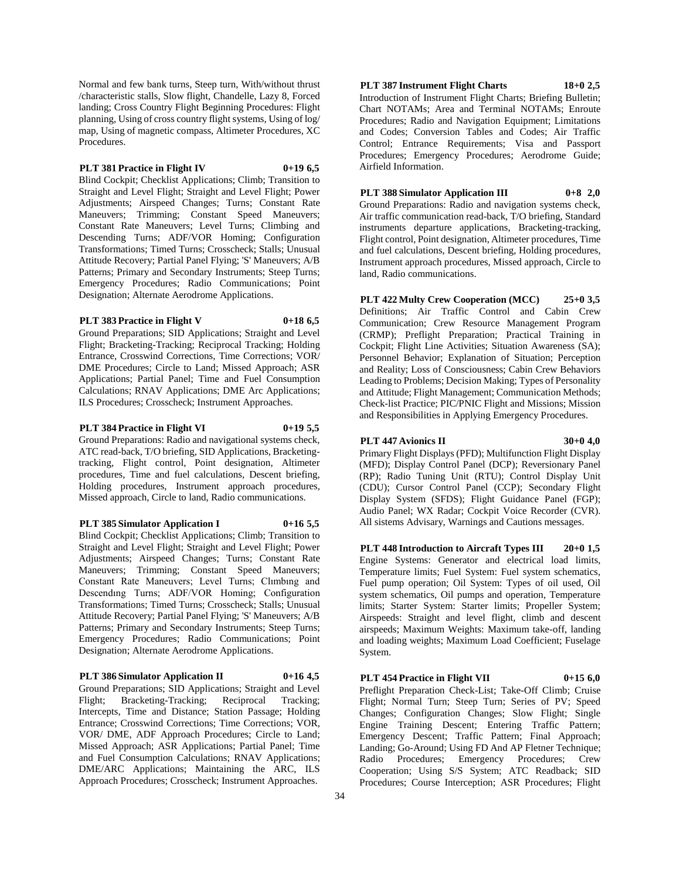Normal and few bank turns, Steep turn, With/without thrust /characteristic stalls, Slow flight, Chandelle, Lazy 8, Forced landing; Cross Country Flight Beginning Procedures: Flight planning, Using of cross country flight systems, Using of log/ map, Using of magnetic compass, Altimeter Procedures, XC Procedures.

**PLT 381 Practice in Flight IV 0+19 6,5**

Blind Cockpit; Checklist Applications; Climb; Transition to Straight and Level Flight; Straight and Level Flight; Power Adjustments; Airspeed Changes; Turns; Constant Rate Maneuvers; Trimming; Constant Speed Maneuvers; Constant Rate Maneuvers; Level Turns; Climbing and Descending Turns; ADF/VOR Homing; Configuration Transformations; Timed Turns; Crosscheck; Stalls; Unusual Attitude Recovery; Partial Panel Flying; 'S' Maneuvers; A/B Patterns; Primary and Secondary Instruments; Steep Turns; Emergency Procedures; Radio Communications; Point Designation; Alternate Aerodrome Applications.

**PLT 383 Practice in Flight V 0+18 6,5**

Ground Preparations; SID Applications; Straight and Level Flight; Bracketing-Tracking; Reciprocal Tracking; Holding Entrance, Crosswind Corrections, Time Corrections; VOR/ DME Procedures; Circle to Land; Missed Approach; ASR Applications; Partial Panel; Time and Fuel Consumption Calculations; RNAV Applications; DME Arc Applications; ILS Procedures; Crosscheck; Instrument Approaches.

**PLT 384 Practice in Flight VI 0+19 5,5**

Ground Preparations: Radio and navigational systems check, ATC read-back, T/O briefing, SID Applications, Bracketing-tracking, Flight control, Point designation, Altimeter procedures, Time and fuel calculations, Descent briefing, Holding procedures, Instrument approach procedures, Missed approach, Circle to land, Radio communications.

**PLT 385 Simulator Application I 0+16 5,5**

Blind Cockpit; Checklist Applications; Climb; Transition to Straight and Level Flight; Straight and Level Flight; Power Adjustments; Airspeed Changes; Turns; Constant Rate Maneuvers; Trimming; Constant Speed Maneuvers; Constant Rate Maneuvers; Level Turns; Clımbıng and Descendıng Turns; ADF/VOR Homing; Configuration Transformations; Timed Turns; Crosscheck; Stalls; Unusual Attitude Recovery; Partial Panel Flying; 'S' Maneuvers; A/B Patterns; Primary and Secondary Instruments; Steep Turns; Emergency Procedures; Radio Communications; Point Designation; Alternate Aerodrome Applications.

**PLT 386 Simulator Application II 0+16 4,5**

Ground Preparations; SID Applications; Straight and Level Flight; Bracketing-Tracking; Reciprocal Tracking; Intercepts, Time and Distance; Station Passage; Holding Entrance; Crosswind Corrections; Time Corrections; VOR, VOR/ DME, ADF Approach Procedures; Circle to Land; Missed Approach; ASR Applications; Partial Panel; Time and Fuel Consumption Calculations; RNAV Applications; DME/ARC Applications; Maintaining the ARC, ILS Approach Procedures; Crosscheck; Instrument Approaches.

**PLT 387 Instrument Flight Charts 18+0 2,5**

Introduction of Instrument Flight Charts; Briefing Bulletin; Chart NOTAMs; Area and Terminal NOTAMs; Enroute Procedures; Radio and Navigation Equipment; Limitations and Codes; Conversion Tables and Codes; Air Traffic Control; Entrance Requirements; Visa and Passport Procedures; Emergency Procedures; Aerodrome Guide; Airfield Information.

**PLT 388 Simulator Application III 0+8 2,0**

Ground Preparations: Radio and navigation systems check, Air traffic communication read-back, T/O briefing, Standard instruments departure applications, Bracketing-tracking, Flight control, Point designation, Altimeter procedures, Time and fuel calculations, Descent briefing, Holding procedures, Instrument approach procedures, Missed approach, Circle to land, Radio communications.

**PLT 422 Multy Crew Cooperation (MCC) 25+0 3,5**

Definitions; Air Traffic Control and Cabin Crew Communication; Crew Resource Management Program (CRMP); Preflight Preparation; Practical Training in Cockpit; Flight Line Activities; Situation Awareness (SA); Personnel Behavior; Explanation of Situation; Perception and Reality; Loss of Consciousness; Cabin Crew Behaviors Leading to Problems; Decision Making; Types of Personality and Attitude; Flight Management; Communication Methods; Check-list Practice; PIC/PNIC Flight and Missions; Mission and Responsibilities in Applying Emergency Procedures.

**PLT 447 Avionics II 30+0 4,0**

Primary Flight Displays (PFD); Multifunction Flight Display (MFD); Display Control Panel (DCP); Reversionary Panel (RP); Radio Tuning Unit (RTU); Control Display Unit (CDU); Cursor Control Panel (CCP); Secondary Flight Display System (SFDS); Flight Guidance Panel (FGP); Audio Panel; WX Radar; Cockpit Voice Recorder (CVR). All sistems Advisary, Warnings and Cautions messages.

**PLT 448 Introduction to Aircraft Types III 20+0 1,5**

Engine Systems: Generator and electrical load limits, Temperature limits; Fuel System: Fuel system schematics, Fuel pump operation; Oil System: Types of oil used, Oil system schematics, Oil pumps and operation, Temperature limits; Starter System: Starter limits; Propeller System; Airspeeds: Straight and level flight, climb and descent airspeeds; Maximum Weights: Maximum take-off, landing and loading weights; Maximum Load Coefficient; Fuselage System.

**PLT 454 Practice in Flight VII 0+15 6,0**

Preflight Preparation Check-List; Take-Off Climb; Cruise Flight; Normal Turn; Steep Turn; Series of PV; Speed Changes; Configuration Changes; Slow Flight; Single Engine Training Descent; Entering Traffic Pattern; Emergency Descent; Traffic Pattern; Final Approach; Landing; Go-Around; Using FD And AP Fletner Technique; Radio Procedures; Emergency Procedures; Crew Cooperation; Using S/S System; ATC Readback; SID Procedures; Course Interception; ASR Procedures; Flight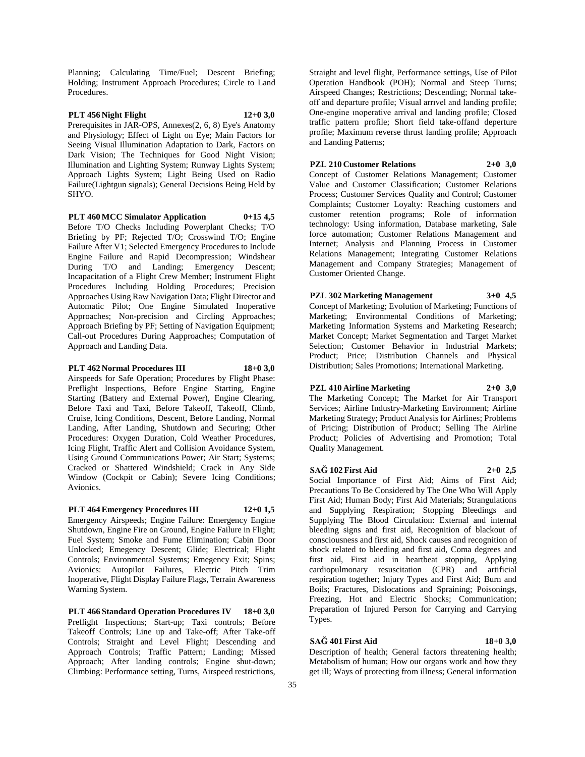Planning; Calculating Time/Fuel; Descent Briefing; Holding; Instrument Approach Procedures; Circle to Land Procedures.

**PLT 456 Night Flight 12+0 3,0**

Prerequisites in JAR-OPS, Annexes(2, 6, 8) Eye's Anatomy and Physiology; Effect of Light on Eye; Main Factors for Seeing Visual Illumination Adaptation to Dark, Factors on Dark Vision; The Techniques for Good Night Vision; Illumination and Lighting System; Runway Lights System; Approach Lights System; Light Being Used on Radio Failure(Lightgun signals); General Decisions Being Held by SHYO.

**PLT 460 MCC Simulator Application 0+15 4,5**

Before T/O Checks Including Powerplant Checks; T/O Briefing by PF; Rejected T/O; Crosswind T/O; Engine Failure After V1; Selected Emergency Procedures to Include Engine Failure and Rapid Decompression; Windshear During T/O and Landing; Emergency Descent; Incapacitation of a Flight Crew Member; Instrument Flight Procedures Including Holding Procedures; Precision Approaches Using Raw Navigation Data; Flight Director and Automatic Pilot; One Engine Simulated Inoperative Approaches; Non-precision and Circling Approaches; Approach Briefing by PF; Setting of Navigation Equipment; Call-out Procedures During Aapproaches; Computation of Approach and Landing Data.

**PLT 462 Normal Procedures III 18+0 3,0**

Airspeeds for Safe Operation; Procedures by Flight Phase: Preflight Inspections, Before Engine Starting, Engine Starting (Battery and External Power), Engine Clearing, Before Taxi and Taxi, Before Takeoff, Takeoff, Climb, Cruise, Icing Conditions, Descent, Before Landing, Normal Landing, After Landing, Shutdown and Securing; Other Procedures: Oxygen Duration, Cold Weather Procedures, Icing Flight, Traffic Alert and Collision Avoidance System, Using Ground Communications Power; Air Start; Systems; Cracked or Shattered Windshield; Crack in Any Side Window (Cockpit or Cabin); Severe Icing Conditions; Avionics.

**PLT 464 Emergency Procedures III 12+0 1,5**

Emergency Airspeeds; Engine Failure: Emergency Engine Shutdown, Engine Fire on Ground, Engine Failure in Flight; Fuel System; Smoke and Fume Elimination; Cabin Door Unlocked; Emegency Descent; Glide; Electrical; Flight Controls; Environmental Systems; Emegency Exit; Spins; Avionics: Autopilot Failures, Electric Pitch Trim Inoperative, Flight Display Failure Flags, Terrain Awareness Warning System.

**PLT 466 Standard Operation Procedures IV 18+0 3,0**

Preflight Inspections; Start-up; Taxi controls; Before Takeoff Controls; Line up and Take-off; After Take-off Controls; Straight and Level Flight; Descending and Approach Controls; Traffic Pattern; Landing; Missed Approach; After landing controls; Engine shut-down; Climbing: Performance setting, Turns, Airspeed restrictions, Straight and level flight, Performance settings, Use of Pilot Operation Handbook (POH); Normal and Steep Turns; Airspeed Changes; Restrictions; Descending; Normal take-off and departure profile; Visual arrıvel and landing profile; One-engine ınoperative arrival and landing profile; Closed traffic pattern profile; Short field take-offand deperture profile; Maximum reverse thrust landing profile; Approach and Landing Patterns;

**PZL 210 Customer Relations 2+0 3,0**

Concept of Customer Relations Management; Customer Value and Customer Classification; Customer Relations Process; Customer Services Quality and Control; Customer Complaints; Customer Loyalty: Reaching customers and customer retention programs; Role of information technology: Using information, Database marketing, Sale force automation; Customer Relations Management and Internet; Analysis and Planning Process in Customer Relations Management; Integrating Customer Relations Management and Company Strategies; Management of Customer Oriented Change.

**PZL 302 Marketing Management 3+0 4,5**

Concept of Marketing; Evolution of Marketing; Functions of Marketing; Environmental Conditions of Marketing; Marketing Information Systems and Marketing Research; Market Concept; Market Segmentation and Target Market Selection; Customer Behavior in Industrial Markets; Product; Price; Distribution Channels and Physical Distribution; Sales Promotions; International Marketing.

**PZL 410 Airline Marketing 2+0 3,0**

The Marketing Concept; The Market for Air Transport Services; Airline Industry-Marketing Environment; Airline Marketing Strategy; Product Analysis for Airlines; Problems of Pricing; Distribution of Product; Selling The Airline Product; Policies of Advertising and Promotion; Total Quality Management.

**SAĞ 102 First Aid 2+0 2,5**

Social Importance of First Aid; Aims of First Aid; Precautions To Be Considered by The One Who Will Apply First Aid; Human Body; First Aid Materials; Strangulations and Supplying Respiration; Stopping Bleedings and Supplying The Blood Circulation: External and internal bleeding signs and first aid, Recognition of blackout of consciousness and first aid, Shock causes and recognition of shock related to bleeding and first aid, Coma degrees and first aid, First aid in heartbeat stopping, Applying cardiopulmonary resuscitation (CPR) and artificial respiration together; Injury Types and First Aid; Burn and Boils; Fractures, Dislocations and Spraining; Poisonings, Freezing, Hot and Electric Shocks; Communication; Preparation of Injured Person for Carrying and Carrying Types.

**SAĞ 401 First Aid 18+0 3,0**

Description of health; General factors threatening health; Metabolism of human; How our organs work and how they get ill; Ways of protecting from illness; General information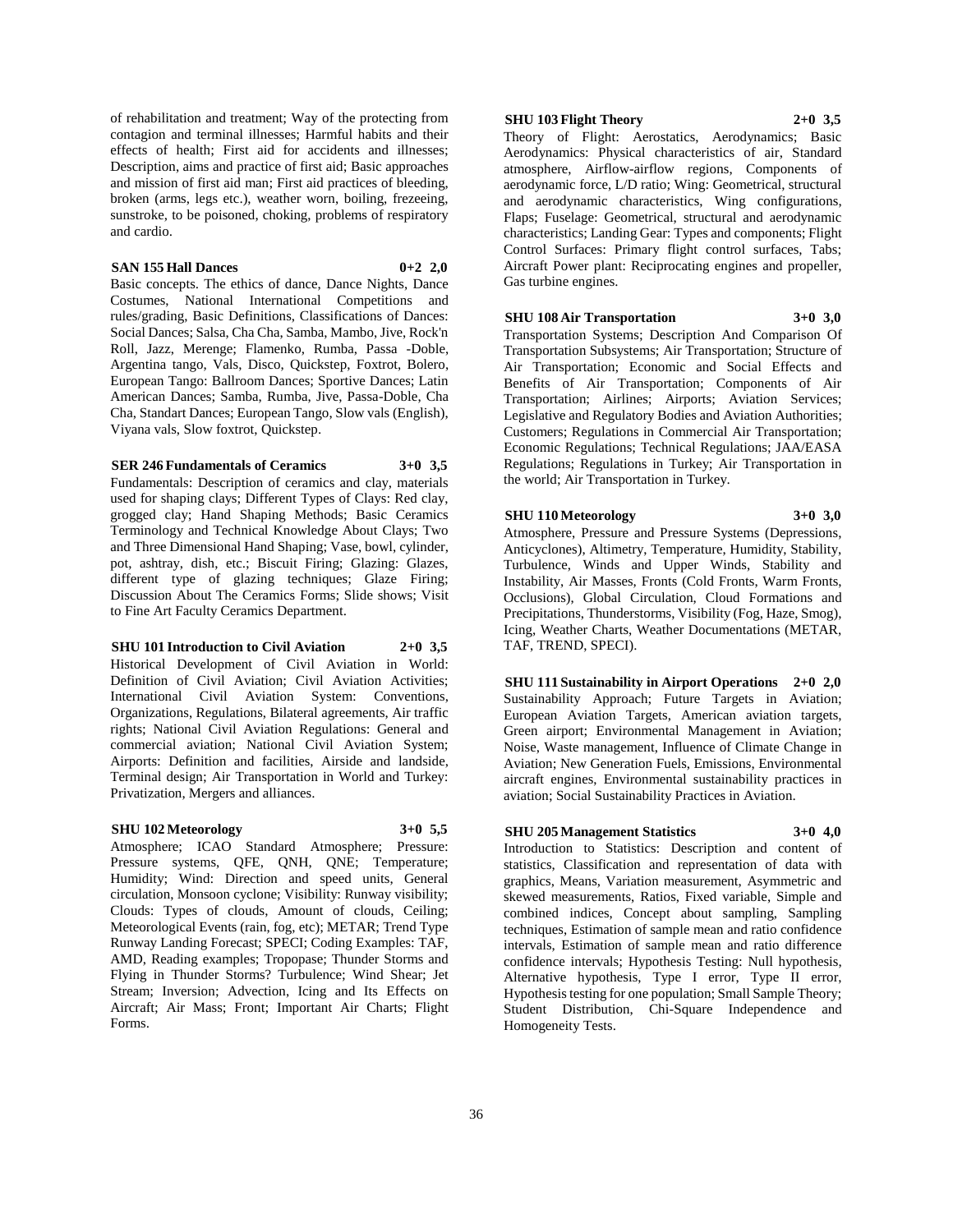of rehabilitation and treatment; Way of the protecting from contagion and terminal illnesses; Harmful habits and their effects of health; First aid for accidents and illnesses; Description, aims and practice of first aid; Basic approaches and mission of first aid man; First aid practices of bleeding, broken (arms, legs etc.), weather worn, boiling, frezeeing, sunstroke, to be poisoned, choking, problems of respiratory and cardio.

**SAN 155 Hall Dances 0+2 2,0**

Basic concepts. The ethics of dance, Dance Nights, Dance Costumes, National International Competitions and rules/grading, Basic Definitions, Classifications of Dances: Social Dances; Salsa, Cha Cha, Samba, Mambo, Jive, Rock'n Roll, Jazz, Merenge; Flamenko, Rumba, Passa -Doble, Argentina tango, Vals, Disco, Quickstep, Foxtrot, Bolero, European Tango: Ballroom Dances; Sportive Dances; Latin American Dances; Samba, Rumba, Jive, Passa-Doble, Cha Cha, Standart Dances; European Tango, Slow vals (English), Viyana vals, Slow foxtrot, Quickstep.

**SER 246 Fundamentals of Ceramics 3+0 3,5**

Fundamentals: Description of ceramics and clay, materials used for shaping clays; Different Types of Clays: Red clay, grogged clay; Hand Shaping Methods; Basic Ceramics Terminology and Technical Knowledge About Clays; Two and Three Dimensional Hand Shaping; Vase, bowl, cylinder, pot, ashtray, dish, etc.; Biscuit Firing; Glazing: Glazes, different type of glazing techniques; Glaze Firing; Discussion About The Ceramics Forms; Slide shows; Visit to Fine Art Faculty Ceramics Department.

**SHU 101 Introduction to Civil Aviation 2+0 3,5**

Historical Development of Civil Aviation in World: Definition of Civil Aviation; Civil Aviation Activities; International Civil Aviation System: Conventions, Organizations, Regulations, Bilateral agreements, Air traffic rights; National Civil Aviation Regulations: General and commercial aviation; National Civil Aviation System; Airports: Definition and facilities, Airside and landside, Terminal design; Air Transportation in World and Turkey: Privatization, Mergers and alliances.

**SHU 102 Meteorology 3+0 5,5**

Atmosphere; ICAO Standard Atmosphere; Pressure: Pressure systems, QFE, QNH, QNE; Temperature; Humidity; Wind: Direction and speed units, General circulation, Monsoon cyclone; Visibility: Runway visibility; Clouds: Types of clouds, Amount of clouds, Ceiling; Meteorological Events (rain, fog, etc); METAR; Trend Type Runway Landing Forecast; SPECI; Coding Examples: TAF, AMD, Reading examples; Tropopase; Thunder Storms and Flying in Thunder Storms? Turbulence; Wind Shear; Jet Stream; Inversion; Advection, Icing and Its Effects on Aircraft; Air Mass; Front; Important Air Charts; Flight Forms.

**SHU 103 Flight Theory 2+0 3,5**

Theory of Flight: Aerostatics, Aerodynamics; Basic Aerodynamics: Physical characteristics of air, Standard atmosphere, Airflow-airflow regions, Components of aerodynamic force, L/D ratio; Wing: Geometrical, structural and aerodynamic characteristics, Wing configurations, Flaps; Fuselage: Geometrical, structural and aerodynamic characteristics; Landing Gear: Types and components; Flight Control Surfaces: Primary flight control surfaces, Tabs; Aircraft Power plant: Reciprocating engines and propeller, Gas turbine engines.

**SHU 108 Air Transportation 3+0 3,0**

Transportation Systems; Description And Comparison Of Transportation Subsystems; Air Transportation; Structure of Air Transportation; Economic and Social Effects and Benefits of Air Transportation; Components of Air Transportation; Airlines; Airports; Aviation Services; Legislative and Regulatory Bodies and Aviation Authorities; Customers; Regulations in Commercial Air Transportation; Economic Regulations; Technical Regulations; JAA/EASA Regulations; Regulations in Turkey; Air Transportation in the world; Air Transportation in Turkey.

**SHU 110 Meteorology 3+0 3,0**

Atmosphere, Pressure and Pressure Systems (Depressions, Anticyclones), Altimetry, Temperature, Humidity, Stability, Turbulence, Winds and Upper Winds, Stability and Instability, Air Masses, Fronts (Cold Fronts, Warm Fronts, Occlusions), Global Circulation, Cloud Formations and Precipitations, Thunderstorms, Visibility (Fog, Haze, Smog), Icing, Weather Charts, Weather Documentations (METAR, TAF, TREND, SPECI).

**SHU 111 Sustainability in Airport Operations 2+0 2,0**

Sustainability Approach; Future Targets in Aviation; European Aviation Targets, American aviation targets, Green airport; Environmental Management in Aviation; Noise, Waste management, Influence of Climate Change in Aviation; New Generation Fuels, Emissions, Environmental aircraft engines, Environmental sustainability practices in aviation; Social Sustainability Practices in Aviation.

**SHU 205 Management Statistics 3+0 4,0**

Introduction to Statistics: Description and content of statistics, Classification and representation of data with graphics, Means, Variation measurement, Asymmetric and skewed measurements, Ratios, Fixed variable, Simple and combined indices, Concept about sampling, Sampling techniques, Estimation of sample mean and ratio confidence intervals, Estimation of sample mean and ratio difference confidence intervals; Hypothesis Testing: Null hypothesis, Alternative hypothesis, Type I error, Type II error, Hypothesis testing for one population; Small Sample Theory; Student Distribution, Chi-Square Independence and Homogeneity Tests.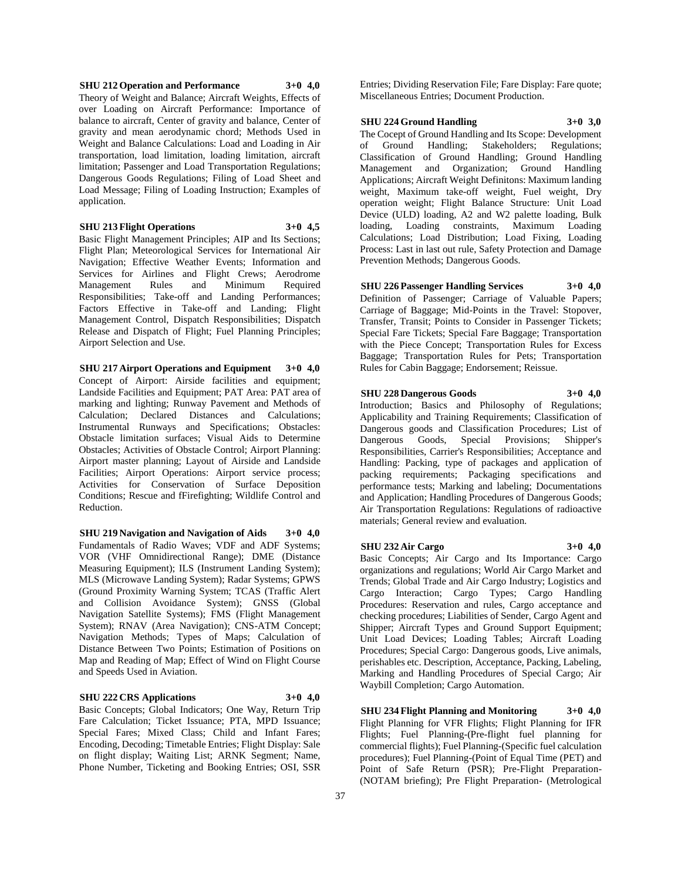**SHU 212 Operation and Performance 3+0 4,0**

Theory of Weight and Balance; Aircraft Weights, Effects of over Loading on Aircraft Performance: Importance of balance to aircraft, Center of gravity and balance, Center of gravity and mean aerodynamic chord; Methods Used in Weight and Balance Calculations: Load and Loading in Air transportation, load limitation, loading limitation, aircraft limitation; Passenger and Load Transportation Regulations; Dangerous Goods Regulations; Filing of Load Sheet and Load Message; Filing of Loading Instruction; Examples of application.

**SHU 213 Flight Operations 3+0 4,5**

Basic Flight Management Principles; AIP and Its Sections; Flight Plan; Meteorological Services for International Air Navigation; Effective Weather Events; Information and Services for Airlines and Flight Crews; Aerodrome Management Rules and Minimum Required Responsibilities; Take-off and Landing Performances; Factors Effective in Take-off and Landing; Flight Management Control, Dispatch Responsibilities; Dispatch Release and Dispatch of Flight; Fuel Planning Principles; Airport Selection and Use.

**SHU 217 Airport Operations and Equipment 3+0 4,0**

Concept of Airport: Airside facilities and equipment; Landside Facilities and Equipment; PAT Area: PAT area of marking and lighting; Runway Pavement and Methods of Calculation; Declared Distances and Calculations; Instrumental Runways and Specifications; Obstacles: Obstacle limitation surfaces; Visual Aids to Determine Obstacles; Activities of Obstacle Control; Airport Planning: Airport master planning; Layout of Airside and Landside Facilities; Airport Operations: Airport service process; Activities for Conservation of Surface Deposition Conditions; Rescue and fFirefighting; Wildlife Control and Reduction.

**SHU 219 Navigation and Navigation of Aids 3+0 4,0**

Fundamentals of Radio Waves; VDF and ADF Systems; VOR (VHF Omnidirectional Range); DME (Distance Measuring Equipment); ILS (Instrument Landing System); MLS (Microwave Landing System); Radar Systems; GPWS (Ground Proximity Warning System; TCAS (Traffic Alert and Collision Avoidance System); GNSS (Global Navigation Satellite Systems); FMS (Flight Management System); RNAV (Area Navigation); CNS-ATM Concept; Navigation Methods; Types of Maps; Calculation of Distance Between Two Points; Estimation of Positions on Map and Reading of Map; Effect of Wind on Flight Course and Speeds Used in Aviation.

**SHU 222 CRS Applications 3+0 4,0**

Basic Concepts; Global Indicators; One Way, Return Trip Fare Calculation; Ticket Issuance; PTA, MPD Issuance; Special Fares; Mixed Class; Child and Infant Fares; Encoding, Decoding; Timetable Entries; Flight Display: Sale on flight display; Waiting List; ARNK Segment; Name, Phone Number, Ticketing and Booking Entries; OSI, SSR Entries; Dividing Reservation File; Fare Display: Fare quote; Miscellaneous Entries; Document Production.

**SHU 224 Ground Handling 3+0 3,0**

The Cocept of Ground Handling and Its Scope: Development of Ground Handling; Stakeholders; Regulations; Classification of Ground Handling; Ground Handling Management and Organization; Ground Handling Applications; Aircraft Weight Definitons: Maximum landing weight, Maximum take-off weight, Fuel weight, Dry operation weight; Flight Balance Structure: Unit Load Device (ULD) loading, A2 and W2 palette loading, Bulk loading, Loading constraints, Maximum Loading Calculations; Load Distribution; Load Fixing, Loading Process: Last in last out rule, Safety Protection and Damage Prevention Methods; Dangerous Goods.

**SHU 226 Passenger Handling Services 3+0 4,0**

Definition of Passenger; Carriage of Valuable Papers; Carriage of Baggage; Mid-Points in the Travel: Stopover, Transfer, Transit; Points to Consider in Passenger Tickets; Special Fare Tickets; Special Fare Baggage; Transportation with the Piece Concept; Transportation Rules for Excess Baggage; Transportation Rules for Pets; Transportation Rules for Cabin Baggage; Endorsement; Reissue.

**SHU 228 Dangerous Goods 3+0 4,0**

Introduction; Basics and Philosophy of Regulations; Applicability and Training Requirements; Classification of Dangerous goods and Classification Procedures; List of Dangerous Goods, Special Provisions; Shipper's Responsibilities, Carrier's Responsibilities; Acceptance and Handling: Packing, type of packages and application of packing requirements; Packaging specifications and performance tests; Marking and labeling; Documentations and Application; Handling Procedures of Dangerous Goods; Air Transportation Regulations: Regulations of radioactive materials; General review and evaluation.

**SHU 232 Air Cargo 3+0 4,0**

Basic Concepts; Air Cargo and Its Importance: Cargo organizations and regulations; World Air Cargo Market and Trends; Global Trade and Air Cargo Industry; Logistics and Cargo Interaction; Cargo Types; Cargo Handling Procedures: Reservation and rules, Cargo acceptance and checking procedures; Liabilities of Sender, Cargo Agent and Shipper; Aircraft Types and Ground Support Equipment; Unit Load Devices; Loading Tables; Aircraft Loading Procedures; Special Cargo: Dangerous goods, Live animals, perishables etc. Description, Acceptance, Packing, Labeling, Marking and Handling Procedures of Special Cargo; Air Waybill Completion; Cargo Automation.

**SHU 234 Flight Planning and Monitoring 3+0 4,0**

Flight Planning for VFR Flights; Flight Planning for IFR Flights; Fuel Planning-(Pre-flight fuel planning for commercial flights); Fuel Planning-(Specific fuel calculation procedures); Fuel Planning-(Point of Equal Time (PET) and Point of Safe Return (PSR); Pre-Flight Preparation- (NOTAM briefing); Pre Flight Preparation- (Metrological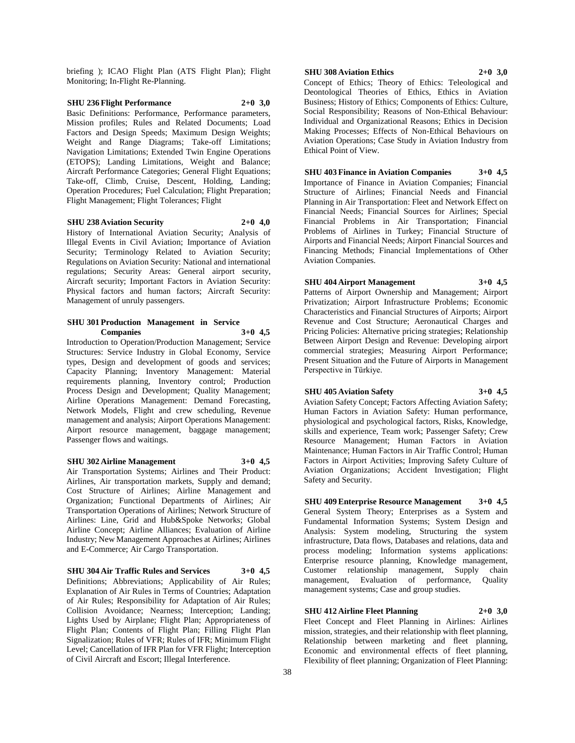briefing ); ICAO Flight Plan (ATS Flight Plan); Flight Monitoring; In-Flight Re-Planning.

**SHU 236 Flight Performance 2+0 3,0**

Basic Definitions: Performance, Performance parameters, Mission profiles; Rules and Related Documents; Load Factors and Design Speeds; Maximum Design Weights; Weight and Range Diagrams; Take-off Limitations; Navigation Limitations; Extended Twin Engine Operations (ETOPS); Landing Limitations, Weight and Balance; Aircraft Performance Categories; General Flight Equations; Take-off, Climb, Cruise, Descent, Holding, Landing; Operation Procedures; Fuel Calculation; Flight Preparation; Flight Management; Flight Tolerances; Flight

**SHU 238 Aviation Security 2+0 4,0**

History of International Aviation Security; Analysis of Illegal Events in Civil Aviation; Importance of Aviation Security; Terminology Related to Aviation Security; Regulations on Aviation Security: National and international regulations; Security Areas: General airport security, Aircraft security; Important Factors in Aviation Security: Physical factors and human factors; Aircraft Security: Management of unruly passengers.

**SHU 301 Production Management in Service Companies 3+0 4,5**

Introduction to Operation/Production Management; Service Structures: Service Industry in Global Economy, Service types, Design and development of goods and services; Capacity Planning; Inventory Management: Material requirements planning, Inventory control; Production Process Design and Development; Quality Management; Airline Operations Management: Demand Forecasting, Network Models, Flight and crew scheduling, Revenue management and analysis; Airport Operations Management: Airport resource management, baggage management; Passenger flows and waitings.

**SHU 302 Airline Management 3+0 4,5**

Air Transportation Systems; Airlines and Their Product: Airlines, Air transportation markets, Supply and demand; Cost Structure of Airlines; Airline Management and Organization; Functional Departments of Airlines; Air Transportation Operations of Airlines; Network Structure of Airlines: Line, Grid and Hub&Spoke Networks; Global Airline Concept; Airline Alliances; Evaluation of Airline Industry; New Management Approaches at Airlines; Airlines and E-Commerce; Air Cargo Transportation.

**SHU 304 Air Traffic Rules and Services 3+0 4,5**

Definitions; Abbreviations; Applicability of Air Rules; Explanation of Air Rules in Terms of Countries; Adaptation of Air Rules; Responsibility for Adaptation of Air Rules; Collision Avoidance; Nearness; Interception; Landing; Lights Used by Airplane; Flight Plan; Appropriateness of Flight Plan; Contents of Flight Plan; Filling Flight Plan Signalization; Rules of VFR; Rules of IFR; Minimum Flight Level; Cancellation of IFR Plan for VFR Flight; Interception of Civil Aircraft and Escort; Illegal Interference.

**SHU 308 Aviation Ethics 2+0 3,0**

Concept of Ethics; Theory of Ethics: Teleological and Deontological Theories of Ethics, Ethics in Aviation Business; History of Ethics; Components of Ethics: Culture, Social Responsibility; Reasons of Non-Ethical Behaviour: Individual and Organizational Reasons; Ethics in Decision Making Processes; Effects of Non-Ethical Behaviours on Aviation Operations; Case Study in Aviation Industry from Ethical Point of View.

**SHU 403 Finance in Aviation Companies 3+0 4,5**

Importance of Finance in Aviation Companies; Financial Structure of Airlines; Financial Needs and Financial Planning in Air Transportation: Fleet and Network Effect on Financial Needs; Financial Sources for Airlines; Special Financial Problems in Air Transportation; Financial Problems of Airlines in Turkey; Financial Structure of Airports and Financial Needs; Airport Financial Sources and Financing Methods; Financial Implementations of Other Aviation Companies.

**SHU 404 Airport Management 3+0 4,5**

Patterns of Airport Ownership and Management; Airport Privatization; Airport Infrastructure Problems; Economic Characteristics and Financial Structures of Airports; Airport Revenue and Cost Structure; Aeronautical Charges and Pricing Policies: Alternative pricing strategies; Relationship Between Airport Design and Revenue: Developing airport commercial strategies; Measuring Airport Performance; Present Situation and the Future of Airports in Management Perspective in Türkiye.

**SHU 405 Aviation Safety 3+0 4,5**

Aviation Safety Concept; Factors Affecting Aviation Safety; Human Factors in Aviation Safety: Human performance, physiological and psychological factors, Risks, Knowledge, skills and experience, Team work; Passenger Safety; Crew Resource Management; Human Factors in Aviation Maintenance; Human Factors in Air Traffic Control; Human Factors in Airport Activities; Improving Safety Culture of Aviation Organizations; Accident Investigation; Flight Safety and Security.

**SHU 409 Enterprise Resource Management 3+0 4,5**

General System Theory; Enterprises as a System and Fundamental Information Systems; System Design and Analysis: System modeling, Structuring the system infrastructure, Data flows, Databases and relations, data and process modeling; Information systems applications: Enterprise resource planning, Knowledge management, Customer relationship management, Supply chain management, Evaluation of performance, Quality management systems; Case and group studies.

**SHU 412 Airline Fleet Planning 2+0 3,0**

Fleet Concept and Fleet Planning in Airlines: Airlines mission, strategies, and their relationship with fleet planning, Relationship between marketing and fleet planning, Economic and environmental effects of fleet planning, Flexibility of fleet planning; Organization of Fleet Planning: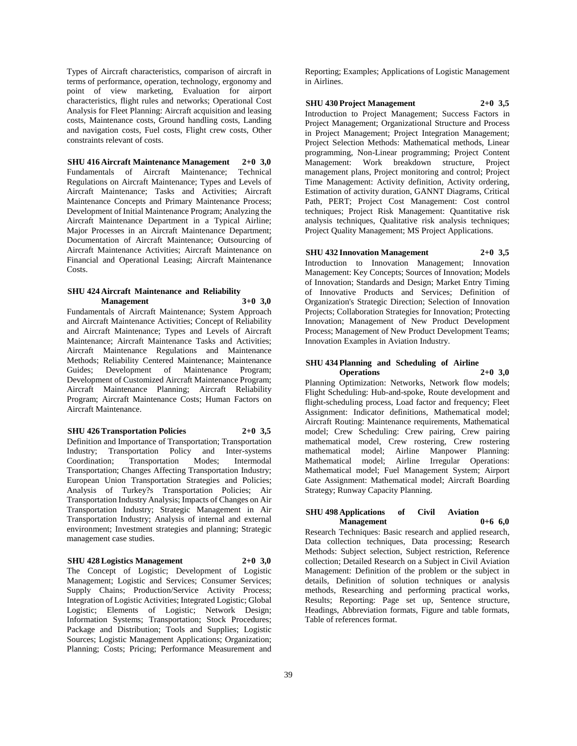Types of Aircraft characteristics, comparison of aircraft in terms of performance, operation, technology, ergonomy and point of view marketing, Evaluation for airport characteristics, flight rules and networks; Operational Cost Analysis for Fleet Planning: Aircraft acquisition and leasing costs, Maintenance costs, Ground handling costs, Landing and navigation costs, Fuel costs, Flight crew costs, Other constraints relevant of costs.

**SHU 416 Aircraft Maintenance Management 2+0 3,0**
Fundamentals of Aircraft Maintenance; Technical Regulations on Aircraft Maintenance; Types and Levels of Aircraft Maintenance; Tasks and Activities; Aircraft Maintenance Concepts and Primary Maintenance Process; Development of Initial Maintenance Program; Analyzing the Aircraft Maintenance Department in a Typical Airline; Major Processes in an Aircraft Maintenance Department; Documentation of Aircraft Maintenance; Outsourcing of Aircraft Maintenance Activities; Aircraft Maintenance on Financial and Operational Leasing; Aircraft Maintenance Costs.

**SHU 424 Aircraft Maintenance and Reliability Management 3+0 3,0**
Fundamentals of Aircraft Maintenance; System Approach and Aircraft Maintenance Activities; Concept of Reliability and Aircraft Maintenance; Types and Levels of Aircraft Maintenance; Aircraft Maintenance Tasks and Activities; Aircraft Maintenance Regulations and Maintenance Methods; Reliability Centered Maintenance; Maintenance Guides; Development of Maintenance Program; Development of Customized Aircraft Maintenance Program; Aircraft Maintenance Planning; Aircraft Reliability Program; Aircraft Maintenance Costs; Human Factors on Aircraft Maintenance.

**SHU 426 Transportation Policies 2+0 3,5**
Definition and Importance of Transportation; Transportation Industry; Transportation Policy and Inter-systems Coordination; Transportation Modes; Intermodal Transportation; Changes Affecting Transportation Industry; European Union Transportation Strategies and Policies; Analysis of Turkey?s Transportation Policies; Air Transportation Industry Analysis; Impacts of Changes on Air Transportation Industry; Strategic Management in Air Transportation Industry; Analysis of internal and external environment; Investment strategies and planning; Strategic management case studies.

**SHU 428 Logistics Management 2+0 3,0**
The Concept of Logistic; Development of Logistic Management; Logistic and Services; Consumer Services; Supply Chains; Production/Service Activity Process; Integration of Logistic Activities; Integrated Logistic; Global Logistic; Elements of Logistic; Network Design; Information Systems; Transportation; Stock Procedures; Package and Distribution; Tools and Supplies; Logistic Sources; Logistic Management Applications; Organization; Planning; Costs; Pricing; Performance Measurement and Reporting; Examples; Applications of Logistic Management in Airlines.

**SHU 430 Project Management 2+0 3,5**
Introduction to Project Management; Success Factors in Project Management; Organizational Structure and Process in Project Management; Project Integration Management; Project Selection Methods: Mathematical methods, Linear programming, Non-Linear programming; Project Content Management: Work breakdown structure, Project management plans, Project monitoring and control; Project Time Management: Activity definition, Activity ordering, Estimation of activity duration, GANNT Diagrams, Critical Path, PERT; Project Cost Management: Cost control techniques; Project Risk Management: Quantitative risk analysis techniques, Qualitative risk analysis techniques; Project Quality Management; MS Project Applications.

**SHU 432 Innovation Management 2+0 3,5**
Introduction to Innovation Management; Innovation Management: Key Concepts; Sources of Innovation; Models of Innovation; Standards and Design; Market Entry Timing of Innovative Products and Services; Definition of Organization's Strategic Direction; Selection of Innovation Projects; Collaboration Strategies for Innovation; Protecting Innovation; Management of New Product Development Process; Management of New Product Development Teams; Innovation Examples in Aviation Industry.

**SHU 434 Planning and Scheduling of Airline Operations 2+0 3,0**
Planning Optimization: Networks, Network flow models; Flight Scheduling: Hub-and-spoke, Route development and flight-scheduling process, Load factor and frequency; Fleet Assignment: Indicator definitions, Mathematical model; Aircraft Routing: Maintenance requirements, Mathematical model; Crew Scheduling: Crew pairing, Crew pairing mathematical model, Crew rostering, Crew rostering mathematical model; Airline Manpower Planning: Mathematical model; Airline Irregular Operations: Mathematical model; Fuel Management System; Airport Gate Assignment: Mathematical model; Aircraft Boarding Strategy; Runway Capacity Planning.

**SHU 498 Applications of Civil Aviation Management 0+6 6,0**
Research Techniques: Basic research and applied research, Data collection techniques, Data processing; Research Methods: Subject selection, Subject restriction, Reference collection; Detailed Research on a Subject in Civil Aviation Management: Definition of the problem or the subject in details, Definition of solution techniques or analysis methods, Researching and performing practical works, Results; Reporting: Page set up, Sentence structure, Headings, Abbreviation formats, Figure and table formats, Table of references format.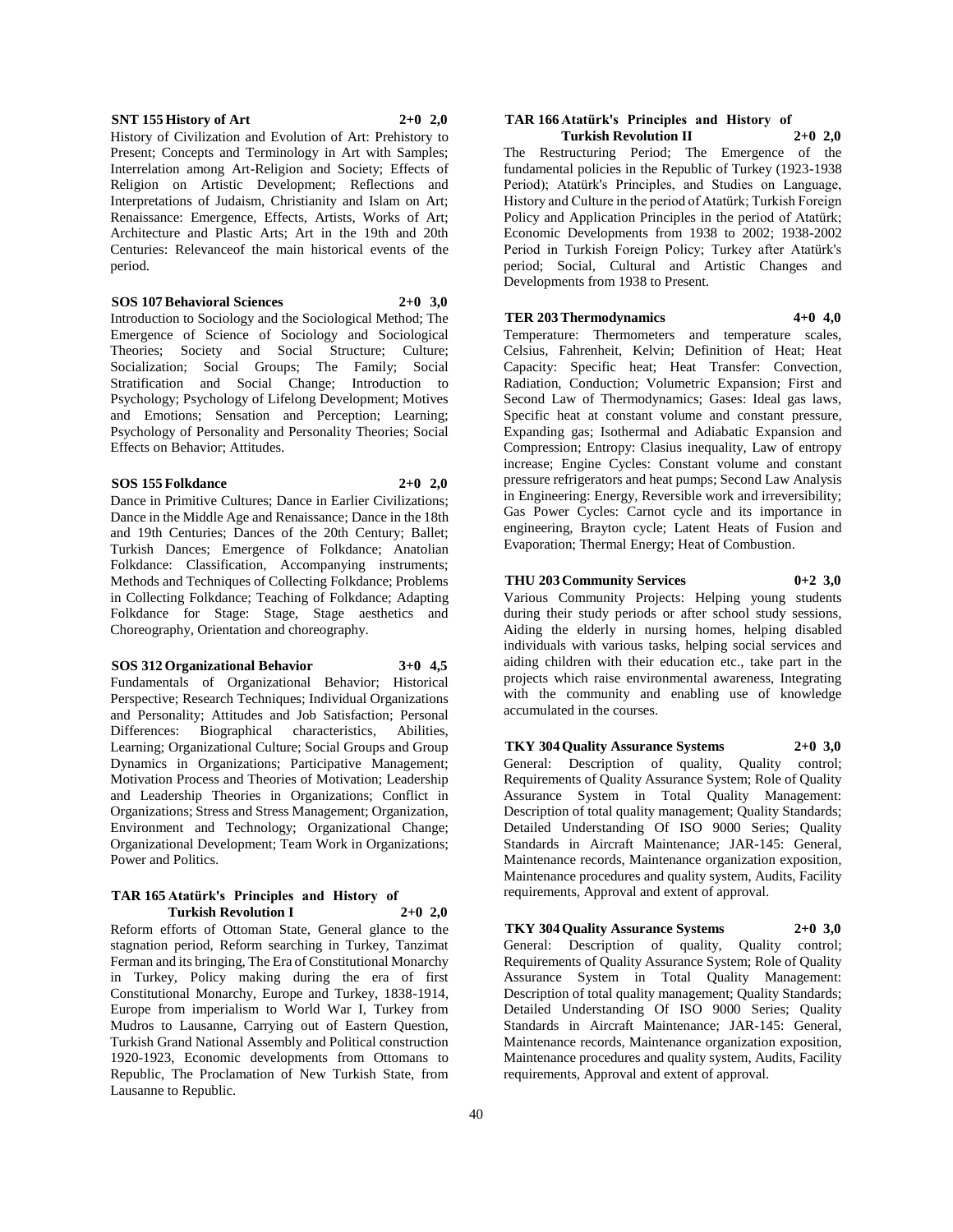**SNT 155 History of Art 2+0 2,0**

History of Civilization and Evolution of Art: Prehistory to Present; Concepts and Terminology in Art with Samples; Interrelation among Art-Religion and Society; Effects of Religion on Artistic Development; Reflections and Interpretations of Judaism, Christianity and Islam on Art; Renaissance: Emergence, Effects, Artists, Works of Art; Architecture and Plastic Arts; Art in the 19th and 20th Centuries: Relevanceof the main historical events of the period.

**SOS 107 Behavioral Sciences 2+0 3,0**

Introduction to Sociology and the Sociological Method; The Emergence of Science of Sociology and Sociological Theories; Society and Social Structure; Culture; Socialization; Social Groups; The Family; Social Stratification and Social Change; Introduction to Psychology; Psychology of Lifelong Development; Motives and Emotions; Sensation and Perception; Learning; Psychology of Personality and Personality Theories; Social Effects on Behavior; Attitudes.

**SOS 155 Folkdance 2+0 2,0**

Dance in Primitive Cultures; Dance in Earlier Civilizations; Dance in the Middle Age and Renaissance; Dance in the 18th and 19th Centuries; Dances of the 20th Century; Ballet; Turkish Dances; Emergence of Folkdance; Anatolian Folkdance: Classification, Accompanying instruments; Methods and Techniques of Collecting Folkdance; Problems in Collecting Folkdance; Teaching of Folkdance; Adapting Folkdance for Stage: Stage, Stage aesthetics and Choreography, Orientation and choreography.

**SOS 312 Organizational Behavior 3+0 4,5**

Fundamentals of Organizational Behavior; Historical Perspective; Research Techniques; Individual Organizations and Personality; Attitudes and Job Satisfaction; Personal Differences: Biographical characteristics, Abilities, Learning; Organizational Culture; Social Groups and Group Dynamics in Organizations; Participative Management; Motivation Process and Theories of Motivation; Leadership and Leadership Theories in Organizations; Conflict in Organizations; Stress and Stress Management; Organization, Environment and Technology; Organizational Change; Organizational Development; Team Work in Organizations; Power and Politics.

**TAR 165 Atatürk's Principles and History of Turkish Revolution I 2+0 2,0**

Reform efforts of Ottoman State, General glance to the stagnation period, Reform searching in Turkey, Tanzimat Ferman and its bringing, The Era of Constitutional Monarchy in Turkey, Policy making during the era of first Constitutional Monarchy, Europe and Turkey, 1838-1914, Europe from imperialism to World War I, Turkey from Mudros to Lausanne, Carrying out of Eastern Question, Turkish Grand National Assembly and Political construction 1920-1923, Economic developments from Ottomans to Republic, The Proclamation of New Turkish State, from Lausanne to Republic.

**TAR 166 Atatürk's Principles and History of Turkish Revolution II 2+0 2,0**

The Restructuring Period; The Emergence of the fundamental policies in the Republic of Turkey (1923-1938 Period); Atatürk's Principles, and Studies on Language, History and Culture in the period of Atatürk; Turkish Foreign Policy and Application Principles in the period of Atatürk; Economic Developments from 1938 to 2002; 1938-2002 Period in Turkish Foreign Policy; Turkey after Atatürk's period; Social, Cultural and Artistic Changes and Developments from 1938 to Present.

**TER 203 Thermodynamics 4+0 4,0**

Temperature: Thermometers and temperature scales, Celsius, Fahrenheit, Kelvin; Definition of Heat; Heat Capacity: Specific heat; Heat Transfer: Convection, Radiation, Conduction; Volumetric Expansion; First and Second Law of Thermodynamics; Gases: Ideal gas laws, Specific heat at constant volume and constant pressure, Expanding gas; Isothermal and Adiabatic Expansion and Compression; Entropy: Clasius inequality, Law of entropy increase; Engine Cycles: Constant volume and constant pressure refrigerators and heat pumps; Second Law Analysis in Engineering: Energy, Reversible work and irreversibility; Gas Power Cycles: Carnot cycle and its importance in engineering, Brayton cycle; Latent Heats of Fusion and Evaporation; Thermal Energy; Heat of Combustion.

**THU 203 Community Services 0+2 3,0**

Various Community Projects: Helping young students during their study periods or after school study sessions, Aiding the elderly in nursing homes, helping disabled individuals with various tasks, helping social services and aiding children with their education etc., take part in the projects which raise environmental awareness, Integrating with the community and enabling use of knowledge accumulated in the courses.

**TKY 304 Quality Assurance Systems 2+0 3,0**

General: Description of quality, Quality control; Requirements of Quality Assurance System; Role of Quality Assurance System in Total Quality Management: Description of total quality management; Quality Standards; Detailed Understanding Of ISO 9000 Series; Quality Standards in Aircraft Maintenance; JAR-145: General, Maintenance records, Maintenance organization exposition, Maintenance procedures and quality system, Audits, Facility requirements, Approval and extent of approval.

**TKY 304 Quality Assurance Systems 2+0 3,0**

General: Description of quality, Quality control; Requirements of Quality Assurance System; Role of Quality Assurance System in Total Quality Management: Description of total quality management; Quality Standards; Detailed Understanding Of ISO 9000 Series; Quality Standards in Aircraft Maintenance; JAR-145: General, Maintenance records, Maintenance organization exposition, Maintenance procedures and quality system, Audits, Facility requirements, Approval and extent of approval.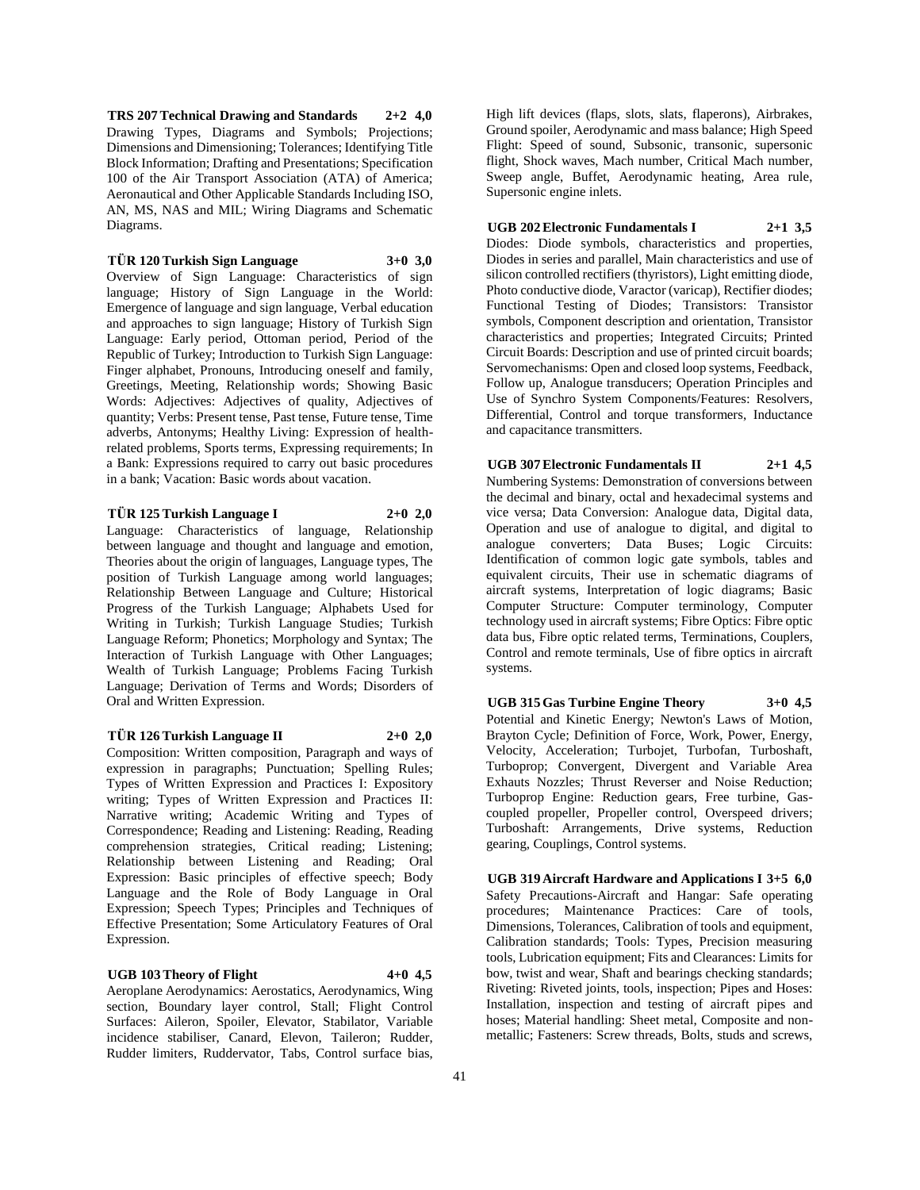**TRS 207 Technical Drawing and Standards 2+2 4,0**
Drawing Types, Diagrams and Symbols; Projections; Dimensions and Dimensioning; Tolerances; Identifying Title Block Information; Drafting and Presentations; Specification 100 of the Air Transport Association (ATA) of America; Aeronautical and Other Applicable Standards Including ISO, AN, MS, NAS and MIL; Wiring Diagrams and Schematic Diagrams.

**TÜR 120 Turkish Sign Language 3+0 3,0**
Overview of Sign Language: Characteristics of sign language; History of Sign Language in the World: Emergence of language and sign language, Verbal education and approaches to sign language; History of Turkish Sign Language: Early period, Ottoman period, Period of the Republic of Turkey; Introduction to Turkish Sign Language: Finger alphabet, Pronouns, Introducing oneself and family, Greetings, Meeting, Relationship words; Showing Basic Words: Adjectives: Adjectives of quality, Adjectives of quantity; Verbs: Present tense, Past tense, Future tense, Time adverbs, Antonyms; Healthy Living: Expression of health-related problems, Sports terms, Expressing requirements; In a Bank: Expressions required to carry out basic procedures in a bank; Vacation: Basic words about vacation.

**TÜR 125 Turkish Language I 2+0 2,0**
Language: Characteristics of language, Relationship between language and thought and language and emotion, Theories about the origin of languages, Language types, The position of Turkish Language among world languages; Relationship Between Language and Culture; Historical Progress of the Turkish Language; Alphabets Used for Writing in Turkish; Turkish Language Studies; Turkish Language Reform; Phonetics; Morphology and Syntax; The Interaction of Turkish Language with Other Languages; Wealth of Turkish Language; Problems Facing Turkish Language; Derivation of Terms and Words; Disorders of Oral and Written Expression.

**TÜR 126 Turkish Language II 2+0 2,0**
Composition: Written composition, Paragraph and ways of expression in paragraphs; Punctuation; Spelling Rules; Types of Written Expression and Practices I: Expository writing; Types of Written Expression and Practices II: Narrative writing; Academic Writing and Types of Correspondence; Reading and Listening: Reading, Reading comprehension strategies, Critical reading; Listening; Relationship between Listening and Reading; Oral Expression: Basic principles of effective speech; Body Language and the Role of Body Language in Oral Expression; Speech Types; Principles and Techniques of Effective Presentation; Some Articulatory Features of Oral Expression.

**UGB 103 Theory of Flight 4+0 4,5**
Aeroplane Aerodynamics: Aerostatics, Aerodynamics, Wing section, Boundary layer control, Stall; Flight Control Surfaces: Aileron, Spoiler, Elevator, Stabilator, Variable incidence stabiliser, Canard, Elevon, Taileron; Rudder, Rudder limiters, Ruddervator, Tabs, Control surface bias, High lift devices (flaps, slots, slats, flaperons), Airbrakes, Ground spoiler, Aerodynamic and mass balance; High Speed Flight: Speed of sound, Subsonic, transonic, supersonic flight, Shock waves, Mach number, Critical Mach number, Sweep angle, Buffet, Aerodynamic heating, Area rule, Supersonic engine inlets.

**UGB 202 Electronic Fundamentals I 2+1 3,5**
Diodes: Diode symbols, characteristics and properties, Diodes in series and parallel, Main characteristics and use of silicon controlled rectifiers (thyristors), Light emitting diode, Photo conductive diode, Varactor (varicap), Rectifier diodes; Functional Testing of Diodes; Transistors: Transistor symbols, Component description and orientation, Transistor characteristics and properties; Integrated Circuits; Printed Circuit Boards: Description and use of printed circuit boards; Servomechanisms: Open and closed loop systems, Feedback, Follow up, Analogue transducers; Operation Principles and Use of Synchro System Components/Features: Resolvers, Differential, Control and torque transformers, Inductance and capacitance transmitters.

**UGB 307 Electronic Fundamentals II 2+1 4,5**
Numbering Systems: Demonstration of conversions between the decimal and binary, octal and hexadecimal systems and vice versa; Data Conversion: Analogue data, Digital data, Operation and use of analogue to digital, and digital to analogue converters; Data Buses; Logic Circuits: Identification of common logic gate symbols, tables and equivalent circuits, Their use in schematic diagrams of aircraft systems, Interpretation of logic diagrams; Basic Computer Structure: Computer terminology, Computer technology used in aircraft systems; Fibre Optics: Fibre optic data bus, Fibre optic related terms, Terminations, Couplers, Control and remote terminals, Use of fibre optics in aircraft systems.

**UGB 315 Gas Turbine Engine Theory 3+0 4,5**
Potential and Kinetic Energy; Newton's Laws of Motion, Brayton Cycle; Definition of Force, Work, Power, Energy, Velocity, Acceleration; Turbojet, Turbofan, Turboshaft, Turboprop; Convergent, Divergent and Variable Area Exhauts Nozzles; Thrust Reverser and Noise Reduction; Turboprop Engine: Reduction gears, Free turbine, Gas-coupled propeller, Propeller control, Overspeed drivers; Turboshaft: Arrangements, Drive systems, Reduction gearing, Couplings, Control systems.

**UGB 319 Aircraft Hardware and Applications I 3+5 6,0**
Safety Precautions-Aircraft and Hangar: Safe operating procedures; Maintenance Practices: Care of tools, Dimensions, Tolerances, Calibration of tools and equipment, Calibration standards; Tools: Types, Precision measuring tools, Lubrication equipment; Fits and Clearances: Limits for bow, twist and wear, Shaft and bearings checking standards; Riveting: Riveted joints, tools, inspection; Pipes and Hoses: Installation, inspection and testing of aircraft pipes and hoses; Material handling: Sheet metal, Composite and non-metallic; Fasteners: Screw threads, Bolts, studs and screws,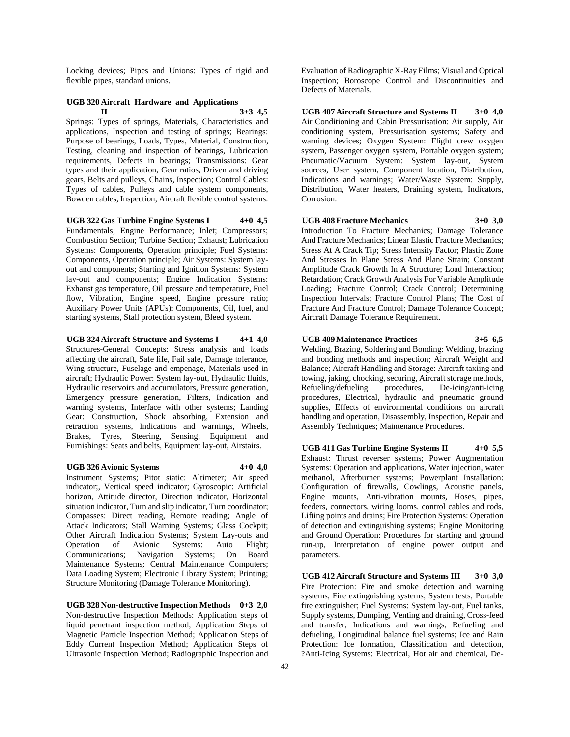Locking devices; Pipes and Unions: Types of rigid and flexible pipes, standard unions.

### UGB 320 Aircraft Hardware and Applications II 3+3 4,5

Springs: Types of springs, Materials, Characteristics and applications, Inspection and testing of springs; Bearings: Purpose of bearings, Loads, Types, Material, Construction, Testing, cleaning and inspection of bearings, Lubrication requirements, Defects in bearings; Transmissions: Gear types and their application, Gear ratios, Driven and driving gears, Belts and pulleys, Chains, Inspection; Control Cables: Types of cables, Pulleys and cable system components, Bowden cables, Inspection, Aircraft flexible control systems.

### UGB 322 Gas Turbine Engine Systems I 4+0 4,5

Fundamentals; Engine Performance; Inlet; Compressors; Combustion Section; Turbine Section; Exhaust; Lubrication Systems: Components, Operation principle; Fuel Systems: Components, Operation principle; Air Systems: System lay-out and components; Starting and Ignition Systems: System lay-out and components; Engine Indication Systems: Exhaust gas temperature, Oil pressure and temperature, Fuel flow, Vibration, Engine speed, Engine pressure ratio; Auxiliary Power Units (APUs): Components, Oil, fuel, and starting systems, Stall protection system, Bleed system.

### UGB 324 Aircraft Structure and Systems I 4+1 4,0

Structures-General Concepts: Stress analysis and loads affecting the aircraft, Safe life, Fail safe, Damage tolerance, Wing structure, Fuselage and empenage, Materials used in aircraft; Hydraulic Power: System lay-out, Hydraulic fluids, Hydraulic reservoirs and accumulators, Pressure generation, Emergency pressure generation, Filters, Indication and warning systems, Interface with other systems; Landing Gear: Construction, Shock absorbing, Extension and retraction systems, Indications and warnings, Wheels, Brakes, Tyres, Steering, Sensing; Equipment and Furnishings: Seats and belts, Equipment lay-out, Airstairs.

### UGB 326 Avionic Systems 4+0 4,0

Instrument Systems; Pitot static: Altimeter; Air speed indicator;, Vertical speed indicator; Gyroscopic: Artificial horizon, Attitude director, Direction indicator, Horizontal situation indicator, Turn and slip indicator, Turn coordinator; Compasses: Direct reading, Remote reading; Angle of Attack Indicators; Stall Warning Systems; Glass Cockpit; Other Aircraft Indication Systems; System Lay-outs and Operation of Avionic Systems: Auto Flight; Communications; Navigation Systems; On Board Maintenance Systems; Central Maintenance Computers; Data Loading System; Electronic Library System; Printing; Structure Monitoring (Damage Tolerance Monitoring).

### UGB 328 Non-destructive Inspection Methods 0+3 2,0

Non-destructive Inspection Methods: Application steps of liquid penetrant inspection method; Application Steps of Magnetic Particle Inspection Method; Application Steps of Eddy Current Inspection Method; Application Steps of Ultrasonic Inspection Method; Radiographic Inspection and Evaluation of Radiographic X-Ray Films; Visual and Optical Inspection; Boroscope Control and Discontinuities and Defects of Materials.

### UGB 407 Aircraft Structure and Systems II 3+0 4,0

Air Conditioning and Cabin Pressurisation: Air supply, Air conditioning system, Pressurisation systems; Safety and warning devices; Oxygen System: Flight crew oxygen system, Passenger oxygen system, Portable oxygen system; Pneumatic/Vacuum System: System lay-out, System sources, User system, Component location, Distribution, Indications and warnings; Water/Waste System: Supply, Distribution, Water heaters, Draining system, Indicators, Corrosion.

### UGB 408 Fracture Mechanics 3+0 3,0

Introduction To Fracture Mechanics; Damage Tolerance And Fracture Mechanics; Linear Elastic Fracture Mechanics; Stress At A Crack Tip; Stress Intensity Factor; Plastic Zone And Stresses In Plane Stress And Plane Strain; Constant Amplitude Crack Growth In A Structure; Load Interaction; Retardation; Crack Growth Analysis For Variable Amplitude Loading; Fracture Control; Crack Control; Determining Inspection Intervals; Fracture Control Plans; The Cost of Fracture And Fracture Control; Damage Tolerance Concept; Aircraft Damage Tolerance Requirement.

### UGB 409 Maintenance Practices 3+5 6,5

Welding, Brazing, Soldering and Bonding: Welding, brazing and bonding methods and inspection; Aircraft Weight and Balance; Aircraft Handling and Storage: Aircraft taxiing and towing, jaking, chocking, securing, Aircraft storage methods, Refueling/defueling procedures, De-icing/anti-icing procedures, Electrical, hydraulic and pneumatic ground supplies, Effects of environmental conditions on aircraft handling and operation, Disassembly, Inspection, Repair and Assembly Techniques; Maintenance Procedures.

### UGB 411 Gas Turbine Engine Systems II 4+0 5,5

Exhaust: Thrust reverser systems; Power Augmentation Systems: Operation and applications, Water injection, water methanol, Afterburner systems; Powerplant Installation: Configuration of firewalls, Cowlings, Acoustic panels, Engine mounts, Anti-vibration mounts, Hoses, pipes, feeders, connectors, wiring looms, control cables and rods, Lifting points and drains; Fire Protection Systems: Operation of detection and extinguishing systems; Engine Monitoring and Ground Operation: Procedures for starting and ground run-up, Interpretation of engine power output and parameters.

### UGB 412 Aircraft Structure and Systems III 3+0 3,0

Fire Protection: Fire and smoke detection and warning systems, Fire extinguishing systems, System tests, Portable fire extinguisher; Fuel Systems: System lay-out, Fuel tanks, Supply systems, Dumping, Venting and draining, Cross-feed and transfer, Indications and warnings, Refueling and defueling, Longitudinal balance fuel systems; Ice and Rain Protection: Ice formation, Classification and detection, ?Anti-Icing Systems: Electrical, Hot air and chemical, De-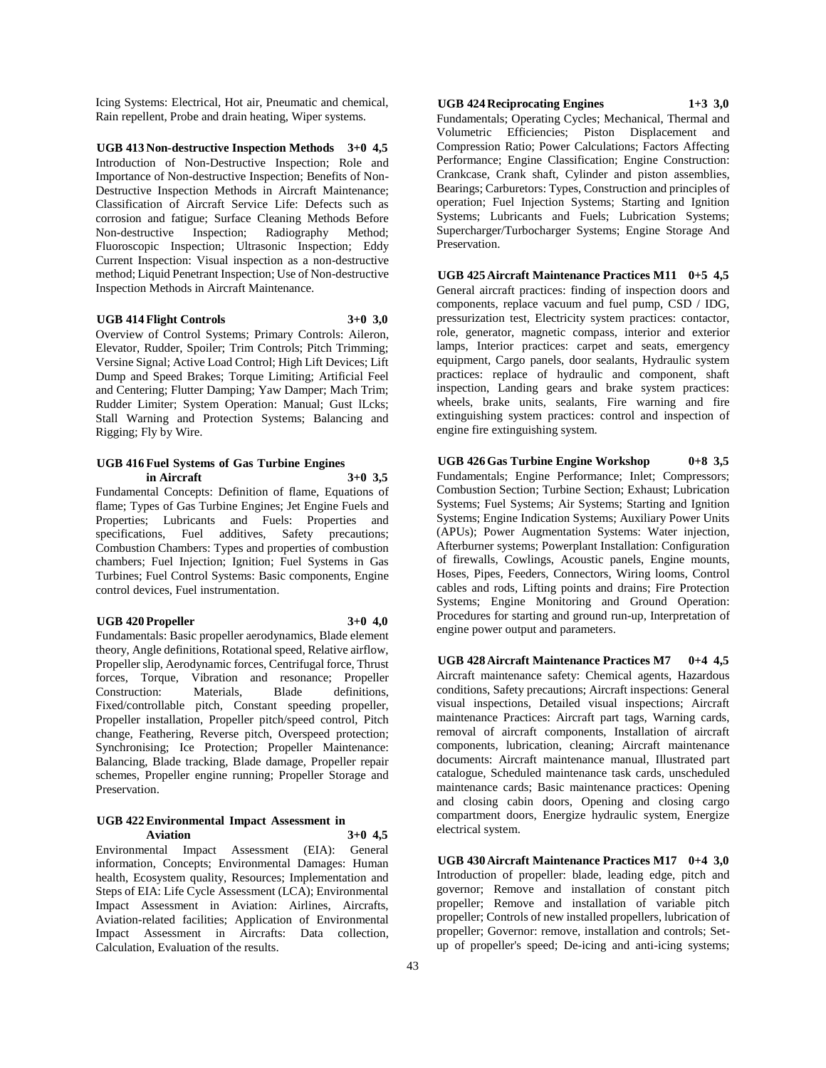Icing Systems: Electrical, Hot air, Pneumatic and chemical, Rain repellent, Probe and drain heating, Wiper systems.

**UGB 413 Non-destructive Inspection Methods 3+0 4,5**

Introduction of Non-Destructive Inspection; Role and Importance of Non-destructive Inspection; Benefits of Non-Destructive Inspection Methods in Aircraft Maintenance; Classification of Aircraft Service Life: Defects such as corrosion and fatigue; Surface Cleaning Methods Before Non-destructive Inspection; Radiography Method; Fluoroscopic Inspection; Ultrasonic Inspection; Eddy Current Inspection: Visual inspection as a non-destructive method; Liquid Penetrant Inspection; Use of Non-destructive Inspection Methods in Aircraft Maintenance.

**UGB 414 Flight Controls 3+0 3,0**

Overview of Control Systems; Primary Controls: Aileron, Elevator, Rudder, Spoiler; Trim Controls; Pitch Trimming; Versine Signal; Active Load Control; High Lift Devices; Lift Dump and Speed Brakes; Torque Limiting; Artificial Feel and Centering; Flutter Damping; Yaw Damper; Mach Trim; Rudder Limiter; System Operation: Manual; Gust lLcks; Stall Warning and Protection Systems; Balancing and Rigging; Fly by Wire.

**UGB 416 Fuel Systems of Gas Turbine Engines in Aircraft 3+0 3,5**

Fundamental Concepts: Definition of flame, Equations of flame; Types of Gas Turbine Engines; Jet Engine Fuels and Properties; Lubricants and Fuels: Properties and specifications, Fuel additives, Safety precautions; Combustion Chambers: Types and properties of combustion chambers; Fuel Injection; Ignition; Fuel Systems in Gas Turbines; Fuel Control Systems: Basic components, Engine control devices, Fuel instrumentation.

**UGB 420 Propeller 3+0 4,0**

Fundamentals: Basic propeller aerodynamics, Blade element theory, Angle definitions, Rotational speed, Relative airflow, Propeller slip, Aerodynamic forces, Centrifugal force, Thrust forces, Torque, Vibration and resonance; Propeller Construction: Materials, Blade definitions, Fixed/controllable pitch, Constant speeding propeller, Propeller installation, Propeller pitch/speed control, Pitch change, Feathering, Reverse pitch, Overspeed protection; Synchronising; Ice Protection; Propeller Maintenance: Balancing, Blade tracking, Blade damage, Propeller repair schemes, Propeller engine running; Propeller Storage and Preservation.

**UGB 422 Environmental Impact Assessment in Aviation 3+0 4,5**

Environmental Impact Assessment (EIA): General information, Concepts; Environmental Damages: Human health, Ecosystem quality, Resources; Implementation and Steps of EIA: Life Cycle Assessment (LCA); Environmental Impact Assessment in Aviation: Airlines, Aircrafts, Aviation-related facilities; Application of Environmental Impact Assessment in Aircrafts: Data collection, Calculation, Evaluation of the results.

**UGB 424 Reciprocating Engines 1+3 3,0**

Fundamentals; Operating Cycles; Mechanical, Thermal and Volumetric Efficiencies; Piston Displacement and Compression Ratio; Power Calculations; Factors Affecting Performance; Engine Classification; Engine Construction: Crankcase, Crank shaft, Cylinder and piston assemblies, Bearings; Carburetors: Types, Construction and principles of operation; Fuel Injection Systems; Starting and Ignition Systems; Lubricants and Fuels; Lubrication Systems; Supercharger/Turbocharger Systems; Engine Storage And Preservation.

**UGB 425 Aircraft Maintenance Practices M11 0+5 4,5**

General aircraft practices: finding of inspection doors and components, replace vacuum and fuel pump, CSD / IDG, pressurization test, Electricity system practices: contactor, role, generator, magnetic compass, interior and exterior lamps, Interior practices: carpet and seats, emergency equipment, Cargo panels, door sealants, Hydraulic system practices: replace of hydraulic and component, shaft inspection, Landing gears and brake system practices: wheels, brake units, sealants, Fire warning and fire extinguishing system practices: control and inspection of engine fire extinguishing system.

**UGB 426 Gas Turbine Engine Workshop 0+8 3,5**

Fundamentals; Engine Performance; Inlet; Compressors; Combustion Section; Turbine Section; Exhaust; Lubrication Systems; Fuel Systems; Air Systems; Starting and Ignition Systems; Engine Indication Systems; Auxiliary Power Units (APUs); Power Augmentation Systems: Water injection, Afterburner systems; Powerplant Installation: Configuration of firewalls, Cowlings, Acoustic panels, Engine mounts, Hoses, Pipes, Feeders, Connectors, Wiring looms, Control cables and rods, Lifting points and drains; Fire Protection Systems; Engine Monitoring and Ground Operation: Procedures for starting and ground run-up, Interpretation of engine power output and parameters.

**UGB 428 Aircraft Maintenance Practices M7 0+4 4,5**

Aircraft maintenance safety: Chemical agents, Hazardous conditions, Safety precautions; Aircraft inspections: General visual inspections, Detailed visual inspections; Aircraft maintenance Practices: Aircraft part tags, Warning cards, removal of aircraft components, Installation of aircraft components, lubrication, cleaning; Aircraft maintenance documents: Aircraft maintenance manual, Illustrated part catalogue, Scheduled maintenance task cards, unscheduled maintenance cards; Basic maintenance practices: Opening and closing cabin doors, Opening and closing cargo compartment doors, Energize hydraulic system, Energize electrical system.

**UGB 430 Aircraft Maintenance Practices M17 0+4 3,0**

Introduction of propeller: blade, leading edge, pitch and governor; Remove and installation of constant pitch propeller; Remove and installation of variable pitch propeller; Controls of new installed propellers, lubrication of propeller; Governor: remove, installation and controls; Set-up of propeller's speed; De-icing and anti-icing systems;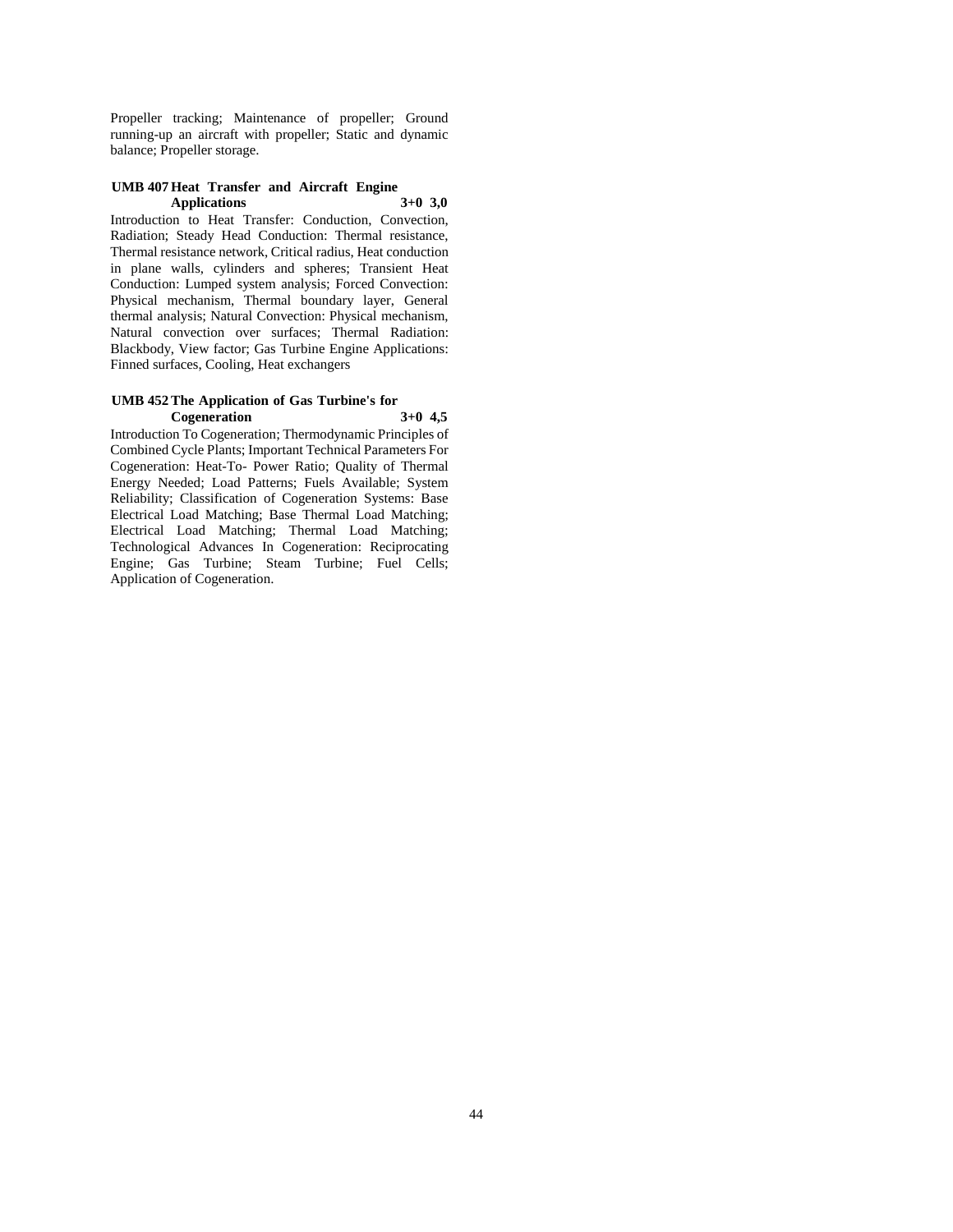Propeller tracking; Maintenance of propeller; Ground running-up an aircraft with propeller; Static and dynamic balance; Propeller storage.

**UMB 407 Heat Transfer and Aircraft Engine Applications 3+0 3,0**

Introduction to Heat Transfer: Conduction, Convection, Radiation; Steady Head Conduction: Thermal resistance, Thermal resistance network, Critical radius, Heat conduction in plane walls, cylinders and spheres; Transient Heat Conduction: Lumped system analysis; Forced Convection: Physical mechanism, Thermal boundary layer, General thermal analysis; Natural Convection: Physical mechanism, Natural convection over surfaces; Thermal Radiation: Blackbody, View factor; Gas Turbine Engine Applications: Finned surfaces, Cooling, Heat exchangers

**UMB 452 The Application of Gas Turbine's for Cogeneration 3+0 4,5**

Introduction To Cogeneration; Thermodynamic Principles of Combined Cycle Plants; Important Technical Parameters For Cogeneration: Heat-To- Power Ratio; Quality of Thermal Energy Needed; Load Patterns; Fuels Available; System Reliability; Classification of Cogeneration Systems: Base Electrical Load Matching; Base Thermal Load Matching; Electrical Load Matching; Thermal Load Matching; Technological Advances In Cogeneration: Reciprocating Engine; Gas Turbine; Steam Turbine; Fuel Cells; Application of Cogeneration.